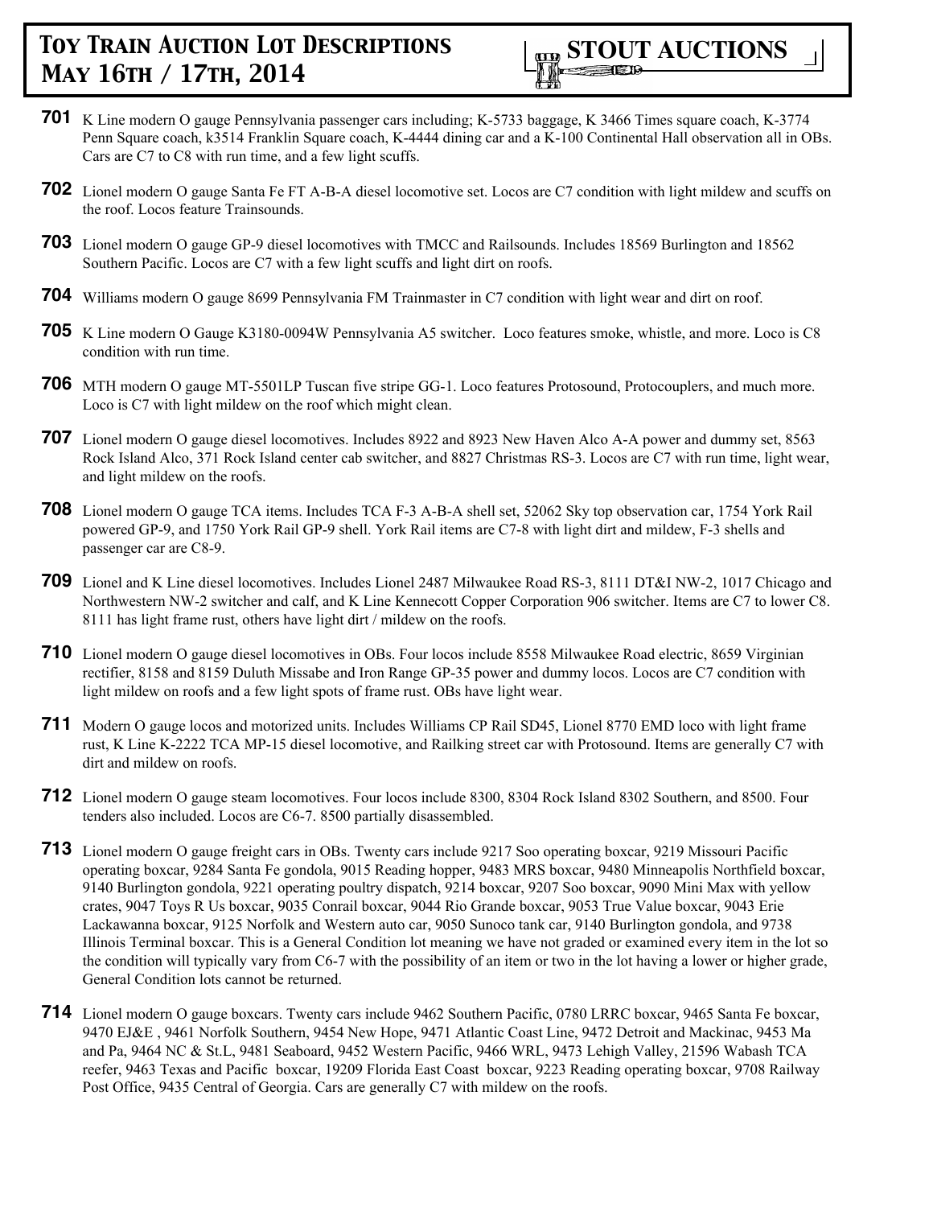# Toy Train Auction Lot Descriptions May 16th / 17th, 2014

**STOUT AUCTIONS**

**701** K Line modern O gauge Pennsylvania passenger cars including; K-5733 baggage, K 3466 Times square coach, K-3774 Penn Square coach, k3514 Franklin Square coach, K-4444 dining car and a K-100 Continental Hall observation all in OBs. Cars are C7 to C8 with run time, and a few light scuffs.

**702** Lionel modern O gauge Santa Fe FT A-B-A diesel locomotive set. Locos are C7 condition with light mildew and scuffs on the roof. Locos feature Trainsounds.

**703** Lionel modern O gauge GP-9 diesel locomotives with TMCC and Railsounds. Includes 18569 Burlington and 18562 Southern Pacific. Locos are C7 with a few light scuffs and light dirt on roofs.

**704** Williams modern O gauge 8699 Pennsylvania FM Trainmaster in C7 condition with light wear and dirt on roof.

**705** K Line modern O Gauge K3180-0094W Pennsylvania A5 switcher. Loco features smoke, whistle, and more. Loco is C8 condition with run time.

**706** MTH modern O gauge MT-5501LP Tuscan five stripe GG-1. Loco features Protosound, Protocouplers, and much more. Loco is C7 with light mildew on the roof which might clean.

**707** Lionel modern O gauge diesel locomotives. Includes 8922 and 8923 New Haven Alco A-A power and dummy set, 8563 Rock Island Alco, 371 Rock Island center cab switcher, and 8827 Christmas RS-3. Locos are C7 with run time, light wear, and light mildew on the roofs.

**708** Lionel modern O gauge TCA items. Includes TCA F-3 A-B-A shell set, 52062 Sky top observation car, 1754 York Rail powered GP-9, and 1750 York Rail GP-9 shell. York Rail items are C7-8 with light dirt and mildew, F-3 shells and passenger car are C8-9.

**709** Lionel and K Line diesel locomotives. Includes Lionel 2487 Milwaukee Road RS-3, 8111 DT&I NW-2, 1017 Chicago and Northwestern NW-2 switcher and calf, and K Line Kennecott Copper Corporation 906 switcher. Items are C7 to lower C8. 8111 has light frame rust, others have light dirt / mildew on the roofs.

**710** Lionel modern O gauge diesel locomotives in OBs. Four locos include 8558 Milwaukee Road electric, 8659 Virginian rectifier, 8158 and 8159 Duluth Missabe and Iron Range GP-35 power and dummy locos. Locos are C7 condition with light mildew on roofs and a few light spots of frame rust. OBs have light wear.

**711** Modern O gauge locos and motorized units. Includes Williams CP Rail SD45, Lionel 8770 EMD loco with light frame rust, K Line K-2222 TCA MP-15 diesel locomotive, and Railking street car with Protosound. Items are generally C7 with dirt and mildew on roofs.

**712** Lionel modern O gauge steam locomotives. Four locos include 8300, 8304 Rock Island 8302 Southern, and 8500. Four tenders also included. Locos are C6-7. 8500 partially disassembled.

**713** Lionel modern O gauge freight cars in OBs. Twenty cars include 9217 Soo operating boxcar, 9219 Missouri Pacific operating boxcar, 9284 Santa Fe gondola, 9015 Reading hopper, 9483 MRS boxcar, 9480 Minneapolis Northfield boxcar, 9140 Burlington gondola, 9221 operating poultry dispatch, 9214 boxcar, 9207 Soo boxcar, 9090 Mini Max with yellow crates, 9047 Toys R Us boxcar, 9035 Conrail boxcar, 9044 Rio Grande boxcar, 9053 True Value boxcar, 9043 Erie Lackawanna boxcar, 9125 Norfolk and Western auto car, 9050 Sunoco tank car, 9140 Burlington gondola, and 9738 Illinois Terminal boxcar. This is a General Condition lot meaning we have not graded or examined every item in the lot so the condition will typically vary from C6-7 with the possibility of an item or two in the lot having a lower or higher grade, General Condition lots cannot be returned.

**714** Lionel modern O gauge boxcars. Twenty cars include 9462 Southern Pacific, 0780 LRRC boxcar, 9465 Santa Fe boxcar, 9470 EJ&E , 9461 Norfolk Southern, 9454 New Hope, 9471 Atlantic Coast Line, 9472 Detroit and Mackinac, 9453 Ma and Pa, 9464 NC & St.L, 9481 Seaboard, 9452 Western Pacific, 9466 WRL, 9473 Lehigh Valley, 21596 Wabash TCA reefer, 9463 Texas and Pacific boxcar, 19209 Florida East Coast boxcar, 9223 Reading operating boxcar, 9708 Railway Post Office, 9435 Central of Georgia. Cars are generally C7 with mildew on the roofs.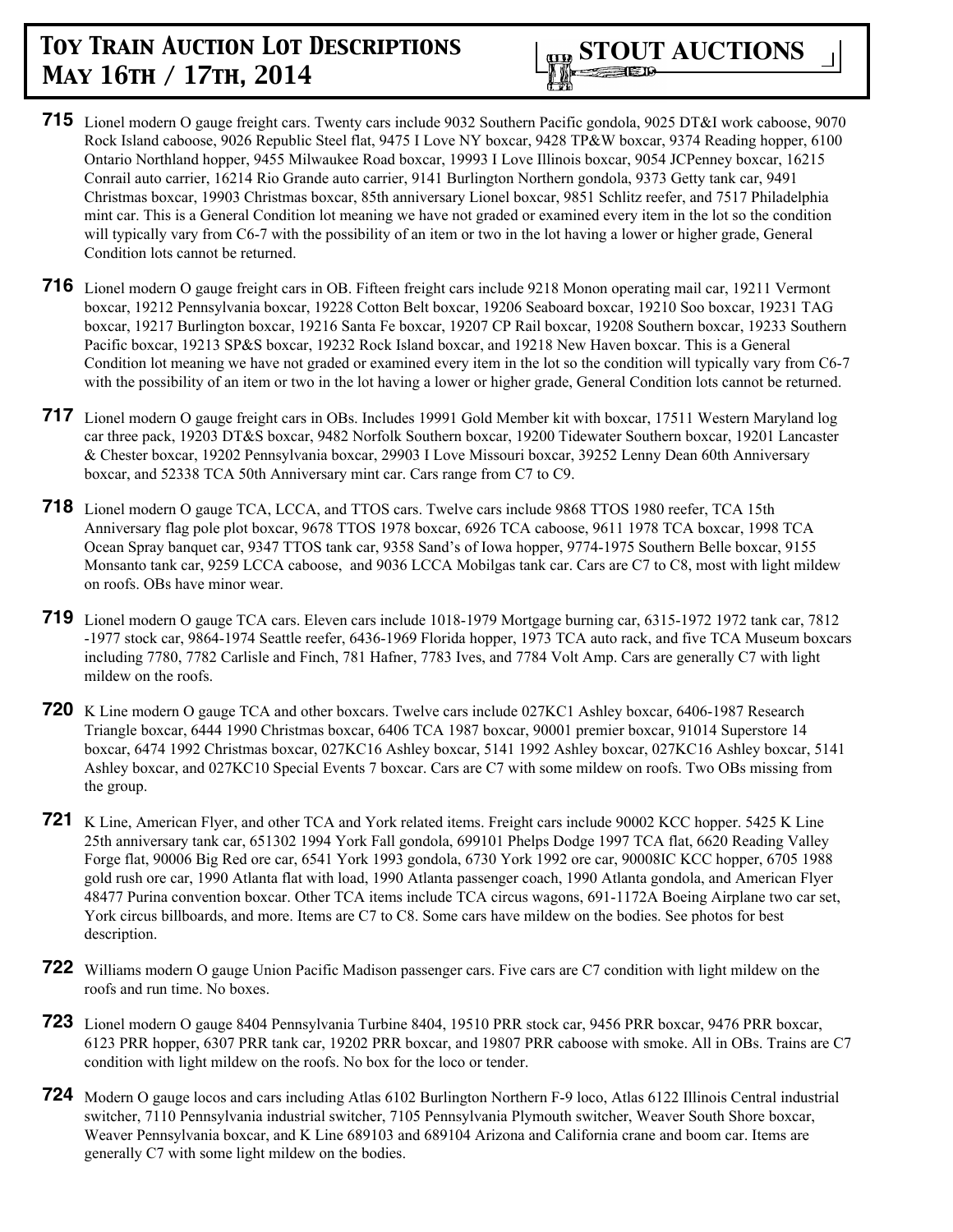**715** Lionel modern O gauge freight cars. Twenty cars include 9032 Southern Pacific gondola, 9025 DT&I work caboose, 9070 Rock Island caboose, 9026 Republic Steel flat, 9475 I Love NY boxcar, 9428 TP&W boxcar, 9374 Reading hopper, 6100 Ontario Northland hopper, 9455 Milwaukee Road boxcar, 19993 I Love Illinois boxcar, 9054 JCPenney boxcar, 16215 Conrail auto carrier, 16214 Rio Grande auto carrier, 9141 Burlington Northern gondola, 9373 Getty tank car, 9491 Christmas boxcar, 19903 Christmas boxcar, 85th anniversary Lionel boxcar, 9851 Schlitz reefer, and 7517 Philadelphia mint car. This is a General Condition lot meaning we have not graded or examined every item in the lot so the condition will typically vary from C6-7 with the possibility of an item or two in the lot having a lower or higher grade, General Condition lots cannot be returned.

**716** Lionel modern O gauge freight cars in OB. Fifteen freight cars include 9218 Monon operating mail car, 19211 Vermont boxcar, 19212 Pennsylvania boxcar, 19228 Cotton Belt boxcar, 19206 Seaboard boxcar, 19210 Soo boxcar, 19231 TAG boxcar, 19217 Burlington boxcar, 19216 Santa Fe boxcar, 19207 CP Rail boxcar, 19208 Southern boxcar, 19233 Southern Pacific boxcar, 19213 SP&S boxcar, 19232 Rock Island boxcar, and 19218 New Haven boxcar. This is a General Condition lot meaning we have not graded or examined every item in the lot so the condition will typically vary from C6-7 with the possibility of an item or two in the lot having a lower or higher grade, General Condition lots cannot be returned.

**717** Lionel modern O gauge freight cars in OBs. Includes 19991 Gold Member kit with boxcar, 17511 Western Maryland log car three pack, 19203 DT&S boxcar, 9482 Norfolk Southern boxcar, 19200 Tidewater Southern boxcar, 19201 Lancaster & Chester boxcar, 19202 Pennsylvania boxcar, 29903 I Love Missouri boxcar, 39252 Lenny Dean 60th Anniversary boxcar, and 52338 TCA 50th Anniversary mint car. Cars range from C7 to C9.

**718** Lionel modern O gauge TCA, LCCA, and TTOS cars. Twelve cars include 9868 TTOS 1980 reefer, TCA 15th Anniversary flag pole plot boxcar, 9678 TTOS 1978 boxcar, 6926 TCA caboose, 9611 1978 TCA boxcar, 1998 TCA Ocean Spray banquet car, 9347 TTOS tank car, 9358 Sand's of Iowa hopper, 9774-1975 Southern Belle boxcar, 9155 Monsanto tank car, 9259 LCCA caboose, and 9036 LCCA Mobilgas tank car. Cars are C7 to C8, most with light mildew on roofs. OBs have minor wear.

**719** Lionel modern O gauge TCA cars. Eleven cars include 1018-1979 Mortgage burning car, 6315-1972 1972 tank car, 7812 -1977 stock car, 9864-1974 Seattle reefer, 6436-1969 Florida hopper, 1973 TCA auto rack, and five TCA Museum boxcars including 7780, 7782 Carlisle and Finch, 781 Hafner, 7783 Ives, and 7784 Volt Amp. Cars are generally C7 with light mildew on the roofs.

**720** K Line modern O gauge TCA and other boxcars. Twelve cars include 027KC1 Ashley boxcar, 6406-1987 Research Triangle boxcar, 6444 1990 Christmas boxcar, 6406 TCA 1987 boxcar, 90001 premier boxcar, 91014 Superstore 14 boxcar, 6474 1992 Christmas boxcar, 027KC16 Ashley boxcar, 5141 1992 Ashley boxcar, 027KC16 Ashley boxcar, 5141 Ashley boxcar, and 027KC10 Special Events 7 boxcar. Cars are C7 with some mildew on roofs. Two OBs missing from the group.

**721** K Line, American Flyer, and other TCA and York related items. Freight cars include 90002 KCC hopper. 5425 K Line 25th anniversary tank car, 651302 1994 York Fall gondola, 699101 Phelps Dodge 1997 TCA flat, 6620 Reading Valley Forge flat, 90006 Big Red ore car, 6541 York 1993 gondola, 6730 York 1992 ore car, 90008IC KCC hopper, 6705 1988 gold rush ore car, 1990 Atlanta flat with load, 1990 Atlanta passenger coach, 1990 Atlanta gondola, and American Flyer 48477 Purina convention boxcar. Other TCA items include TCA circus wagons, 691-1172A Boeing Airplane two car set, York circus billboards, and more. Items are C7 to C8. Some cars have mildew on the bodies. See photos for best description.

**722** Williams modern O gauge Union Pacific Madison passenger cars. Five cars are C7 condition with light mildew on the roofs and run time. No boxes.

**723** Lionel modern O gauge 8404 Pennsylvania Turbine 8404, 19510 PRR stock car, 9456 PRR boxcar, 9476 PRR boxcar, 6123 PRR hopper, 6307 PRR tank car, 19202 PRR boxcar, and 19807 PRR caboose with smoke. All in OBs. Trains are C7 condition with light mildew on the roofs. No box for the loco or tender.

**724** Modern O gauge locos and cars including Atlas 6102 Burlington Northern F-9 loco, Atlas 6122 Illinois Central industrial switcher, 7110 Pennsylvania industrial switcher, 7105 Pennsylvania Plymouth switcher, Weaver South Shore boxcar, Weaver Pennsylvania boxcar, and K Line 689103 and 689104 Arizona and California crane and boom car. Items are generally C7 with some light mildew on the bodies.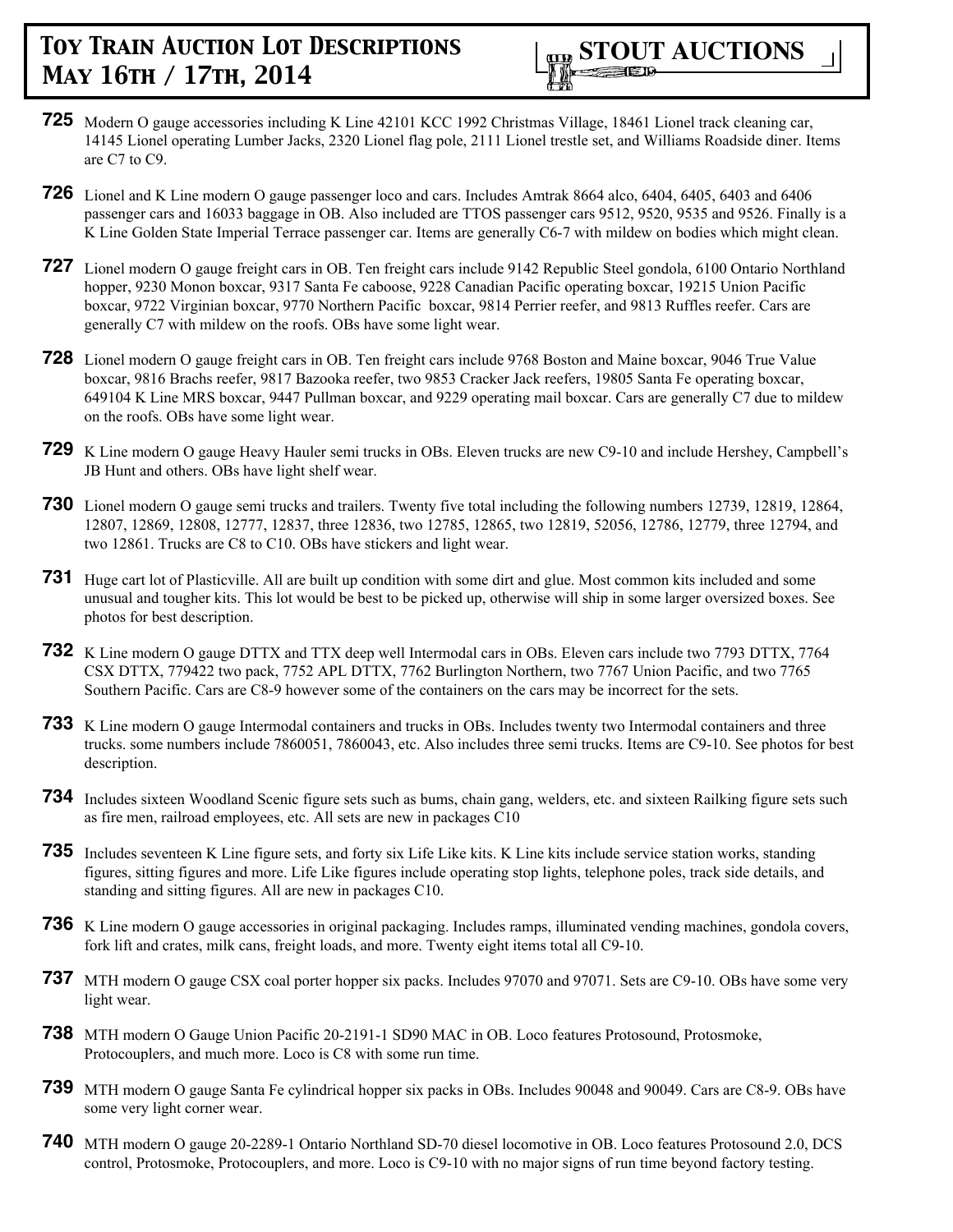**725** Modern O gauge accessories including K Line 42101 KCC 1992 Christmas Village, 18461 Lionel track cleaning car, 14145 Lionel operating Lumber Jacks, 2320 Lionel flag pole, 2111 Lionel trestle set, and Williams Roadside diner. Items are C7 to C9.

**726** Lionel and K Line modern O gauge passenger loco and cars. Includes Amtrak 8664 alco, 6404, 6405, 6403 and 6406 passenger cars and 16033 baggage in OB. Also included are TTOS passenger cars 9512, 9520, 9535 and 9526. Finally is a K Line Golden State Imperial Terrace passenger car. Items are generally C6-7 with mildew on bodies which might clean.

**727** Lionel modern O gauge freight cars in OB. Ten freight cars include 9142 Republic Steel gondola, 6100 Ontario Northland hopper, 9230 Monon boxcar, 9317 Santa Fe caboose, 9228 Canadian Pacific operating boxcar, 19215 Union Pacific boxcar, 9722 Virginian boxcar, 9770 Northern Pacific boxcar, 9814 Perrier reefer, and 9813 Ruffles reefer. Cars are generally C7 with mildew on the roofs. OBs have some light wear.

**728** Lionel modern O gauge freight cars in OB. Ten freight cars include 9768 Boston and Maine boxcar, 9046 True Value boxcar, 9816 Brachs reefer, 9817 Bazooka reefer, two 9853 Cracker Jack reefers, 19805 Santa Fe operating boxcar, 649104 K Line MRS boxcar, 9447 Pullman boxcar, and 9229 operating mail boxcar. Cars are generally C7 due to mildew on the roofs. OBs have some light wear.

**729** K Line modern O gauge Heavy Hauler semi trucks in OBs. Eleven trucks are new C9-10 and include Hershey, Campbell's JB Hunt and others. OBs have light shelf wear.

**730** Lionel modern O gauge semi trucks and trailers. Twenty five total including the following numbers 12739, 12819, 12864, 12807, 12869, 12808, 12777, 12837, three 12836, two 12785, 12865, two 12819, 52056, 12786, 12779, three 12794, and two 12861. Trucks are C8 to C10. OBs have stickers and light wear.

**731** Huge cart lot of Plasticville. All are built up condition with some dirt and glue. Most common kits included and some unusual and tougher kits. This lot would be best to be picked up, otherwise will ship in some larger oversized boxes. See photos for best description.

**732** K Line modern O gauge DTTX and TTX deep well Intermodal cars in OBs. Eleven cars include two 7793 DTTX, 7764 CSX DTTX, 779422 two pack, 7752 APL DTTX, 7762 Burlington Northern, two 7767 Union Pacific, and two 7765 Southern Pacific. Cars are C8-9 however some of the containers on the cars may be incorrect for the sets.

**733** K Line modern O gauge Intermodal containers and trucks in OBs. Includes twenty two Intermodal containers and three trucks. some numbers include 7860051, 7860043, etc. Also includes three semi trucks. Items are C9-10. See photos for best description.

**734** Includes sixteen Woodland Scenic figure sets such as bums, chain gang, welders, etc. and sixteen Railking figure sets such as fire men, railroad employees, etc. All sets are new in packages C10

**735** Includes seventeen K Line figure sets, and forty six Life Like kits. K Line kits include service station works, standing figures, sitting figures and more. Life Like figures include operating stop lights, telephone poles, track side details, and standing and sitting figures. All are new in packages C10.

**736** K Line modern O gauge accessories in original packaging. Includes ramps, illuminated vending machines, gondola covers, fork lift and crates, milk cans, freight loads, and more. Twenty eight items total all C9-10.

**737** MTH modern O gauge CSX coal porter hopper six packs. Includes 97070 and 97071. Sets are C9-10. OBs have some very light wear.

**738** MTH modern O Gauge Union Pacific 20-2191-1 SD90 MAC in OB. Loco features Protosound, Protosmoke, Protocouplers, and much more. Loco is C8 with some run time.

**739** MTH modern O gauge Santa Fe cylindrical hopper six packs in OBs. Includes 90048 and 90049. Cars are C8-9. OBs have some very light corner wear.

**740** MTH modern O gauge 20-2289-1 Ontario Northland SD-70 diesel locomotive in OB. Loco features Protosound 2.0, DCS control, Protosmoke, Protocouplers, and more. Loco is C9-10 with no major signs of run time beyond factory testing.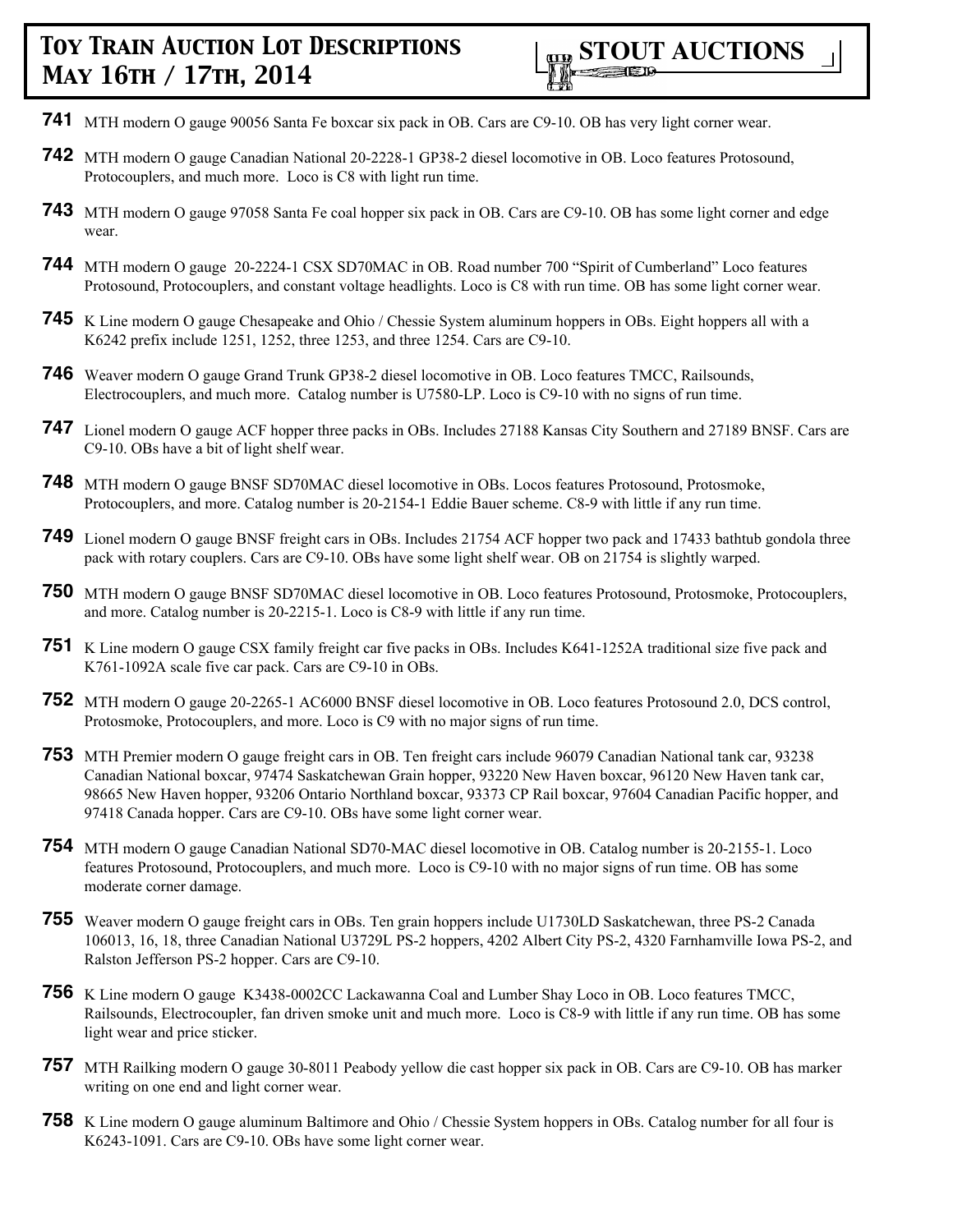**741** MTH modern O gauge 90056 Santa Fe boxcar six pack in OB. Cars are C9-10. OB has very light corner wear.

**742** MTH modern O gauge Canadian National 20-2228-1 GP38-2 diesel locomotive in OB. Loco features Protosound, Protocouplers, and much more. Loco is C8 with light run time.

**743** MTH modern O gauge 97058 Santa Fe coal hopper six pack in OB. Cars are C9-10. OB has some light corner and edge wear.

**744** MTH modern O gauge 20-2224-1 CSX SD70MAC in OB. Road number 700 "Spirit of Cumberland" Loco features Protosound, Protocouplers, and constant voltage headlights. Loco is C8 with run time. OB has some light corner wear.

**745** K Line modern O gauge Chesapeake and Ohio / Chessie System aluminum hoppers in OBs. Eight hoppers all with a K6242 prefix include 1251, 1252, three 1253, and three 1254. Cars are C9-10.

**746** Weaver modern O gauge Grand Trunk GP38-2 diesel locomotive in OB. Loco features TMCC, Railsounds, Electrocouplers, and much more. Catalog number is U7580-LP. Loco is C9-10 with no signs of run time.

**747** Lionel modern O gauge ACF hopper three packs in OBs. Includes 27188 Kansas City Southern and 27189 BNSF. Cars are C9-10. OBs have a bit of light shelf wear.

**748** MTH modern O gauge BNSF SD70MAC diesel locomotive in OBs. Locos features Protosound, Protosmoke, Protocouplers, and more. Catalog number is 20-2154-1 Eddie Bauer scheme. C8-9 with little if any run time.

**749** Lionel modern O gauge BNSF freight cars in OBs. Includes 21754 ACF hopper two pack and 17433 bathtub gondola three pack with rotary couplers. Cars are C9-10. OBs have some light shelf wear. OB on 21754 is slightly warped.

**750** MTH modern O gauge BNSF SD70MAC diesel locomotive in OB. Loco features Protosound, Protosmoke, Protocouplers, and more. Catalog number is 20-2215-1. Loco is C8-9 with little if any run time.

**751** K Line modern O gauge CSX family freight car five packs in OBs. Includes K641-1252A traditional size five pack and K761-1092A scale five car pack. Cars are C9-10 in OBs.

**752** MTH modern O gauge 20-2265-1 AC6000 BNSF diesel locomotive in OB. Loco features Protosound 2.0, DCS control, Protosmoke, Protocouplers, and more. Loco is C9 with no major signs of run time.

**753** MTH Premier modern O gauge freight cars in OB. Ten freight cars include 96079 Canadian National tank car, 93238 Canadian National boxcar, 97474 Saskatchewan Grain hopper, 93220 New Haven boxcar, 96120 New Haven tank car, 98665 New Haven hopper, 93206 Ontario Northland boxcar, 93373 CP Rail boxcar, 97604 Canadian Pacific hopper, and 97418 Canada hopper. Cars are C9-10. OBs have some light corner wear.

**754** MTH modern O gauge Canadian National SD70-MAC diesel locomotive in OB. Catalog number is 20-2155-1. Loco features Protosound, Protocouplers, and much more. Loco is C9-10 with no major signs of run time. OB has some moderate corner damage.

**755** Weaver modern O gauge freight cars in OBs. Ten grain hoppers include U1730LD Saskatchewan, three PS-2 Canada 106013, 16, 18, three Canadian National U3729L PS-2 hoppers, 4202 Albert City PS-2, 4320 Farnhamville Iowa PS-2, and Ralston Jefferson PS-2 hopper. Cars are C9-10.

**756** K Line modern O gauge K3438-0002CC Lackawanna Coal and Lumber Shay Loco in OB. Loco features TMCC, Railsounds, Electrocoupler, fan driven smoke unit and much more. Loco is C8-9 with little if any run time. OB has some light wear and price sticker.

**757** MTH Railking modern O gauge 30-8011 Peabody yellow die cast hopper six pack in OB. Cars are C9-10. OB has marker writing on one end and light corner wear.

**758** K Line modern O gauge aluminum Baltimore and Ohio / Chessie System hoppers in OBs. Catalog number for all four is K6243-1091. Cars are C9-10. OBs have some light corner wear.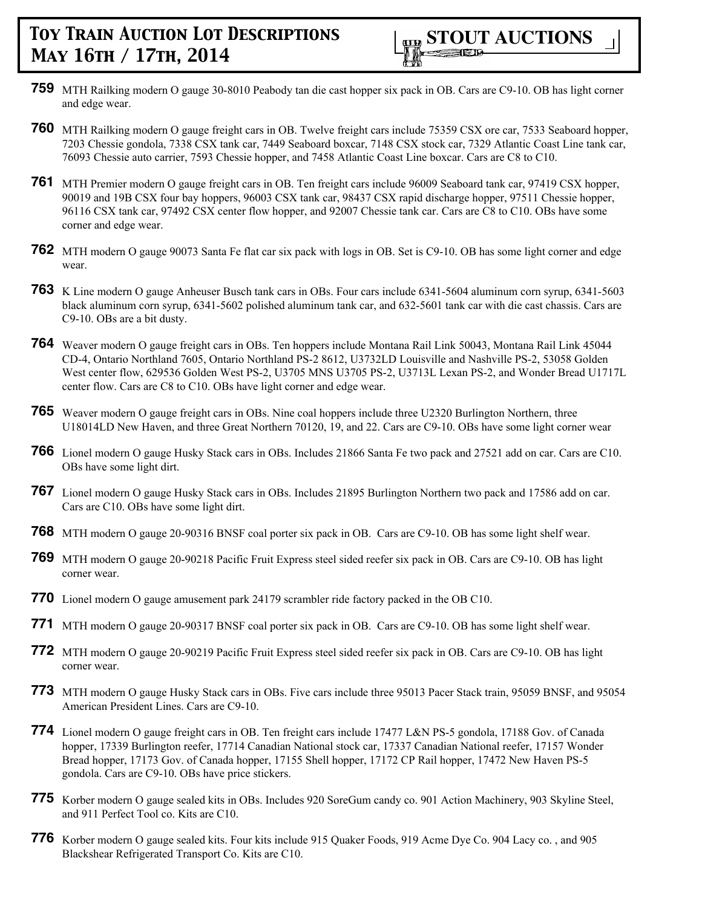**759** MTH Railking modern O gauge 30-8010 Peabody tan die cast hopper six pack in OB. Cars are C9-10. OB has light corner and edge wear.

**760** MTH Railking modern O gauge freight cars in OB. Twelve freight cars include 75359 CSX ore car, 7533 Seaboard hopper, 7203 Chessie gondola, 7338 CSX tank car, 7449 Seaboard boxcar, 7148 CSX stock car, 7329 Atlantic Coast Line tank car, 76093 Chessie auto carrier, 7593 Chessie hopper, and 7458 Atlantic Coast Line boxcar. Cars are C8 to C10.

**761** MTH Premier modern O gauge freight cars in OB. Ten freight cars include 96009 Seaboard tank car, 97419 CSX hopper, 90019 and 19B CSX four bay hoppers, 96003 CSX tank car, 98437 CSX rapid discharge hopper, 97511 Chessie hopper, 96116 CSX tank car, 97492 CSX center flow hopper, and 92007 Chessie tank car. Cars are C8 to C10. OBs have some corner and edge wear.

**762** MTH modern O gauge 90073 Santa Fe flat car six pack with logs in OB. Set is C9-10. OB has some light corner and edge wear.

**763** K Line modern O gauge Anheuser Busch tank cars in OBs. Four cars include 6341-5604 aluminum corn syrup, 6341-5603 black aluminum corn syrup, 6341-5602 polished aluminum tank car, and 632-5601 tank car with die cast chassis. Cars are C9-10. OBs are a bit dusty.

**764** Weaver modern O gauge freight cars in OBs. Ten hoppers include Montana Rail Link 50043, Montana Rail Link 45044 CD-4, Ontario Northland 7605, Ontario Northland PS-2 8612, U3732LD Louisville and Nashville PS-2, 53058 Golden West center flow, 629536 Golden West PS-2, U3705 MNS U3705 PS-2, U3713L Lexan PS-2, and Wonder Bread U1717L center flow. Cars are C8 to C10. OBs have light corner and edge wear.

**765** Weaver modern O gauge freight cars in OBs. Nine coal hoppers include three U2320 Burlington Northern, three U18014LD New Haven, and three Great Northern 70120, 19, and 22. Cars are C9-10. OBs have some light corner wear

**766** Lionel modern O gauge Husky Stack cars in OBs. Includes 21866 Santa Fe two pack and 27521 add on car. Cars are C10. OBs have some light dirt.

**767** Lionel modern O gauge Husky Stack cars in OBs. Includes 21895 Burlington Northern two pack and 17586 add on car. Cars are C10. OBs have some light dirt.

**768** MTH modern O gauge 20-90316 BNSF coal porter six pack in OB. Cars are C9-10. OB has some light shelf wear.

**769** MTH modern O gauge 20-90218 Pacific Fruit Express steel sided reefer six pack in OB. Cars are C9-10. OB has light corner wear.

**770** Lionel modern O gauge amusement park 24179 scrambler ride factory packed in the OB C10.

**771** MTH modern O gauge 20-90317 BNSF coal porter six pack in OB. Cars are C9-10. OB has some light shelf wear.

**772** MTH modern O gauge 20-90219 Pacific Fruit Express steel sided reefer six pack in OB. Cars are C9-10. OB has light corner wear.

**773** MTH modern O gauge Husky Stack cars in OBs. Five cars include three 95013 Pacer Stack train, 95059 BNSF, and 95054 American President Lines. Cars are C9-10.

**774** Lionel modern O gauge freight cars in OB. Ten freight cars include 17477 L&N PS-5 gondola, 17188 Gov. of Canada hopper, 17339 Burlington reefer, 17714 Canadian National stock car, 17337 Canadian National reefer, 17157 Wonder Bread hopper, 17173 Gov. of Canada hopper, 17155 Shell hopper, 17172 CP Rail hopper, 17472 New Haven PS-5 gondola. Cars are C9-10. OBs have price stickers.

**775** Korber modern O gauge sealed kits in OBs. Includes 920 SoreGum candy co. 901 Action Machinery, 903 Skyline Steel, and 911 Perfect Tool co. Kits are C10.

**776** Korber modern O gauge sealed kits. Four kits include 915 Quaker Foods, 919 Acme Dye Co. 904 Lacy co. , and 905 Blackshear Refrigerated Transport Co. Kits are C10.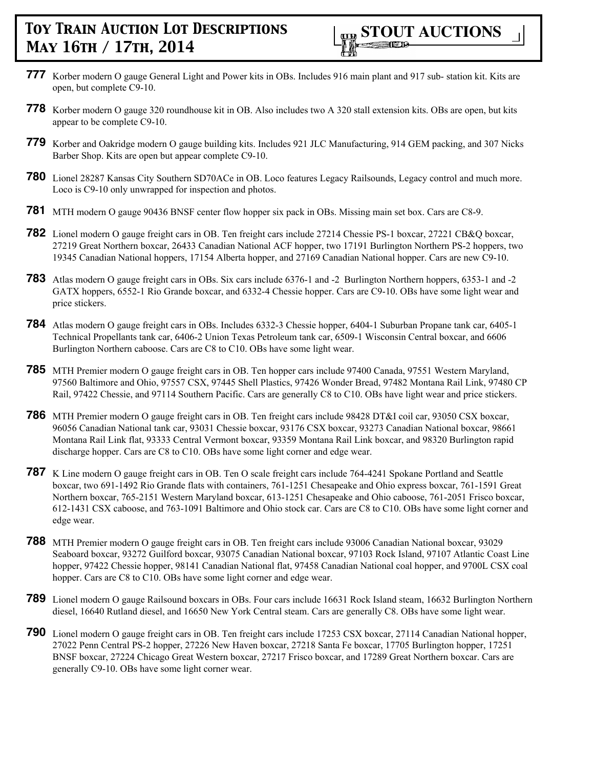**777** Korber modern O gauge General Light and Power kits in OBs. Includes 916 main plant and 917 sub- station kit. Kits are open, but complete C9-10.

**778** Korber modern O gauge 320 roundhouse kit in OB. Also includes two A 320 stall extension kits. OBs are open, but kits appear to be complete C9-10.

**779** Korber and Oakridge modern O gauge building kits. Includes 921 JLC Manufacturing, 914 GEM packing, and 307 Nicks Barber Shop. Kits are open but appear complete C9-10.

**780** Lionel 28287 Kansas City Southern SD70ACe in OB. Loco features Legacy Railsounds, Legacy control and much more. Loco is C9-10 only unwrapped for inspection and photos.

**781** MTH modern O gauge 90436 BNSF center flow hopper six pack in OBs. Missing main set box. Cars are C8-9.

**782** Lionel modern O gauge freight cars in OB. Ten freight cars include 27214 Chessie PS-1 boxcar, 27221 CB&Q boxcar, 27219 Great Northern boxcar, 26433 Canadian National ACF hopper, two 17191 Burlington Northern PS-2 hoppers, two 19345 Canadian National hoppers, 17154 Alberta hopper, and 27169 Canadian National hopper. Cars are new C9-10.

**783** Atlas modern O gauge freight cars in OBs. Six cars include 6376-1 and -2 Burlington Northern hoppers, 6353-1 and -2 GATX hoppers, 6552-1 Rio Grande boxcar, and 6332-4 Chessie hopper. Cars are C9-10. OBs have some light wear and price stickers.

**784** Atlas modern O gauge freight cars in OBs. Includes 6332-3 Chessie hopper, 6404-1 Suburban Propane tank car, 6405-1 Technical Propellants tank car, 6406-2 Union Texas Petroleum tank car, 6509-1 Wisconsin Central boxcar, and 6606 Burlington Northern caboose. Cars are C8 to C10. OBs have some light wear.

**785** MTH Premier modern O gauge freight cars in OB. Ten hopper cars include 97400 Canada, 97551 Western Maryland, 97560 Baltimore and Ohio, 97557 CSX, 97445 Shell Plastics, 97426 Wonder Bread, 97482 Montana Rail Link, 97480 CP Rail, 97422 Chessie, and 97114 Southern Pacific. Cars are generally C8 to C10. OBs have light wear and price stickers.

**786** MTH Premier modern O gauge freight cars in OB. Ten freight cars include 98428 DT&I coil car, 93050 CSX boxcar, 96056 Canadian National tank car, 93031 Chessie boxcar, 93176 CSX boxcar, 93273 Canadian National boxcar, 98661 Montana Rail Link flat, 93333 Central Vermont boxcar, 93359 Montana Rail Link boxcar, and 98320 Burlington rapid discharge hopper. Cars are C8 to C10. OBs have some light corner and edge wear.

**787** K Line modern O gauge freight cars in OB. Ten O scale freight cars include 764-4241 Spokane Portland and Seattle boxcar, two 691-1492 Rio Grande flats with containers, 761-1251 Chesapeake and Ohio express boxcar, 761-1591 Great Northern boxcar, 765-2151 Western Maryland boxcar, 613-1251 Chesapeake and Ohio caboose, 761-2051 Frisco boxcar, 612-1431 CSX caboose, and 763-1091 Baltimore and Ohio stock car. Cars are C8 to C10. OBs have some light corner and edge wear.

**788** MTH Premier modern O gauge freight cars in OB. Ten freight cars include 93006 Canadian National boxcar, 93029 Seaboard boxcar, 93272 Guilford boxcar, 93075 Canadian National boxcar, 97103 Rock Island, 97107 Atlantic Coast Line hopper, 97422 Chessie hopper, 98141 Canadian National flat, 97458 Canadian National coal hopper, and 9700L CSX coal hopper. Cars are C8 to C10. OBs have some light corner and edge wear.

**789** Lionel modern O gauge Railsound boxcars in OBs. Four cars include 16631 Rock Island steam, 16632 Burlington Northern diesel, 16640 Rutland diesel, and 16650 New York Central steam. Cars are generally C8. OBs have some light wear.

**790** Lionel modern O gauge freight cars in OB. Ten freight cars include 17253 CSX boxcar, 27114 Canadian National hopper, 27022 Penn Central PS-2 hopper, 27226 New Haven boxcar, 27218 Santa Fe boxcar, 17705 Burlington hopper, 17251 BNSF boxcar, 27224 Chicago Great Western boxcar, 27217 Frisco boxcar, and 17289 Great Northern boxcar. Cars are generally C9-10. OBs have some light corner wear.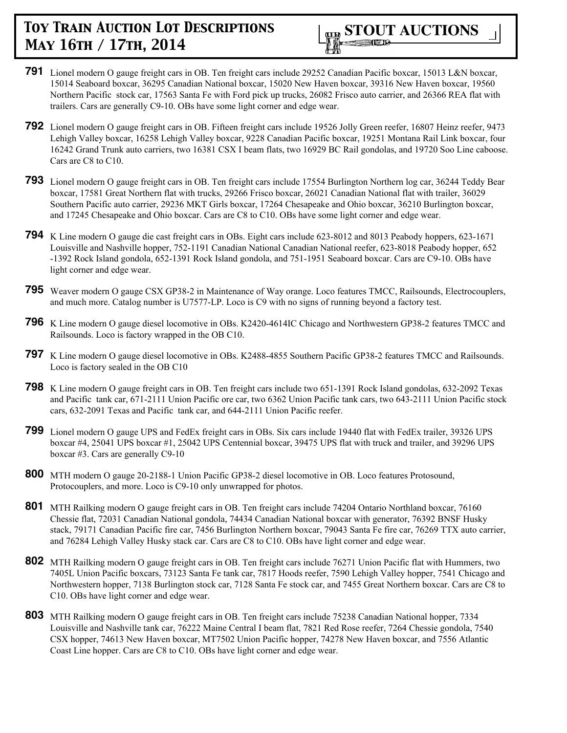**791** Lionel modern O gauge freight cars in OB. Ten freight cars include 29252 Canadian Pacific boxcar, 15013 L&N boxcar, 15014 Seaboard boxcar, 36295 Canadian National boxcar, 15020 New Haven boxcar, 39316 New Haven boxcar, 19560 Northern Pacific stock car, 17563 Santa Fe with Ford pick up trucks, 26082 Frisco auto carrier, and 26366 REA flat with trailers. Cars are generally C9-10. OBs have some light corner and edge wear.

**792** Lionel modern O gauge freight cars in OB. Fifteen freight cars include 19526 Jolly Green reefer, 16807 Heinz reefer, 9473 Lehigh Valley boxcar, 16258 Lehigh Valley boxcar, 9228 Canadian Pacific boxcar, 19251 Montana Rail Link boxcar, four 16242 Grand Trunk auto carriers, two 16381 CSX I beam flats, two 16929 BC Rail gondolas, and 19720 Soo Line caboose. Cars are C8 to C10.

**793** Lionel modern O gauge freight cars in OB. Ten freight cars include 17554 Burlington Northern log car, 36244 Teddy Bear boxcar, 17581 Great Northern flat with trucks, 29266 Frisco boxcar, 26021 Canadian National flat with trailer, 36029 Southern Pacific auto carrier, 29236 MKT Girls boxcar, 17264 Chesapeake and Ohio boxcar, 36210 Burlington boxcar, and 17245 Chesapeake and Ohio boxcar. Cars are C8 to C10. OBs have some light corner and edge wear.

**794** K Line modern O gauge die cast freight cars in OBs. Eight cars include 623-8012 and 8013 Peabody hoppers, 623-1671 Louisville and Nashville hopper, 752-1191 Canadian National Canadian National reefer, 623-8018 Peabody hopper, 652-1392 Rock Island gondola, 652-1391 Rock Island gondola, and 751-1951 Seaboard boxcar. Cars are C9-10. OBs have light corner and edge wear.

**795** Weaver modern O gauge CSX GP38-2 in Maintenance of Way orange. Loco features TMCC, Railsounds, Electrocouplers, and much more. Catalog number is U7577-LP. Loco is C9 with no signs of running beyond a factory test.

**796** K Line modern O gauge diesel locomotive in OBs. K2420-4614IC Chicago and Northwestern GP38-2 features TMCC and Railsounds. Loco is factory wrapped in the OB C10.

**797** K Line modern O gauge diesel locomotive in OBs. K2488-4855 Southern Pacific GP38-2 features TMCC and Railsounds. Loco is factory sealed in the OB C10

**798** K Line modern O gauge freight cars in OB. Ten freight cars include two 651-1391 Rock Island gondolas, 632-2092 Texas and Pacific tank car, 671-2111 Union Pacific ore car, two 6362 Union Pacific tank cars, two 643-2111 Union Pacific stock cars, 632-2091 Texas and Pacific tank car, and 644-2111 Union Pacific reefer.

**799** Lionel modern O gauge UPS and FedEx freight cars in OBs. Six cars include 19440 flat with FedEx trailer, 39326 UPS boxcar #4, 25041 UPS boxcar #1, 25042 UPS Centennial boxcar, 39475 UPS flat with truck and trailer, and 39296 UPS boxcar #3. Cars are generally C9-10

**800** MTH modern O gauge 20-2188-1 Union Pacific GP38-2 diesel locomotive in OB. Loco features Protosound, Protocouplers, and more. Loco is C9-10 only unwrapped for photos.

**801** MTH Railking modern O gauge freight cars in OB. Ten freight cars include 74204 Ontario Northland boxcar, 76160 Chessie flat, 72031 Canadian National gondola, 74434 Canadian National boxcar with generator, 76392 BNSF Husky stack, 79171 Canadian Pacific fire car, 7456 Burlington Northern boxcar, 79043 Santa Fe fire car, 76269 TTX auto carrier, and 76284 Lehigh Valley Husky stack car. Cars are C8 to C10. OBs have light corner and edge wear.

**802** MTH Railking modern O gauge freight cars in OB. Ten freight cars include 76271 Union Pacific flat with Hummers, two 7405L Union Pacific boxcars, 73123 Santa Fe tank car, 7817 Hoods reefer, 7590 Lehigh Valley hopper, 7541 Chicago and Northwestern hopper, 7138 Burlington stock car, 7128 Santa Fe stock car, and 7455 Great Northern boxcar. Cars are C8 to C10. OBs have light corner and edge wear.

**803** MTH Railking modern O gauge freight cars in OB. Ten freight cars include 75238 Canadian National hopper, 7334 Louisville and Nashville tank car, 76222 Maine Central I beam flat, 7821 Red Rose reefer, 7264 Chessie gondola, 7540 CSX hopper, 74613 New Haven boxcar, MT7502 Union Pacific hopper, 74278 New Haven boxcar, and 7556 Atlantic Coast Line hopper. Cars are C8 to C10. OBs have light corner and edge wear.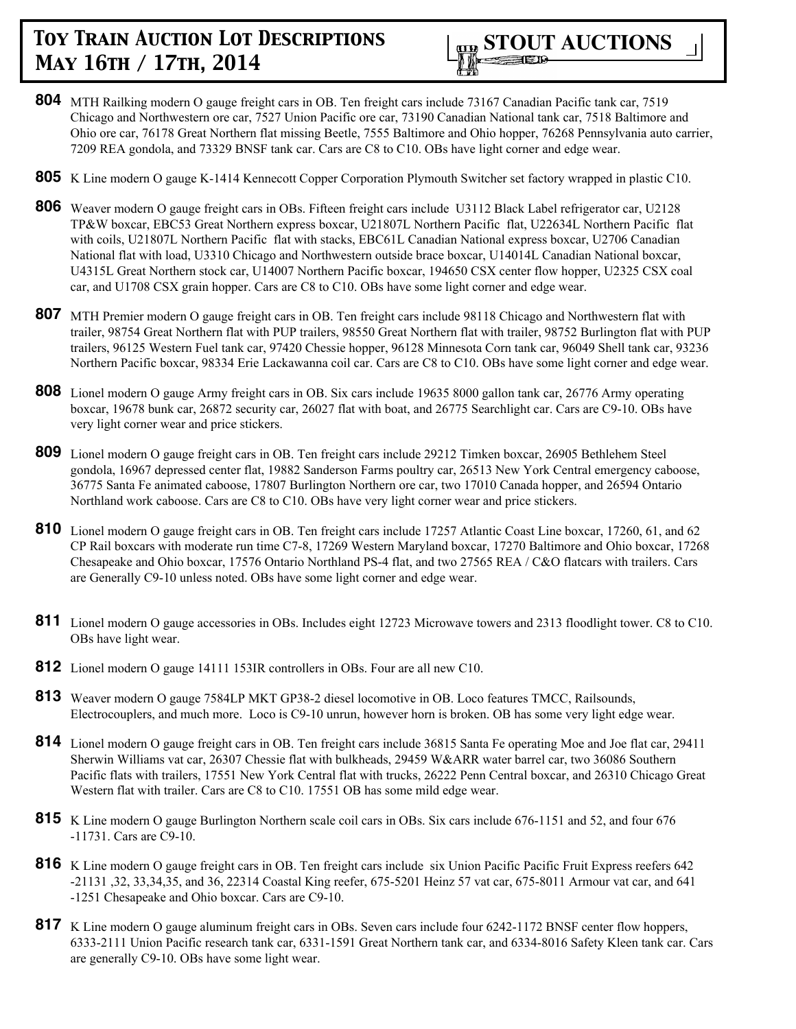**804** MTH Railking modern O gauge freight cars in OB. Ten freight cars include 73167 Canadian Pacific tank car, 7519 Chicago and Northwestern ore car, 7527 Union Pacific ore car, 73190 Canadian National tank car, 7518 Baltimore and Ohio ore car, 76178 Great Northern flat missing Beetle, 7555 Baltimore and Ohio hopper, 76268 Pennsylvania auto carrier, 7209 REA gondola, and 73329 BNSF tank car. Cars are C8 to C10. OBs have light corner and edge wear.

**805** K Line modern O gauge K-1414 Kennecott Copper Corporation Plymouth Switcher set factory wrapped in plastic C10.

**806** Weaver modern O gauge freight cars in OBs. Fifteen freight cars include U3112 Black Label refrigerator car, U2128 TP&W boxcar, EBC53 Great Northern express boxcar, U21807L Northern Pacific flat, U22634L Northern Pacific flat with coils, U21807L Northern Pacific flat with stacks, EBC61L Canadian National express boxcar, U2706 Canadian National flat with load, U3310 Chicago and Northwestern outside brace boxcar, U14014L Canadian National boxcar, U4315L Great Northern stock car, U14007 Northern Pacific boxcar, 194650 CSX center flow hopper, U2325 CSX coal car, and U1708 CSX grain hopper. Cars are C8 to C10. OBs have some light corner and edge wear.

**807** MTH Premier modern O gauge freight cars in OB. Ten freight cars include 98118 Chicago and Northwestern flat with trailer, 98754 Great Northern flat with PUP trailers, 98550 Great Northern flat with trailer, 98752 Burlington flat with PUP trailers, 96125 Western Fuel tank car, 97420 Chessie hopper, 96128 Minnesota Corn tank car, 96049 Shell tank car, 93236 Northern Pacific boxcar, 98334 Erie Lackawanna coil car. Cars are C8 to C10. OBs have some light corner and edge wear.

**808** Lionel modern O gauge Army freight cars in OB. Six cars include 19635 8000 gallon tank car, 26776 Army operating boxcar, 19678 bunk car, 26872 security car, 26027 flat with boat, and 26775 Searchlight car. Cars are C9-10. OBs have very light corner wear and price stickers.

**809** Lionel modern O gauge freight cars in OB. Ten freight cars include 29212 Timken boxcar, 26905 Bethlehem Steel gondola, 16967 depressed center flat, 19882 Sanderson Farms poultry car, 26513 New York Central emergency caboose, 36775 Santa Fe animated caboose, 17807 Burlington Northern ore car, two 17010 Canada hopper, and 26594 Ontario Northland work caboose. Cars are C8 to C10. OBs have very light corner wear and price stickers.

**810** Lionel modern O gauge freight cars in OB. Ten freight cars include 17257 Atlantic Coast Line boxcar, 17260, 61, and 62 CP Rail boxcars with moderate run time C7-8, 17269 Western Maryland boxcar, 17270 Baltimore and Ohio boxcar, 17268 Chesapeake and Ohio boxcar, 17576 Ontario Northland PS-4 flat, and two 27565 REA / C&O flatcars with trailers. Cars are Generally C9-10 unless noted. OBs have some light corner and edge wear.

**811** Lionel modern O gauge accessories in OBs. Includes eight 12723 Microwave towers and 2313 floodlight tower. C8 to C10. OBs have light wear.

**812** Lionel modern O gauge 14111 153IR controllers in OBs. Four are all new C10.

**813** Weaver modern O gauge 7584LP MKT GP38-2 diesel locomotive in OB. Loco features TMCC, Railsounds, Electrocouplers, and much more. Loco is C9-10 unrun, however horn is broken. OB has some very light edge wear.

**814** Lionel modern O gauge freight cars in OB. Ten freight cars include 36815 Santa Fe operating Moe and Joe flat car, 29411 Sherwin Williams vat car, 26307 Chessie flat with bulkheads, 29459 W&ARR water barrel car, two 36086 Southern Pacific flats with trailers, 17551 New York Central flat with trucks, 26222 Penn Central boxcar, and 26310 Chicago Great Western flat with trailer. Cars are C8 to C10. 17551 OB has some mild edge wear.

**815** K Line modern O gauge Burlington Northern scale coil cars in OBs. Six cars include 676-1151 and 52, and four 676 -11731. Cars are C9-10.

**816** K Line modern O gauge freight cars in OB. Ten freight cars include six Union Pacific Pacific Fruit Express reefers 642 -21131 ,32, 33,34,35, and 36, 22314 Coastal King reefer, 675-5201 Heinz 57 vat car, 675-8011 Armour vat car, and 641 -1251 Chesapeake and Ohio boxcar. Cars are C9-10.

**817** K Line modern O gauge aluminum freight cars in OBs. Seven cars include four 6242-1172 BNSF center flow hoppers, 6333-2111 Union Pacific research tank car, 6331-1591 Great Northern tank car, and 6334-8016 Safety Kleen tank car. Cars are generally C9-10. OBs have some light wear.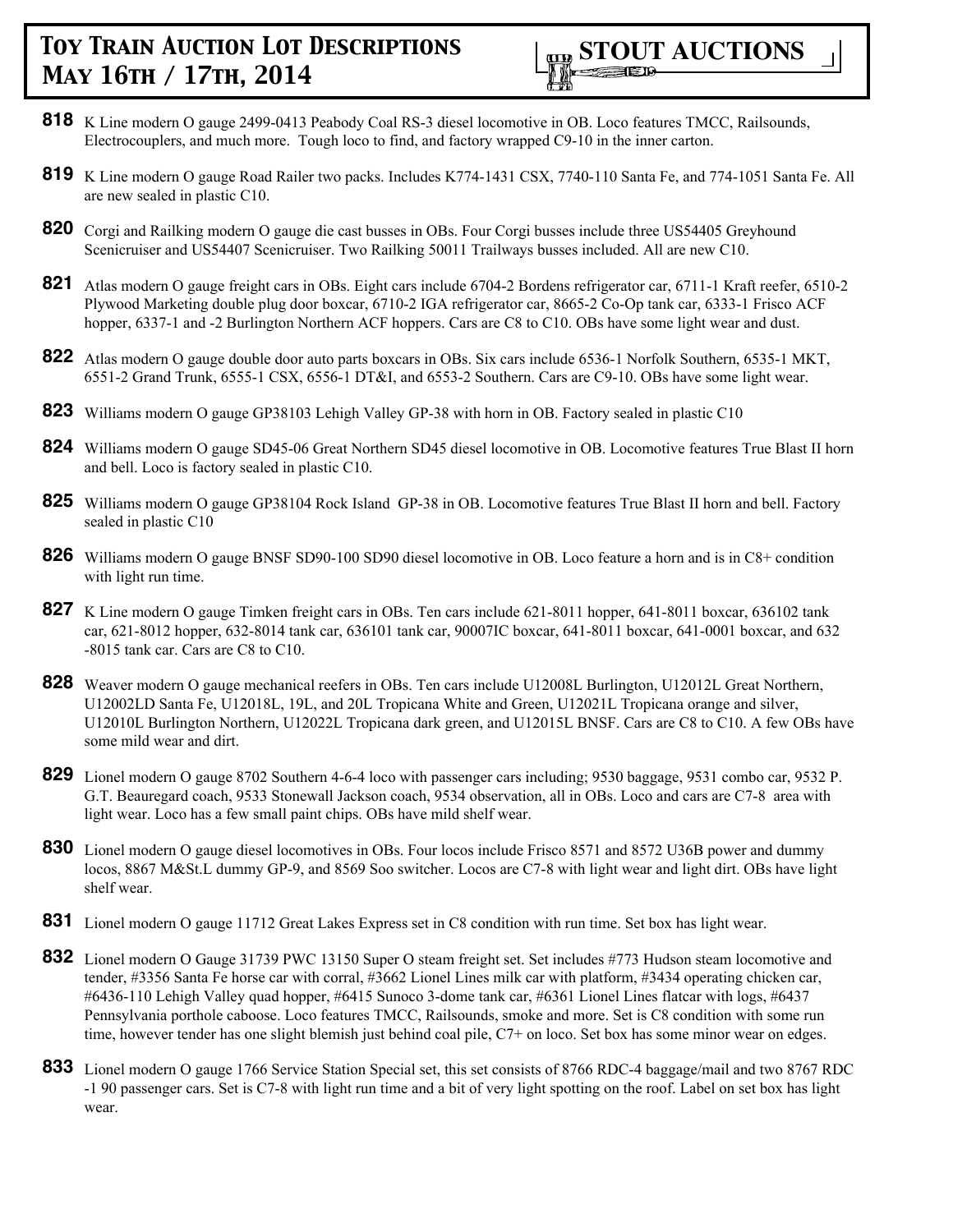**818** K Line modern O gauge 2499-0413 Peabody Coal RS-3 diesel locomotive in OB. Loco features TMCC, Railsounds, Electrocouplers, and much more. Tough loco to find, and factory wrapped C9-10 in the inner carton.

**819** K Line modern O gauge Road Railer two packs. Includes K774-1431 CSX, 7740-110 Santa Fe, and 774-1051 Santa Fe. All are new sealed in plastic C10.

**820** Corgi and Railking modern O gauge die cast busses in OBs. Four Corgi busses include three US54405 Greyhound Scenicruiser and US54407 Scenicruiser. Two Railking 50011 Trailways busses included. All are new C10.

**821** Atlas modern O gauge freight cars in OBs. Eight cars include 6704-2 Bordens refrigerator car, 6711-1 Kraft reefer, 6510-2 Plywood Marketing double plug door boxcar, 6710-2 IGA refrigerator car, 8665-2 Co-Op tank car, 6333-1 Frisco ACF hopper, 6337-1 and -2 Burlington Northern ACF hoppers. Cars are C8 to C10. OBs have some light wear and dust.

**822** Atlas modern O gauge double door auto parts boxcars in OBs. Six cars include 6536-1 Norfolk Southern, 6535-1 MKT, 6551-2 Grand Trunk, 6555-1 CSX, 6556-1 DT&I, and 6553-2 Southern. Cars are C9-10. OBs have some light wear.

**823** Williams modern O gauge GP38103 Lehigh Valley GP-38 with horn in OB. Factory sealed in plastic C10

**824** Williams modern O gauge SD45-06 Great Northern SD45 diesel locomotive in OB. Locomotive features True Blast II horn and bell. Loco is factory sealed in plastic C10.

**825** Williams modern O gauge GP38104 Rock Island GP-38 in OB. Locomotive features True Blast II horn and bell. Factory sealed in plastic C10

**826** Williams modern O gauge BNSF SD90-100 SD90 diesel locomotive in OB. Loco feature a horn and is in C8+ condition with light run time.

**827** K Line modern O gauge Timken freight cars in OBs. Ten cars include 621-8011 hopper, 641-8011 boxcar, 636102 tank car, 621-8012 hopper, 632-8014 tank car, 636101 tank car, 90007IC boxcar, 641-8011 boxcar, 641-0001 boxcar, and 632 -8015 tank car. Cars are C8 to C10.

**828** Weaver modern O gauge mechanical reefers in OBs. Ten cars include U12008L Burlington, U12012L Great Northern, U12002LD Santa Fe, U12018L, 19L, and 20L Tropicana White and Green, U12021L Tropicana orange and silver, U12010L Burlington Northern, U12022L Tropicana dark green, and U12015L BNSF. Cars are C8 to C10. A few OBs have some mild wear and dirt.

**829** Lionel modern O gauge 8702 Southern 4-6-4 loco with passenger cars including; 9530 baggage, 9531 combo car, 9532 P. G.T. Beauregard coach, 9533 Stonewall Jackson coach, 9534 observation, all in OBs. Loco and cars are C7-8 area with light wear. Loco has a few small paint chips. OBs have mild shelf wear.

**830** Lionel modern O gauge diesel locomotives in OBs. Four locos include Frisco 8571 and 8572 U36B power and dummy locos, 8867 M&St.L dummy GP-9, and 8569 Soo switcher. Locos are C7-8 with light wear and light dirt. OBs have light shelf wear.

**831** Lionel modern O gauge 11712 Great Lakes Express set in C8 condition with run time. Set box has light wear.

**832** Lionel modern O Gauge 31739 PWC 13150 Super O steam freight set. Set includes #773 Hudson steam locomotive and tender, #3356 Santa Fe horse car with corral, #3662 Lionel Lines milk car with platform, #3434 operating chicken car, #6436-110 Lehigh Valley quad hopper, #6415 Sunoco 3-dome tank car, #6361 Lionel Lines flatcar with logs, #6437 Pennsylvania porthole caboose. Loco features TMCC, Railsounds, smoke and more. Set is C8 condition with some run time, however tender has one slight blemish just behind coal pile, C7+ on loco. Set box has some minor wear on edges.

**833** Lionel modern O gauge 1766 Service Station Special set, this set consists of 8766 RDC-4 baggage/mail and two 8767 RDC -1 90 passenger cars. Set is C7-8 with light run time and a bit of very light spotting on the roof. Label on set box has light wear.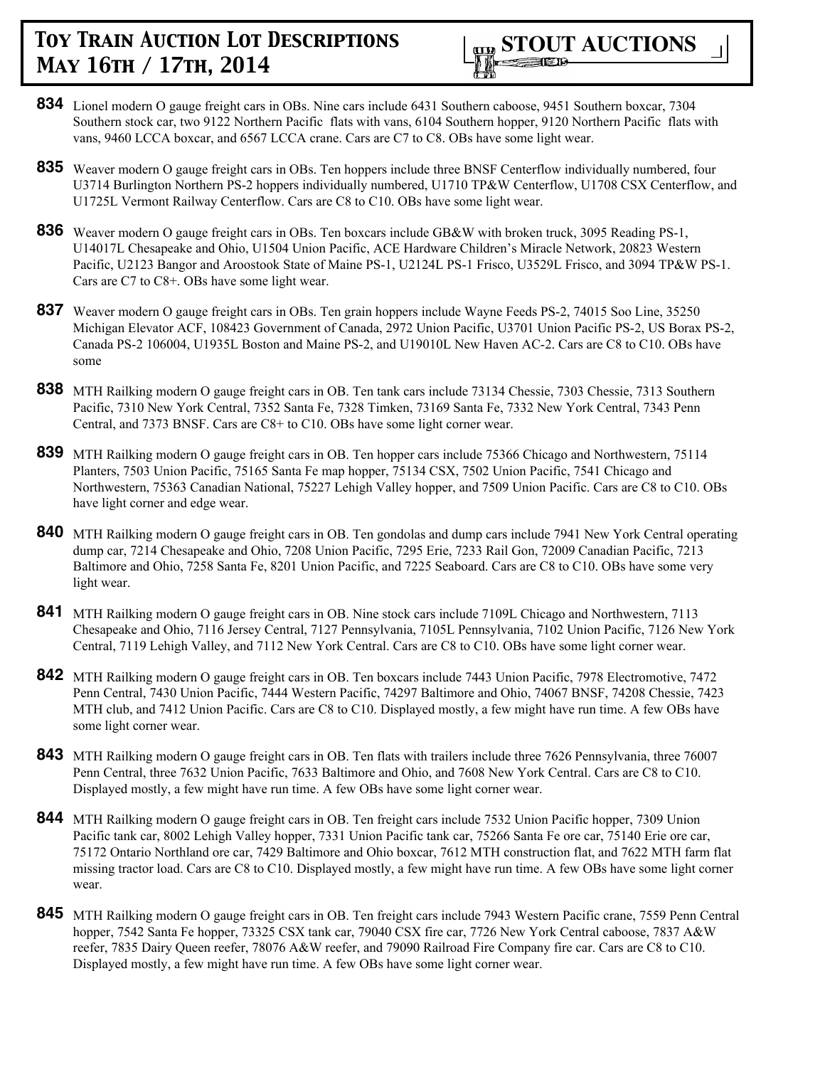**834** Lionel modern O gauge freight cars in OBs. Nine cars include 6431 Southern caboose, 9451 Southern boxcar, 7304 Southern stock car, two 9122 Northern Pacific flats with vans, 6104 Southern hopper, 9120 Northern Pacific flats with vans, 9460 LCCA boxcar, and 6567 LCCA crane. Cars are C7 to C8. OBs have some light wear.

**835** Weaver modern O gauge freight cars in OBs. Ten hoppers include three BNSF Centerflow individually numbered, four U3714 Burlington Northern PS-2 hoppers individually numbered, U1710 TP&W Centerflow, U1708 CSX Centerflow, and U1725L Vermont Railway Centerflow. Cars are C8 to C10. OBs have some light wear.

**836** Weaver modern O gauge freight cars in OBs. Ten boxcars include GB&W with broken truck, 3095 Reading PS-1, U14017L Chesapeake and Ohio, U1504 Union Pacific, ACE Hardware Children's Miracle Network, 20823 Western Pacific, U2123 Bangor and Aroostook State of Maine PS-1, U2124L PS-1 Frisco, U3529L Frisco, and 3094 TP&W PS-1. Cars are C7 to C8+. OBs have some light wear.

**837** Weaver modern O gauge freight cars in OBs. Ten grain hoppers include Wayne Feeds PS-2, 74015 Soo Line, 35250 Michigan Elevator ACF, 108423 Government of Canada, 2972 Union Pacific, U3701 Union Pacific PS-2, US Borax PS-2, Canada PS-2 106004, U1935L Boston and Maine PS-2, and U19010L New Haven AC-2. Cars are C8 to C10. OBs have some

**838** MTH Railking modern O gauge freight cars in OB. Ten tank cars include 73134 Chessie, 7303 Chessie, 7313 Southern Pacific, 7310 New York Central, 7352 Santa Fe, 7328 Timken, 73169 Santa Fe, 7332 New York Central, 7343 Penn Central, and 7373 BNSF. Cars are C8+ to C10. OBs have some light corner wear.

**839** MTH Railking modern O gauge freight cars in OB. Ten hopper cars include 75366 Chicago and Northwestern, 75114 Planters, 7503 Union Pacific, 75165 Santa Fe map hopper, 75134 CSX, 7502 Union Pacific, 7541 Chicago and Northwestern, 75363 Canadian National, 75227 Lehigh Valley hopper, and 7509 Union Pacific. Cars are C8 to C10. OBs have light corner and edge wear.

**840** MTH Railking modern O gauge freight cars in OB. Ten gondolas and dump cars include 7941 New York Central operating dump car, 7214 Chesapeake and Ohio, 7208 Union Pacific, 7295 Erie, 7233 Rail Gon, 72009 Canadian Pacific, 7213 Baltimore and Ohio, 7258 Santa Fe, 8201 Union Pacific, and 7225 Seaboard. Cars are C8 to C10. OBs have some very light wear.

**841** MTH Railking modern O gauge freight cars in OB. Nine stock cars include 7109L Chicago and Northwestern, 7113 Chesapeake and Ohio, 7116 Jersey Central, 7127 Pennsylvania, 7105L Pennsylvania, 7102 Union Pacific, 7126 New York Central, 7119 Lehigh Valley, and 7112 New York Central. Cars are C8 to C10. OBs have some light corner wear.

**842** MTH Railking modern O gauge freight cars in OB. Ten boxcars include 7443 Union Pacific, 7978 Electromotive, 7472 Penn Central, 7430 Union Pacific, 7444 Western Pacific, 74297 Baltimore and Ohio, 74067 BNSF, 74208 Chessie, 7423 MTH club, and 7412 Union Pacific. Cars are C8 to C10. Displayed mostly, a few might have run time. A few OBs have some light corner wear.

**843** MTH Railking modern O gauge freight cars in OB. Ten flats with trailers include three 7626 Pennsylvania, three 76007 Penn Central, three 7632 Union Pacific, 7633 Baltimore and Ohio, and 7608 New York Central. Cars are C8 to C10. Displayed mostly, a few might have run time. A few OBs have some light corner wear.

**844** MTH Railking modern O gauge freight cars in OB. Ten freight cars include 7532 Union Pacific hopper, 7309 Union Pacific tank car, 8002 Lehigh Valley hopper, 7331 Union Pacific tank car, 75266 Santa Fe ore car, 75140 Erie ore car, 75172 Ontario Northland ore car, 7429 Baltimore and Ohio boxcar, 7612 MTH construction flat, and 7622 MTH farm flat missing tractor load. Cars are C8 to C10. Displayed mostly, a few might have run time. A few OBs have some light corner wear.

**845** MTH Railking modern O gauge freight cars in OB. Ten freight cars include 7943 Western Pacific crane, 7559 Penn Central hopper, 7542 Santa Fe hopper, 73325 CSX tank car, 79040 CSX fire car, 7726 New York Central caboose, 7837 A&W reefer, 7835 Dairy Queen reefer, 78076 A&W reefer, and 79090 Railroad Fire Company fire car. Cars are C8 to C10. Displayed mostly, a few might have run time. A few OBs have some light corner wear.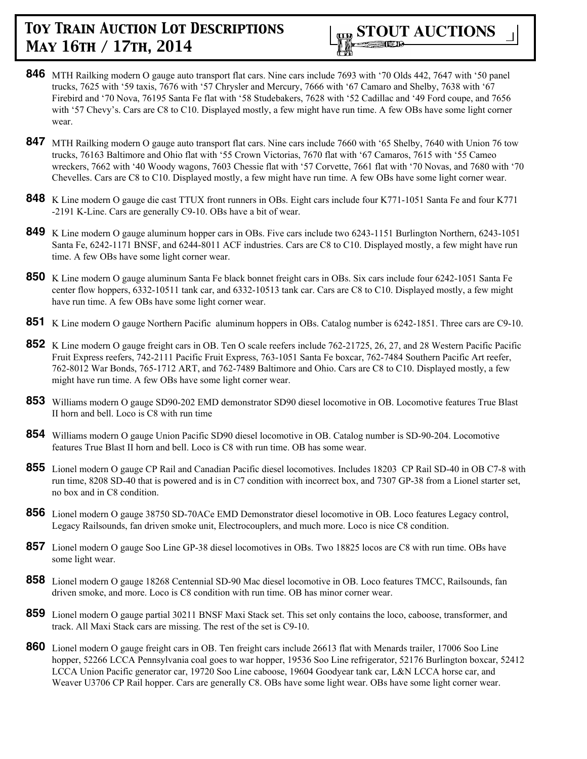**846** MTH Railking modern O gauge auto transport flat cars. Nine cars include 7693 with '70 Olds 442, 7647 with '50 panel trucks, 7625 with '59 taxis, 7676 with '57 Chrysler and Mercury, 7666 with '67 Camaro and Shelby, 7638 with '67 Firebird and '70 Nova, 76195 Santa Fe flat with '58 Studebakers, 7628 with '52 Cadillac and '49 Ford coupe, and 7656 with '57 Chevy's. Cars are C8 to C10. Displayed mostly, a few might have run time. A few OBs have some light corner wear.

**847** MTH Railking modern O gauge auto transport flat cars. Nine cars include 7660 with '65 Shelby, 7640 with Union 76 tow trucks, 76163 Baltimore and Ohio flat with '55 Crown Victorias, 7670 flat with '67 Camaros, 7615 with '55 Cameo wreckers, 7662 with '40 Woody wagons, 7603 Chessie flat with '57 Corvette, 7661 flat with '70 Novas, and 7680 with '70 Chevelles. Cars are C8 to C10. Displayed mostly, a few might have run time. A few OBs have some light corner wear.

**848** K Line modern O gauge die cast TTUX front runners in OBs. Eight cars include four K771-1051 Santa Fe and four K771 -2191 K-Line. Cars are generally C9-10. OBs have a bit of wear.

**849** K Line modern O gauge aluminum hopper cars in OBs. Five cars include two 6243-1151 Burlington Northern, 6243-1051 Santa Fe, 6242-1171 BNSF, and 6244-8011 ACF industries. Cars are C8 to C10. Displayed mostly, a few might have run time. A few OBs have some light corner wear.

**850** K Line modern O gauge aluminum Santa Fe black bonnet freight cars in OBs. Six cars include four 6242-1051 Santa Fe center flow hoppers, 6332-10511 tank car, and 6332-10513 tank car. Cars are C8 to C10. Displayed mostly, a few might have run time. A few OBs have some light corner wear.

**851** K Line modern O gauge Northern Pacific aluminum hoppers in OBs. Catalog number is 6242-1851. Three cars are C9-10.

**852** K Line modern O gauge freight cars in OB. Ten O scale reefers include 762-21725, 26, 27, and 28 Western Pacific Pacific Fruit Express reefers, 742-2111 Pacific Fruit Express, 763-1051 Santa Fe boxcar, 762-7484 Southern Pacific Art reefer, 762-8012 War Bonds, 765-1712 ART, and 762-7489 Baltimore and Ohio. Cars are C8 to C10. Displayed mostly, a few might have run time. A few OBs have some light corner wear.

**853** Williams modern O gauge SD90-202 EMD demonstrator SD90 diesel locomotive in OB. Locomotive features True Blast II horn and bell. Loco is C8 with run time

**854** Williams modern O gauge Union Pacific SD90 diesel locomotive in OB. Catalog number is SD-90-204. Locomotive features True Blast II horn and bell. Loco is C8 with run time. OB has some wear.

**855** Lionel modern O gauge CP Rail and Canadian Pacific diesel locomotives. Includes 18203 CP Rail SD-40 in OB C7-8 with run time, 8208 SD-40 that is powered and is in C7 condition with incorrect box, and 7307 GP-38 from a Lionel starter set, no box and in C8 condition.

**856** Lionel modern O gauge 38750 SD-70ACe EMD Demonstrator diesel locomotive in OB. Loco features Legacy control, Legacy Railsounds, fan driven smoke unit, Electrocouplers, and much more. Loco is nice C8 condition.

**857** Lionel modern O gauge Soo Line GP-38 diesel locomotives in OBs. Two 18825 locos are C8 with run time. OBs have some light wear.

**858** Lionel modern O gauge 18268 Centennial SD-90 Mac diesel locomotive in OB. Loco features TMCC, Railsounds, fan driven smoke, and more. Loco is C8 condition with run time. OB has minor corner wear.

**859** Lionel modern O gauge partial 30211 BNSF Maxi Stack set. This set only contains the loco, caboose, transformer, and track. All Maxi Stack cars are missing. The rest of the set is C9-10.

**860** Lionel modern O gauge freight cars in OB. Ten freight cars include 26613 flat with Menards trailer, 17006 Soo Line hopper, 52266 LCCA Pennsylvania coal goes to war hopper, 19536 Soo Line refrigerator, 52176 Burlington boxcar, 52412 LCCA Union Pacific generator car, 19720 Soo Line caboose, 19604 Goodyear tank car, L&N LCCA horse car, and Weaver U3706 CP Rail hopper. Cars are generally C8. OBs have some light wear. OBs have some light corner wear.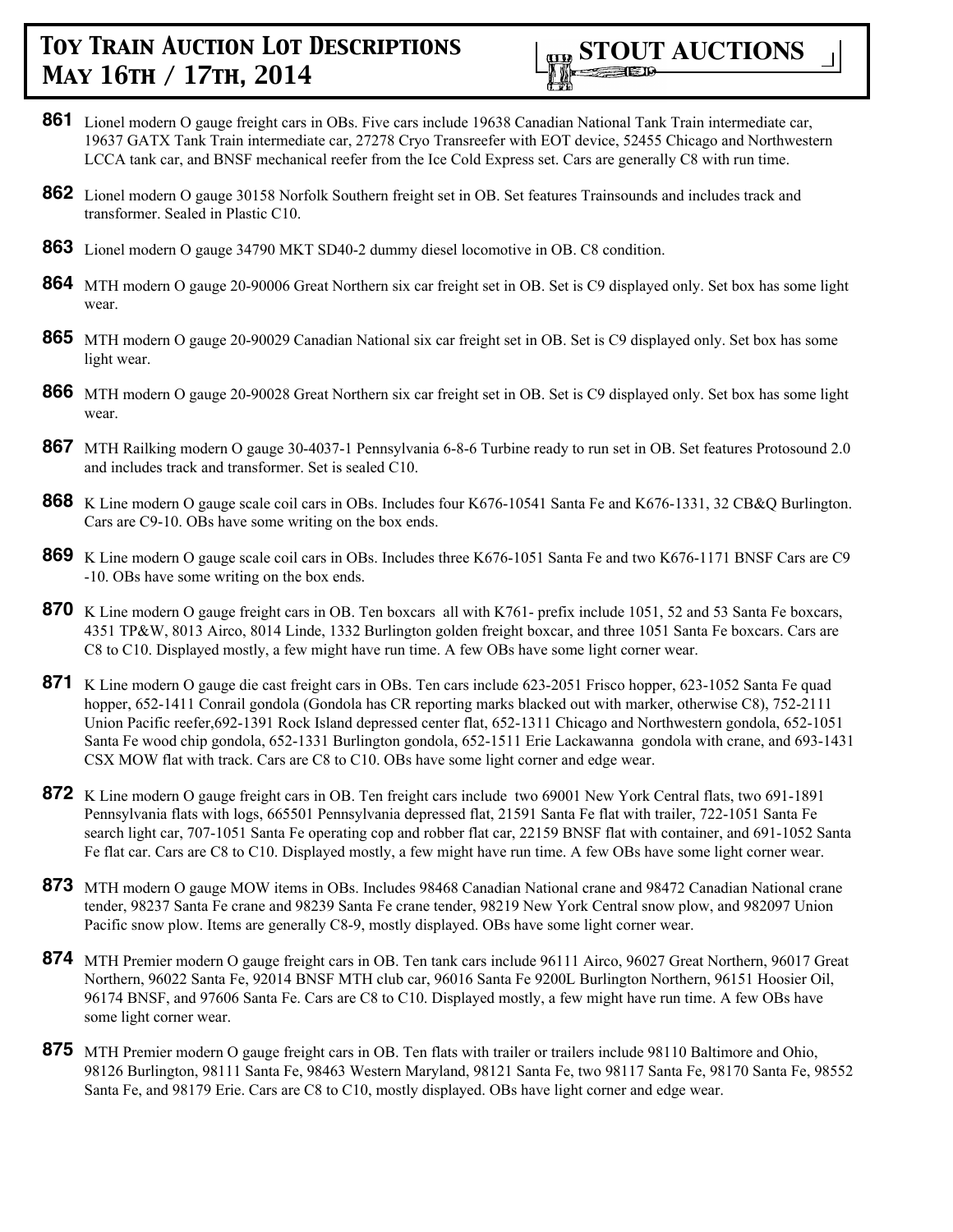**861** Lionel modern O gauge freight cars in OBs. Five cars include 19638 Canadian National Tank Train intermediate car, 19637 GATX Tank Train intermediate car, 27278 Cryo Transreefer with EOT device, 52455 Chicago and Northwestern LCCA tank car, and BNSF mechanical reefer from the Ice Cold Express set. Cars are generally C8 with run time.

**862** Lionel modern O gauge 30158 Norfolk Southern freight set in OB. Set features Trainsounds and includes track and transformer. Sealed in Plastic C10.

**863** Lionel modern O gauge 34790 MKT SD40-2 dummy diesel locomotive in OB. C8 condition.

**864** MTH modern O gauge 20-90006 Great Northern six car freight set in OB. Set is C9 displayed only. Set box has some light wear.

**865** MTH modern O gauge 20-90029 Canadian National six car freight set in OB. Set is C9 displayed only. Set box has some light wear.

**866** MTH modern O gauge 20-90028 Great Northern six car freight set in OB. Set is C9 displayed only. Set box has some light wear.

**867** MTH Railking modern O gauge 30-4037-1 Pennsylvania 6-8-6 Turbine ready to run set in OB. Set features Protosound 2.0 and includes track and transformer. Set is sealed C10.

**868** K Line modern O gauge scale coil cars in OBs. Includes four K676-10541 Santa Fe and K676-1331, 32 CB&Q Burlington. Cars are C9-10. OBs have some writing on the box ends.

**869** K Line modern O gauge scale coil cars in OBs. Includes three K676-1051 Santa Fe and two K676-1171 BNSF Cars are C9 -10. OBs have some writing on the box ends.

**870** K Line modern O gauge freight cars in OB. Ten boxcars all with K761- prefix include 1051, 52 and 53 Santa Fe boxcars, 4351 TP&W, 8013 Airco, 8014 Linde, 1332 Burlington golden freight boxcar, and three 1051 Santa Fe boxcars. Cars are C8 to C10. Displayed mostly, a few might have run time. A few OBs have some light corner wear.

**871** K Line modern O gauge die cast freight cars in OBs. Ten cars include 623-2051 Frisco hopper, 623-1052 Santa Fe quad hopper, 652-1411 Conrail gondola (Gondola has CR reporting marks blacked out with marker, otherwise C8), 752-2111 Union Pacific reefer,692-1391 Rock Island depressed center flat, 652-1311 Chicago and Northwestern gondola, 652-1051 Santa Fe wood chip gondola, 652-1331 Burlington gondola, 652-1511 Erie Lackawanna gondola with crane, and 693-1431 CSX MOW flat with track. Cars are C8 to C10. OBs have some light corner and edge wear.

**872** K Line modern O gauge freight cars in OB. Ten freight cars include two 69001 New York Central flats, two 691-1891 Pennsylvania flats with logs, 665501 Pennsylvania depressed flat, 21591 Santa Fe flat with trailer, 722-1051 Santa Fe search light car, 707-1051 Santa Fe operating cop and robber flat car, 22159 BNSF flat with container, and 691-1052 Santa Fe flat car. Cars are C8 to C10. Displayed mostly, a few might have run time. A few OBs have some light corner wear.

**873** MTH modern O gauge MOW items in OBs. Includes 98468 Canadian National crane and 98472 Canadian National crane tender, 98237 Santa Fe crane and 98239 Santa Fe crane tender, 98219 New York Central snow plow, and 982097 Union Pacific snow plow. Items are generally C8-9, mostly displayed. OBs have some light corner wear.

**874** MTH Premier modern O gauge freight cars in OB. Ten tank cars include 96111 Airco, 96027 Great Northern, 96017 Great Northern, 96022 Santa Fe, 92014 BNSF MTH club car, 96016 Santa Fe 9200L Burlington Northern, 96151 Hoosier Oil, 96174 BNSF, and 97606 Santa Fe. Cars are C8 to C10. Displayed mostly, a few might have run time. A few OBs have some light corner wear.

**875** MTH Premier modern O gauge freight cars in OB. Ten flats with trailer or trailers include 98110 Baltimore and Ohio, 98126 Burlington, 98111 Santa Fe, 98463 Western Maryland, 98121 Santa Fe, two 98117 Santa Fe, 98170 Santa Fe, 98552 Santa Fe, and 98179 Erie. Cars are C8 to C10, mostly displayed. OBs have light corner and edge wear.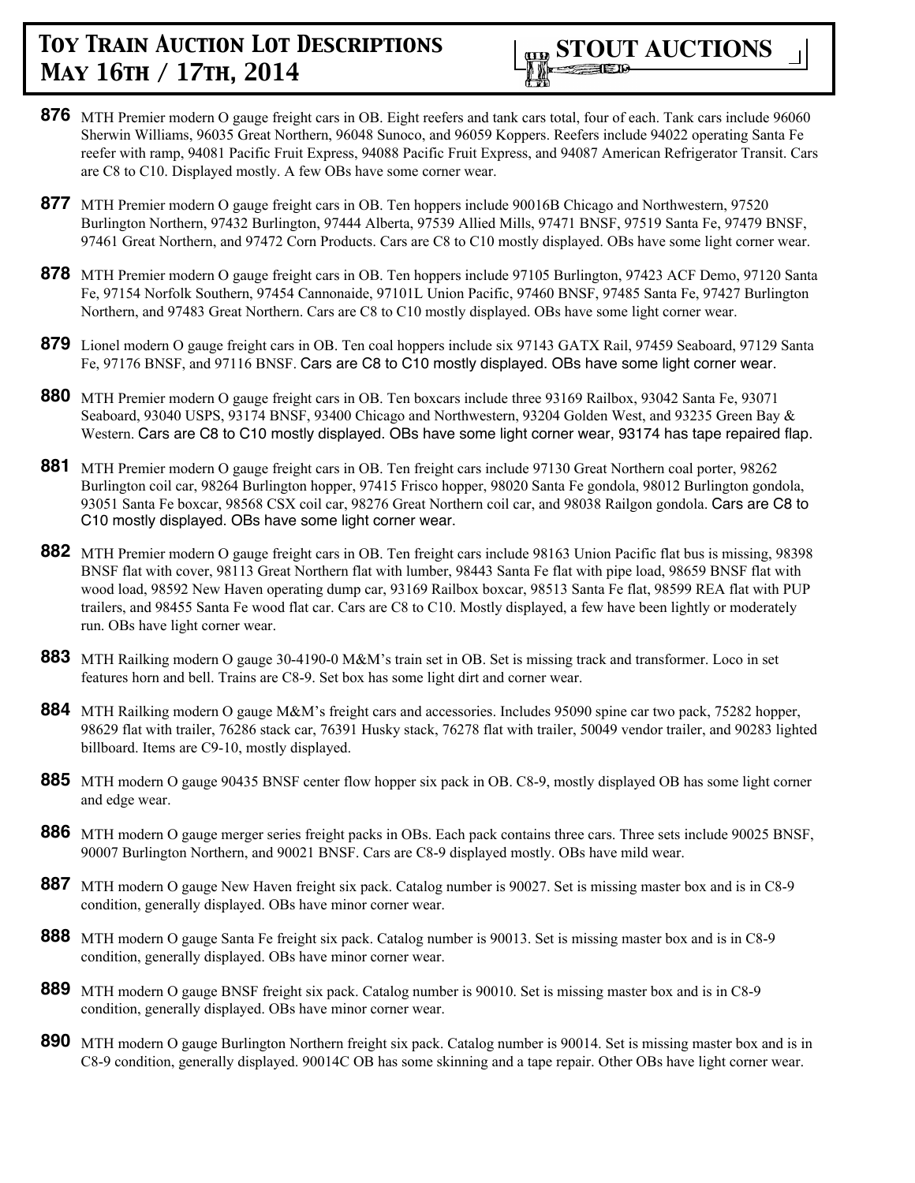**876** MTH Premier modern O gauge freight cars in OB. Eight reefers and tank cars total, four of each. Tank cars include 96060 Sherwin Williams, 96035 Great Northern, 96048 Sunoco, and 96059 Koppers. Reefers include 94022 operating Santa Fe reefer with ramp, 94081 Pacific Fruit Express, 94088 Pacific Fruit Express, and 94087 American Refrigerator Transit. Cars are C8 to C10. Displayed mostly. A few OBs have some corner wear.

**877** MTH Premier modern O gauge freight cars in OB. Ten hoppers include 90016B Chicago and Northwestern, 97520 Burlington Northern, 97432 Burlington, 97444 Alberta, 97539 Allied Mills, 97471 BNSF, 97519 Santa Fe, 97479 BNSF, 97461 Great Northern, and 97472 Corn Products. Cars are C8 to C10 mostly displayed. OBs have some light corner wear.

**878** MTH Premier modern O gauge freight cars in OB. Ten hoppers include 97105 Burlington, 97423 ACF Demo, 97120 Santa Fe, 97154 Norfolk Southern, 97454 Cannonaide, 97101L Union Pacific, 97460 BNSF, 97485 Santa Fe, 97427 Burlington Northern, and 97483 Great Northern. Cars are C8 to C10 mostly displayed. OBs have some light corner wear.

**879** Lionel modern O gauge freight cars in OB. Ten coal hoppers include six 97143 GATX Rail, 97459 Seaboard, 97129 Santa Fe, 97176 BNSF, and 97116 BNSF. Cars are C8 to C10 mostly displayed. OBs have some light corner wear.

**880** MTH Premier modern O gauge freight cars in OB. Ten boxcars include three 93169 Railbox, 93042 Santa Fe, 93071 Seaboard, 93040 USPS, 93174 BNSF, 93400 Chicago and Northwestern, 93204 Golden West, and 93235 Green Bay & Western. Cars are C8 to C10 mostly displayed. OBs have some light corner wear, 93174 has tape repaired flap.

**881** MTH Premier modern O gauge freight cars in OB. Ten freight cars include 97130 Great Northern coal porter, 98262 Burlington coil car, 98264 Burlington hopper, 97415 Frisco hopper, 98020 Santa Fe gondola, 98012 Burlington gondola, 93051 Santa Fe boxcar, 98568 CSX coil car, 98276 Great Northern coil car, and 98038 Railgon gondola. Cars are C8 to C10 mostly displayed. OBs have some light corner wear.

**882** MTH Premier modern O gauge freight cars in OB. Ten freight cars include 98163 Union Pacific flat bus is missing, 98398 BNSF flat with cover, 98113 Great Northern flat with lumber, 98443 Santa Fe flat with pipe load, 98659 BNSF flat with wood load, 98592 New Haven operating dump car, 93169 Railbox boxcar, 98513 Santa Fe flat, 98599 REA flat with PUP trailers, and 98455 Santa Fe wood flat car. Cars are C8 to C10. Mostly displayed, a few have been lightly or moderately run. OBs have light corner wear.

**883** MTH Railking modern O gauge 30-4190-0 M&M's train set in OB. Set is missing track and transformer. Loco in set features horn and bell. Trains are C8-9. Set box has some light dirt and corner wear.

**884** MTH Railking modern O gauge M&M's freight cars and accessories. Includes 95090 spine car two pack, 75282 hopper, 98629 flat with trailer, 76286 stack car, 76391 Husky stack, 76278 flat with trailer, 50049 vendor trailer, and 90283 lighted billboard. Items are C9-10, mostly displayed.

**885** MTH modern O gauge 90435 BNSF center flow hopper six pack in OB. C8-9, mostly displayed OB has some light corner and edge wear.

**886** MTH modern O gauge merger series freight packs in OBs. Each pack contains three cars. Three sets include 90025 BNSF, 90007 Burlington Northern, and 90021 BNSF. Cars are C8-9 displayed mostly. OBs have mild wear.

**887** MTH modern O gauge New Haven freight six pack. Catalog number is 90027. Set is missing master box and is in C8-9 condition, generally displayed. OBs have minor corner wear.

**888** MTH modern O gauge Santa Fe freight six pack. Catalog number is 90013. Set is missing master box and is in C8-9 condition, generally displayed. OBs have minor corner wear.

**889** MTH modern O gauge BNSF freight six pack. Catalog number is 90010. Set is missing master box and is in C8-9 condition, generally displayed. OBs have minor corner wear.

**890** MTH modern O gauge Burlington Northern freight six pack. Catalog number is 90014. Set is missing master box and is in C8-9 condition, generally displayed. 90014C OB has some skinning and a tape repair. Other OBs have light corner wear.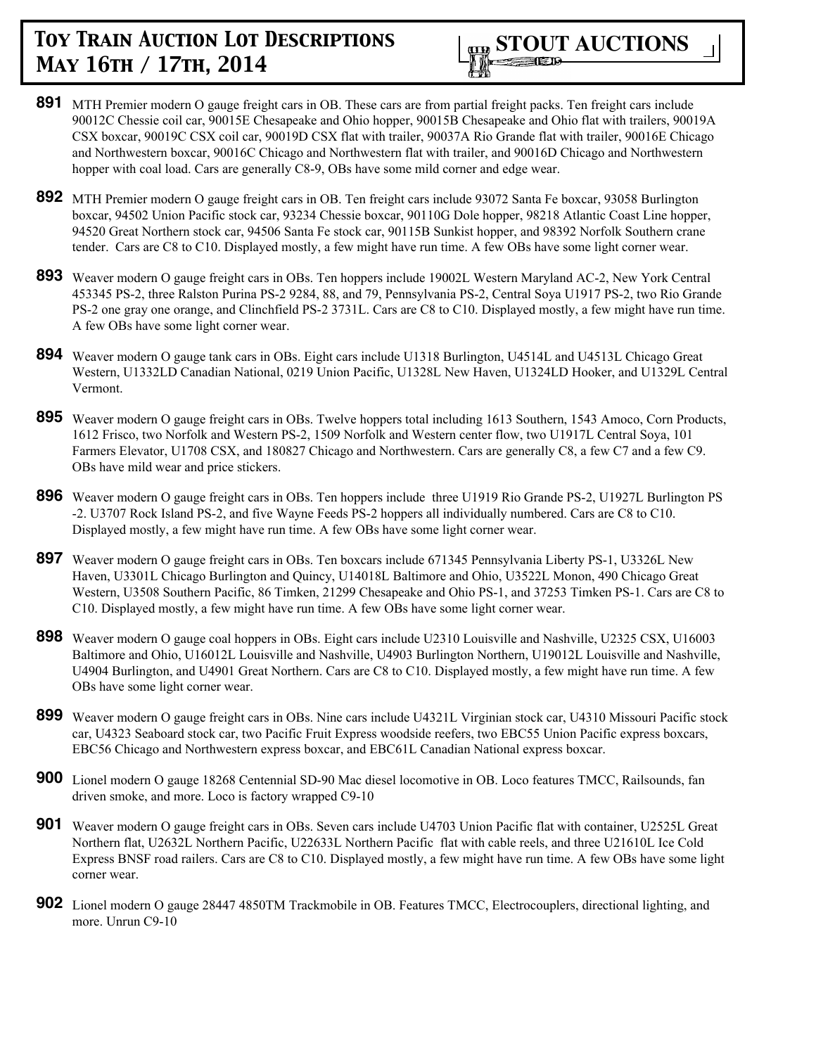**891** MTH Premier modern O gauge freight cars in OB. These cars are from partial freight packs. Ten freight cars include 90012C Chessie coil car, 90015E Chesapeake and Ohio hopper, 90015B Chesapeake and Ohio flat with trailers, 90019A CSX boxcar, 90019C CSX coil car, 90019D CSX flat with trailer, 90037A Rio Grande flat with trailer, 90016E Chicago and Northwestern boxcar, 90016C Chicago and Northwestern flat with trailer, and 90016D Chicago and Northwestern hopper with coal load. Cars are generally C8-9, OBs have some mild corner and edge wear.

**892** MTH Premier modern O gauge freight cars in OB. Ten freight cars include 93072 Santa Fe boxcar, 93058 Burlington boxcar, 94502 Union Pacific stock car, 93234 Chessie boxcar, 90110G Dole hopper, 98218 Atlantic Coast Line hopper, 94520 Great Northern stock car, 94506 Santa Fe stock car, 90115B Sunkist hopper, and 98392 Norfolk Southern crane tender. Cars are C8 to C10. Displayed mostly, a few might have run time. A few OBs have some light corner wear.

**893** Weaver modern O gauge freight cars in OBs. Ten hoppers include 19002L Western Maryland AC-2, New York Central 453345 PS-2, three Ralston Purina PS-2 9284, 88, and 79, Pennsylvania PS-2, Central Soya U1917 PS-2, two Rio Grande PS-2 one gray one orange, and Clinchfield PS-2 3731L. Cars are C8 to C10. Displayed mostly, a few might have run time. A few OBs have some light corner wear.

**894** Weaver modern O gauge tank cars in OBs. Eight cars include U1318 Burlington, U4514L and U4513L Chicago Great Western, U1332LD Canadian National, 0219 Union Pacific, U1328L New Haven, U1324LD Hooker, and U1329L Central Vermont.

**895** Weaver modern O gauge freight cars in OBs. Twelve hoppers total including 1613 Southern, 1543 Amoco, Corn Products, 1612 Frisco, two Norfolk and Western PS-2, 1509 Norfolk and Western center flow, two U1917L Central Soya, 101 Farmers Elevator, U1708 CSX, and 180827 Chicago and Northwestern. Cars are generally C8, a few C7 and a few C9. OBs have mild wear and price stickers.

**896** Weaver modern O gauge freight cars in OBs. Ten hoppers include three U1919 Rio Grande PS-2, U1927L Burlington PS -2. U3707 Rock Island PS-2, and five Wayne Feeds PS-2 hoppers all individually numbered. Cars are C8 to C10. Displayed mostly, a few might have run time. A few OBs have some light corner wear.

**897** Weaver modern O gauge freight cars in OBs. Ten boxcars include 671345 Pennsylvania Liberty PS-1, U3326L New Haven, U3301L Chicago Burlington and Quincy, U14018L Baltimore and Ohio, U3522L Monon, 490 Chicago Great Western, U3508 Southern Pacific, 86 Timken, 21299 Chesapeake and Ohio PS-1, and 37253 Timken PS-1. Cars are C8 to C10. Displayed mostly, a few might have run time. A few OBs have some light corner wear.

**898** Weaver modern O gauge coal hoppers in OBs. Eight cars include U2310 Louisville and Nashville, U2325 CSX, U16003 Baltimore and Ohio, U16012L Louisville and Nashville, U4903 Burlington Northern, U19012L Louisville and Nashville, U4904 Burlington, and U4901 Great Northern. Cars are C8 to C10. Displayed mostly, a few might have run time. A few OBs have some light corner wear.

**899** Weaver modern O gauge freight cars in OBs. Nine cars include U4321L Virginian stock car, U4310 Missouri Pacific stock car, U4323 Seaboard stock car, two Pacific Fruit Express woodside reefers, two EBC55 Union Pacific express boxcars, EBC56 Chicago and Northwestern express boxcar, and EBC61L Canadian National express boxcar.

**900** Lionel modern O gauge 18268 Centennial SD-90 Mac diesel locomotive in OB. Loco features TMCC, Railsounds, fan driven smoke, and more. Loco is factory wrapped C9-10

**901** Weaver modern O gauge freight cars in OBs. Seven cars include U4703 Union Pacific flat with container, U2525L Great Northern flat, U2632L Northern Pacific, U22633L Northern Pacific flat with cable reels, and three U21610L Ice Cold Express BNSF road railers. Cars are C8 to C10. Displayed mostly, a few might have run time. A few OBs have some light corner wear.

**902** Lionel modern O gauge 28447 4850TM Trackmobile in OB. Features TMCC, Electrocouplers, directional lighting, and more. Unrun C9-10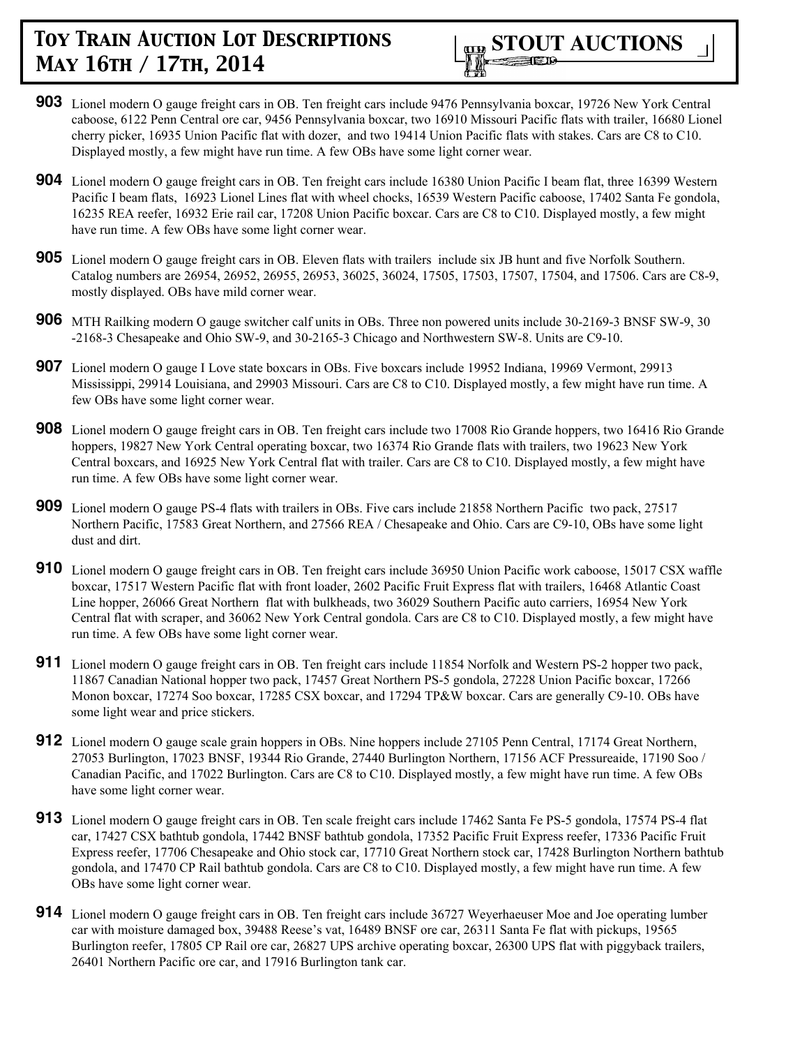**903** Lionel modern O gauge freight cars in OB. Ten freight cars include 9476 Pennsylvania boxcar, 19726 New York Central caboose, 6122 Penn Central ore car, 9456 Pennsylvania boxcar, two 16910 Missouri Pacific flats with trailer, 16680 Lionel cherry picker, 16935 Union Pacific flat with dozer, and two 19414 Union Pacific flats with stakes. Cars are C8 to C10. Displayed mostly, a few might have run time. A few OBs have some light corner wear.

**904** Lionel modern O gauge freight cars in OB. Ten freight cars include 16380 Union Pacific I beam flat, three 16399 Western Pacific I beam flats, 16923 Lionel Lines flat with wheel chocks, 16539 Western Pacific caboose, 17402 Santa Fe gondola, 16235 REA reefer, 16932 Erie rail car, 17208 Union Pacific boxcar. Cars are C8 to C10. Displayed mostly, a few might have run time. A few OBs have some light corner wear.

**905** Lionel modern O gauge freight cars in OB. Eleven flats with trailers include six JB hunt and five Norfolk Southern. Catalog numbers are 26954, 26952, 26955, 26953, 36025, 36024, 17505, 17503, 17507, 17504, and 17506. Cars are C8-9, mostly displayed. OBs have mild corner wear.

**906** MTH Railking modern O gauge switcher calf units in OBs. Three non powered units include 30-2169-3 BNSF SW-9, 30 -2168-3 Chesapeake and Ohio SW-9, and 30-2165-3 Chicago and Northwestern SW-8. Units are C9-10.

**907** Lionel modern O gauge I Love state boxcars in OBs. Five boxcars include 19952 Indiana, 19969 Vermont, 29913 Mississippi, 29914 Louisiana, and 29903 Missouri. Cars are C8 to C10. Displayed mostly, a few might have run time. A few OBs have some light corner wear.

**908** Lionel modern O gauge freight cars in OB. Ten freight cars include two 17008 Rio Grande hoppers, two 16416 Rio Grande hoppers, 19827 New York Central operating boxcar, two 16374 Rio Grande flats with trailers, two 19623 New York Central boxcars, and 16925 New York Central flat with trailer. Cars are C8 to C10. Displayed mostly, a few might have run time. A few OBs have some light corner wear.

**909** Lionel modern O gauge PS-4 flats with trailers in OBs. Five cars include 21858 Northern Pacific two pack, 27517 Northern Pacific, 17583 Great Northern, and 27566 REA / Chesapeake and Ohio. Cars are C9-10, OBs have some light dust and dirt.

**910** Lionel modern O gauge freight cars in OB. Ten freight cars include 36950 Union Pacific work caboose, 15017 CSX waffle boxcar, 17517 Western Pacific flat with front loader, 2602 Pacific Fruit Express flat with trailers, 16468 Atlantic Coast Line hopper, 26066 Great Northern flat with bulkheads, two 36029 Southern Pacific auto carriers, 16954 New York Central flat with scraper, and 36062 New York Central gondola. Cars are C8 to C10. Displayed mostly, a few might have run time. A few OBs have some light corner wear.

**911** Lionel modern O gauge freight cars in OB. Ten freight cars include 11854 Norfolk and Western PS-2 hopper two pack, 11867 Canadian National hopper two pack, 17457 Great Northern PS-5 gondola, 27228 Union Pacific boxcar, 17266 Monon boxcar, 17274 Soo boxcar, 17285 CSX boxcar, and 17294 TP&W boxcar. Cars are generally C9-10. OBs have some light wear and price stickers.

**912** Lionel modern O gauge scale grain hoppers in OBs. Nine hoppers include 27105 Penn Central, 17174 Great Northern, 27053 Burlington, 17023 BNSF, 19344 Rio Grande, 27440 Burlington Northern, 17156 ACF Pressureaide, 17190 Soo / Canadian Pacific, and 17022 Burlington. Cars are C8 to C10. Displayed mostly, a few might have run time. A few OBs have some light corner wear.

**913** Lionel modern O gauge freight cars in OB. Ten scale freight cars include 17462 Santa Fe PS-5 gondola, 17574 PS-4 flat car, 17427 CSX bathtub gondola, 17442 BNSF bathtub gondola, 17352 Pacific Fruit Express reefer, 17336 Pacific Fruit Express reefer, 17706 Chesapeake and Ohio stock car, 17710 Great Northern stock car, 17428 Burlington Northern bathtub gondola, and 17470 CP Rail bathtub gondola. Cars are C8 to C10. Displayed mostly, a few might have run time. A few OBs have some light corner wear.

**914** Lionel modern O gauge freight cars in OB. Ten freight cars include 36727 Weyerhaeuser Moe and Joe operating lumber car with moisture damaged box, 39488 Reese's vat, 16489 BNSF ore car, 26311 Santa Fe flat with pickups, 19565 Burlington reefer, 17805 CP Rail ore car, 26827 UPS archive operating boxcar, 26300 UPS flat with piggyback trailers, 26401 Northern Pacific ore car, and 17916 Burlington tank car.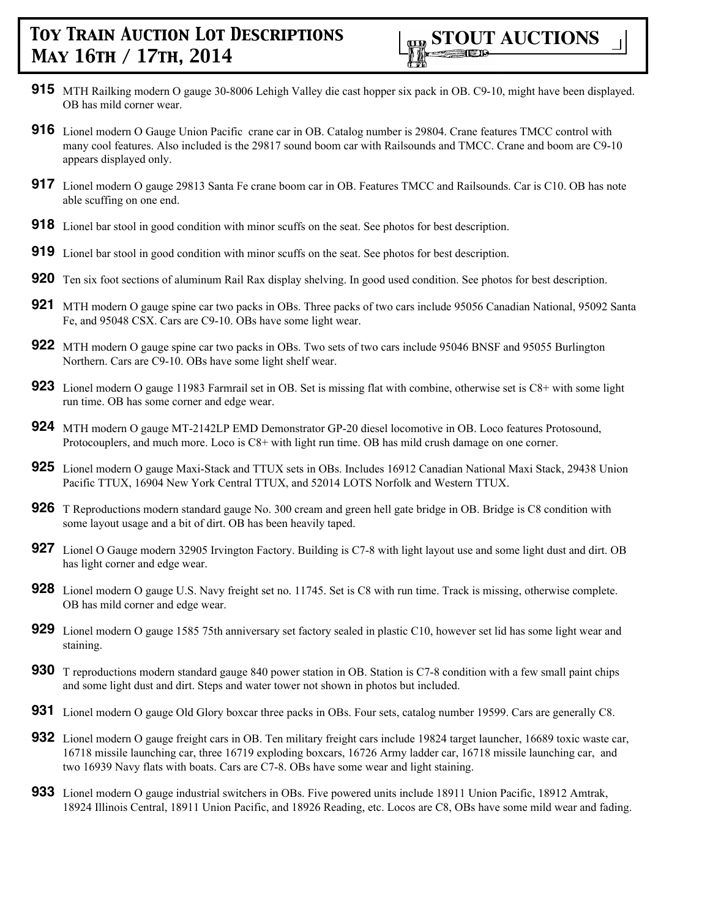**915** MTH Railking modern O gauge 30-8006 Lehigh Valley die cast hopper six pack in OB. C9-10, might have been displayed. OB has mild corner wear.

**916** Lionel modern O Gauge Union Pacific crane car in OB. Catalog number is 29804. Crane features TMCC control with many cool features. Also included is the 29817 sound boom car with Railsounds and TMCC. Crane and boom are C9-10 appears displayed only.

**917** Lionel modern O gauge 29813 Santa Fe crane boom car in OB. Features TMCC and Railsounds. Car is C10. OB has note able scuffing on one end.

**918** Lionel bar stool in good condition with minor scuffs on the seat. See photos for best description.

**919** Lionel bar stool in good condition with minor scuffs on the seat. See photos for best description.

**920** Ten six foot sections of aluminum Rail Rax display shelving. In good used condition. See photos for best description.

**921** MTH modern O gauge spine car two packs in OBs. Three packs of two cars include 95056 Canadian National, 95092 Santa Fe, and 95048 CSX. Cars are C9-10. OBs have some light wear.

**922** MTH modern O gauge spine car two packs in OBs. Two sets of two cars include 95046 BNSF and 95055 Burlington Northern. Cars are C9-10. OBs have some light shelf wear.

**923** Lionel modern O gauge 11983 Farmrail set in OB. Set is missing flat with combine, otherwise set is C8+ with some light run time. OB has some corner and edge wear.

**924** MTH modern O gauge MT-2142LP EMD Demonstrator GP-20 diesel locomotive in OB. Loco features Protosound, Protocouplers, and much more. Loco is C8+ with light run time. OB has mild crush damage on one corner.

**925** Lionel modern O gauge Maxi-Stack and TTUX sets in OBs. Includes 16912 Canadian National Maxi Stack, 29438 Union Pacific TTUX, 16904 New York Central TTUX, and 52014 LOTS Norfolk and Western TTUX.

**926** T Reproductions modern standard gauge No. 300 cream and green hell gate bridge in OB. Bridge is C8 condition with some layout usage and a bit of dirt. OB has been heavily taped.

**927** Lionel O Gauge modern 32905 Irvington Factory. Building is C7-8 with light layout use and some light dust and dirt. OB has light corner and edge wear.

**928** Lionel modern O gauge U.S. Navy freight set no. 11745. Set is C8 with run time. Track is missing, otherwise complete. OB has mild corner and edge wear.

**929** Lionel modern O gauge 1585 75th anniversary set factory sealed in plastic C10, however set lid has some light wear and staining.

**930** T reproductions modern standard gauge 840 power station in OB. Station is C7-8 condition with a few small paint chips and some light dust and dirt. Steps and water tower not shown in photos but included.

**931** Lionel modern O gauge Old Glory boxcar three packs in OBs. Four sets, catalog number 19599. Cars are generally C8.

**932** Lionel modern O gauge freight cars in OB. Ten military freight cars include 19824 target launcher, 16689 toxic waste car, 16718 missile launching car, three 16719 exploding boxcars, 16726 Army ladder car, 16718 missile launching car, and two 16939 Navy flats with boats. Cars are C7-8. OBs have some wear and light staining.

**933** Lionel modern O gauge industrial switchers in OBs. Five powered units include 18911 Union Pacific, 18912 Amtrak, 18924 Illinois Central, 18911 Union Pacific, and 18926 Reading, etc. Locos are C8, OBs have some mild wear and fading.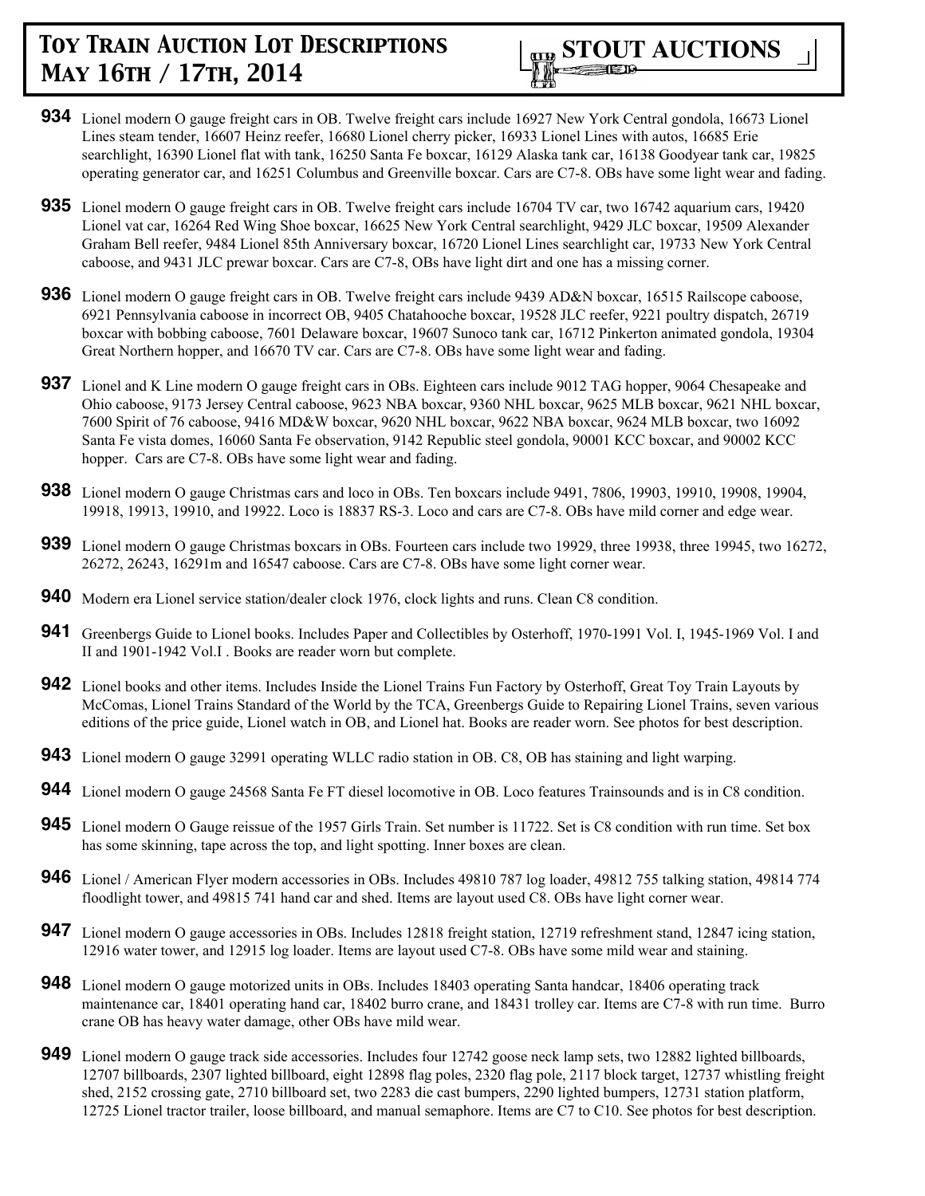**934** Lionel modern O gauge freight cars in OB. Twelve freight cars include 16927 New York Central gondola, 16673 Lionel Lines steam tender, 16607 Heinz reefer, 16680 Lionel cherry picker, 16933 Lionel Lines with autos, 16685 Erie searchlight, 16390 Lionel flat with tank, 16250 Santa Fe boxcar, 16129 Alaska tank car, 16138 Goodyear tank car, 19825 operating generator car, and 16251 Columbus and Greenville boxcar. Cars are C7-8. OBs have some light wear and fading.

**935** Lionel modern O gauge freight cars in OB. Twelve freight cars include 16704 TV car, two 16742 aquarium cars, 19420 Lionel vat car, 16264 Red Wing Shoe boxcar, 16625 New York Central searchlight, 9429 JLC boxcar, 19509 Alexander Graham Bell reefer, 9484 Lionel 85th Anniversary boxcar, 16720 Lionel Lines searchlight car, 19733 New York Central caboose, and 9431 JLC prewar boxcar. Cars are C7-8, OBs have light dirt and one has a missing corner.

**936** Lionel modern O gauge freight cars in OB. Twelve freight cars include 9439 AD&N boxcar, 16515 Railscope caboose, 6921 Pennsylvania caboose in incorrect OB, 9405 Chatahooche boxcar, 19528 JLC reefer, 9221 poultry dispatch, 26719 boxcar with bobbing caboose, 7601 Delaware boxcar, 19607 Sunoco tank car, 16712 Pinkerton animated gondola, 19304 Great Northern hopper, and 16670 TV car. Cars are C7-8. OBs have some light wear and fading.

**937** Lionel and K Line modern O gauge freight cars in OBs. Eighteen cars include 9012 TAG hopper, 9064 Chesapeake and Ohio caboose, 9173 Jersey Central caboose, 9623 NBA boxcar, 9360 NHL boxcar, 9625 MLB boxcar, 9621 NHL boxcar, 7600 Spirit of 76 caboose, 9416 MD&W boxcar, 9620 NHL boxcar, 9622 NBA boxcar, 9624 MLB boxcar, two 16092 Santa Fe vista domes, 16060 Santa Fe observation, 9142 Republic steel gondola, 90001 KCC boxcar, and 90002 KCC hopper. Cars are C7-8. OBs have some light wear and fading.

**938** Lionel modern O gauge Christmas cars and loco in OBs. Ten boxcars include 9491, 7806, 19903, 19910, 19908, 19904, 19918, 19913, 19910, and 19922. Loco is 18837 RS-3. Loco and cars are C7-8. OBs have mild corner and edge wear.

**939** Lionel modern O gauge Christmas boxcars in OBs. Fourteen cars include two 19929, three 19938, three 19945, two 16272, 26272, 26243, 16291m and 16547 caboose. Cars are C7-8. OBs have some light corner wear.

**940** Modern era Lionel service station/dealer clock 1976, clock lights and runs. Clean C8 condition.

**941** Greenbergs Guide to Lionel books. Includes Paper and Collectibles by Osterhoff, 1970-1991 Vol. I, 1945-1969 Vol. I and II and 1901-1942 Vol.I . Books are reader worn but complete.

**942** Lionel books and other items. Includes Inside the Lionel Trains Fun Factory by Osterhoff, Great Toy Train Layouts by McComas, Lionel Trains Standard of the World by the TCA, Greenbergs Guide to Repairing Lionel Trains, seven various editions of the price guide, Lionel watch in OB, and Lionel hat. Books are reader worn. See photos for best description.

**943** Lionel modern O gauge 32991 operating WLLC radio station in OB. C8, OB has staining and light warping.

**944** Lionel modern O gauge 24568 Santa Fe FT diesel locomotive in OB. Loco features Trainsounds and is in C8 condition.

**945** Lionel modern O Gauge reissue of the 1957 Girls Train. Set number is 11722. Set is C8 condition with run time. Set box has some skinning, tape across the top, and light spotting. Inner boxes are clean.

**946** Lionel / American Flyer modern accessories in OBs. Includes 49810 787 log loader, 49812 755 talking station, 49814 774 floodlight tower, and 49815 741 hand car and shed. Items are layout used C8. OBs have light corner wear.

**947** Lionel modern O gauge accessories in OBs. Includes 12818 freight station, 12719 refreshment stand, 12847 icing station, 12916 water tower, and 12915 log loader. Items are layout used C7-8. OBs have some mild wear and staining.

**948** Lionel modern O gauge motorized units in OBs. Includes 18403 operating Santa handcar, 18406 operating track maintenance car, 18401 operating hand car, 18402 burro crane, and 18431 trolley car. Items are C7-8 with run time. Burro crane OB has heavy water damage, other OBs have mild wear.

**949** Lionel modern O gauge track side accessories. Includes four 12742 goose neck lamp sets, two 12882 lighted billboards, 12707 billboards, 2307 lighted billboard, eight 12898 flag poles, 2320 flag pole, 2117 block target, 12737 whistling freight shed, 2152 crossing gate, 2710 billboard set, two 2283 die cast bumpers, 2290 lighted bumpers, 12731 station platform, 12725 Lionel tractor trailer, loose billboard, and manual semaphore. Items are C7 to C10. See photos for best description.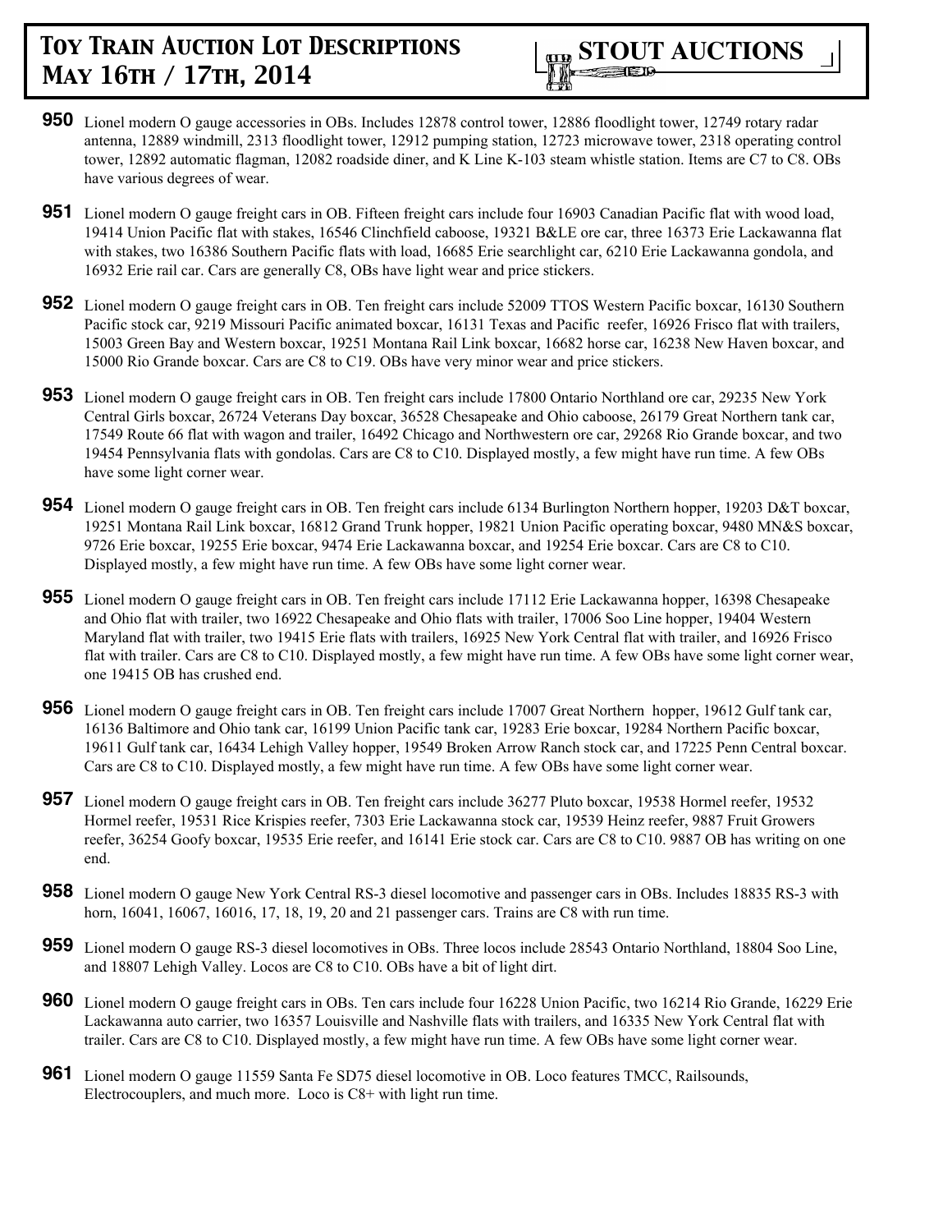**950** Lionel modern O gauge accessories in OBs. Includes 12878 control tower, 12886 floodlight tower, 12749 rotary radar antenna, 12889 windmill, 2313 floodlight tower, 12912 pumping station, 12723 microwave tower, 2318 operating control tower, 12892 automatic flagman, 12082 roadside diner, and K Line K-103 steam whistle station. Items are C7 to C8. OBs have various degrees of wear.

**951** Lionel modern O gauge freight cars in OB. Fifteen freight cars include four 16903 Canadian Pacific flat with wood load, 19414 Union Pacific flat with stakes, 16546 Clinchfield caboose, 19321 B&LE ore car, three 16373 Erie Lackawanna flat with stakes, two 16386 Southern Pacific flats with load, 16685 Erie searchlight car, 6210 Erie Lackawanna gondola, and 16932 Erie rail car. Cars are generally C8, OBs have light wear and price stickers.

**952** Lionel modern O gauge freight cars in OB. Ten freight cars include 52009 TTOS Western Pacific boxcar, 16130 Southern Pacific stock car, 9219 Missouri Pacific animated boxcar, 16131 Texas and Pacific reefer, 16926 Frisco flat with trailers, 15003 Green Bay and Western boxcar, 19251 Montana Rail Link boxcar, 16682 horse car, 16238 New Haven boxcar, and 15000 Rio Grande boxcar. Cars are C8 to C19. OBs have very minor wear and price stickers.

**953** Lionel modern O gauge freight cars in OB. Ten freight cars include 17800 Ontario Northland ore car, 29235 New York Central Girls boxcar, 26724 Veterans Day boxcar, 36528 Chesapeake and Ohio caboose, 26179 Great Northern tank car, 17549 Route 66 flat with wagon and trailer, 16492 Chicago and Northwestern ore car, 29268 Rio Grande boxcar, and two 19454 Pennsylvania flats with gondolas. Cars are C8 to C10. Displayed mostly, a few might have run time. A few OBs have some light corner wear.

**954** Lionel modern O gauge freight cars in OB. Ten freight cars include 6134 Burlington Northern hopper, 19203 D&T boxcar, 19251 Montana Rail Link boxcar, 16812 Grand Trunk hopper, 19821 Union Pacific operating boxcar, 9480 MN&S boxcar, 9726 Erie boxcar, 19255 Erie boxcar, 9474 Erie Lackawanna boxcar, and 19254 Erie boxcar. Cars are C8 to C10. Displayed mostly, a few might have run time. A few OBs have some light corner wear.

**955** Lionel modern O gauge freight cars in OB. Ten freight cars include 17112 Erie Lackawanna hopper, 16398 Chesapeake and Ohio flat with trailer, two 16922 Chesapeake and Ohio flats with trailer, 17006 Soo Line hopper, 19404 Western Maryland flat with trailer, two 19415 Erie flats with trailers, 16925 New York Central flat with trailer, and 16926 Frisco flat with trailer. Cars are C8 to C10. Displayed mostly, a few might have run time. A few OBs have some light corner wear, one 19415 OB has crushed end.

**956** Lionel modern O gauge freight cars in OB. Ten freight cars include 17007 Great Northern hopper, 19612 Gulf tank car, 16136 Baltimore and Ohio tank car, 16199 Union Pacific tank car, 19283 Erie boxcar, 19284 Northern Pacific boxcar, 19611 Gulf tank car, 16434 Lehigh Valley hopper, 19549 Broken Arrow Ranch stock car, and 17225 Penn Central boxcar. Cars are C8 to C10. Displayed mostly, a few might have run time. A few OBs have some light corner wear.

**957** Lionel modern O gauge freight cars in OB. Ten freight cars include 36277 Pluto boxcar, 19538 Hormel reefer, 19532 Hormel reefer, 19531 Rice Krispies reefer, 7303 Erie Lackawanna stock car, 19539 Heinz reefer, 9887 Fruit Growers reefer, 36254 Goofy boxcar, 19535 Erie reefer, and 16141 Erie stock car. Cars are C8 to C10. 9887 OB has writing on one end.

**958** Lionel modern O gauge New York Central RS-3 diesel locomotive and passenger cars in OBs. Includes 18835 RS-3 with horn, 16041, 16067, 16016, 17, 18, 19, 20 and 21 passenger cars. Trains are C8 with run time.

**959** Lionel modern O gauge RS-3 diesel locomotives in OBs. Three locos include 28543 Ontario Northland, 18804 Soo Line, and 18807 Lehigh Valley. Locos are C8 to C10. OBs have a bit of light dirt.

**960** Lionel modern O gauge freight cars in OBs. Ten cars include four 16228 Union Pacific, two 16214 Rio Grande, 16229 Erie Lackawanna auto carrier, two 16357 Louisville and Nashville flats with trailers, and 16335 New York Central flat with trailer. Cars are C8 to C10. Displayed mostly, a few might have run time. A few OBs have some light corner wear.

**961** Lionel modern O gauge 11559 Santa Fe SD75 diesel locomotive in OB. Loco features TMCC, Railsounds, Electrocouplers, and much more. Loco is C8+ with light run time.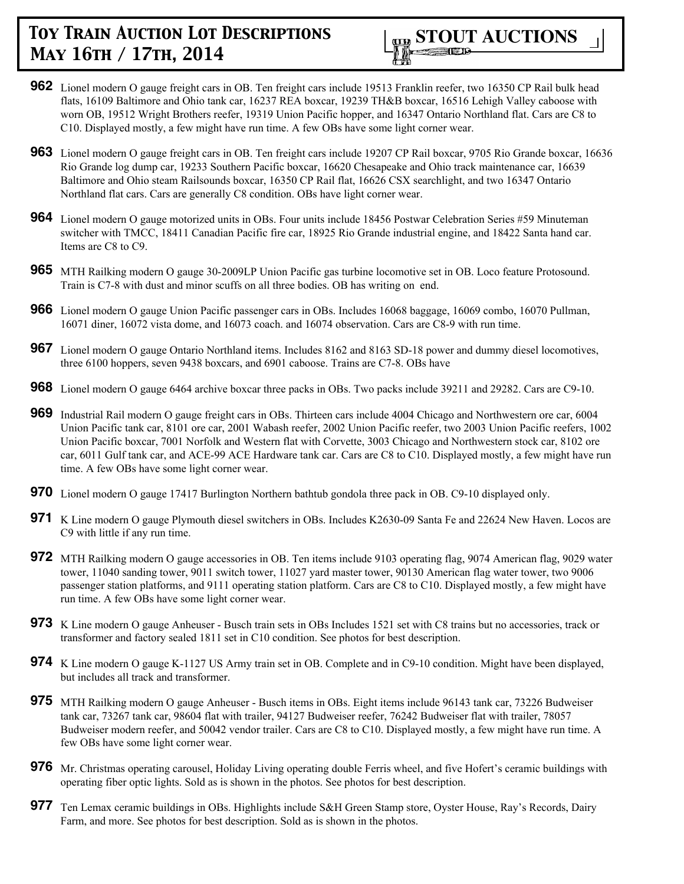**962** Lionel modern O gauge freight cars in OB. Ten freight cars include 19513 Franklin reefer, two 16350 CP Rail bulk head flats, 16109 Baltimore and Ohio tank car, 16237 REA boxcar, 19239 TH&B boxcar, 16516 Lehigh Valley caboose with worn OB, 19512 Wright Brothers reefer, 19319 Union Pacific hopper, and 16347 Ontario Northland flat. Cars are C8 to C10. Displayed mostly, a few might have run time. A few OBs have some light corner wear.

**963** Lionel modern O gauge freight cars in OB. Ten freight cars include 19207 CP Rail boxcar, 9705 Rio Grande boxcar, 16636 Rio Grande log dump car, 19233 Southern Pacific boxcar, 16620 Chesapeake and Ohio track maintenance car, 16639 Baltimore and Ohio steam Railsounds boxcar, 16350 CP Rail flat, 16626 CSX searchlight, and two 16347 Ontario Northland flat cars. Cars are generally C8 condition. OBs have light corner wear.

**964** Lionel modern O gauge motorized units in OBs. Four units include 18456 Postwar Celebration Series #59 Minuteman switcher with TMCC, 18411 Canadian Pacific fire car, 18925 Rio Grande industrial engine, and 18422 Santa hand car. Items are C8 to C9.

**965** MTH Railking modern O gauge 30-2009LP Union Pacific gas turbine locomotive set in OB. Loco feature Protosound. Train is C7-8 with dust and minor scuffs on all three bodies. OB has writing on end.

**966** Lionel modern O gauge Union Pacific passenger cars in OBs. Includes 16068 baggage, 16069 combo, 16070 Pullman, 16071 diner, 16072 vista dome, and 16073 coach. and 16074 observation. Cars are C8-9 with run time.

**967** Lionel modern O gauge Ontario Northland items. Includes 8162 and 8163 SD-18 power and dummy diesel locomotives, three 6100 hoppers, seven 9438 boxcars, and 6901 caboose. Trains are C7-8. OBs have

**968** Lionel modern O gauge 6464 archive boxcar three packs in OBs. Two packs include 39211 and 29282. Cars are C9-10.

**969** Industrial Rail modern O gauge freight cars in OBs. Thirteen cars include 4004 Chicago and Northwestern ore car, 6004 Union Pacific tank car, 8101 ore car, 2001 Wabash reefer, 2002 Union Pacific reefer, two 2003 Union Pacific reefers, 1002 Union Pacific boxcar, 7001 Norfolk and Western flat with Corvette, 3003 Chicago and Northwestern stock car, 8102 ore car, 6011 Gulf tank car, and ACE-99 ACE Hardware tank car. Cars are C8 to C10. Displayed mostly, a few might have run time. A few OBs have some light corner wear.

**970** Lionel modern O gauge 17417 Burlington Northern bathtub gondola three pack in OB. C9-10 displayed only.

**971** K Line modern O gauge Plymouth diesel switchers in OBs. Includes K2630-09 Santa Fe and 22624 New Haven. Locos are C9 with little if any run time.

**972** MTH Railking modern O gauge accessories in OB. Ten items include 9103 operating flag, 9074 American flag, 9029 water tower, 11040 sanding tower, 9011 switch tower, 11027 yard master tower, 90130 American flag water tower, two 9006 passenger station platforms, and 9111 operating station platform. Cars are C8 to C10. Displayed mostly, a few might have run time. A few OBs have some light corner wear.

**973** K Line modern O gauge Anheuser - Busch train sets in OBs Includes 1521 set with C8 trains but no accessories, track or transformer and factory sealed 1811 set in C10 condition. See photos for best description.

**974** K Line modern O gauge K-1127 US Army train set in OB. Complete and in C9-10 condition. Might have been displayed, but includes all track and transformer.

**975** MTH Railking modern O gauge Anheuser - Busch items in OBs. Eight items include 96143 tank car, 73226 Budweiser tank car, 73267 tank car, 98604 flat with trailer, 94127 Budweiser reefer, 76242 Budweiser flat with trailer, 78057 Budweiser modern reefer, and 50042 vendor trailer. Cars are C8 to C10. Displayed mostly, a few might have run time. A few OBs have some light corner wear.

**976** Mr. Christmas operating carousel, Holiday Living operating double Ferris wheel, and five Hofert's ceramic buildings with operating fiber optic lights. Sold as is shown in the photos. See photos for best description.

**977** Ten Lemax ceramic buildings in OBs. Highlights include S&H Green Stamp store, Oyster House, Ray's Records, Dairy Farm, and more. See photos for best description. Sold as is shown in the photos.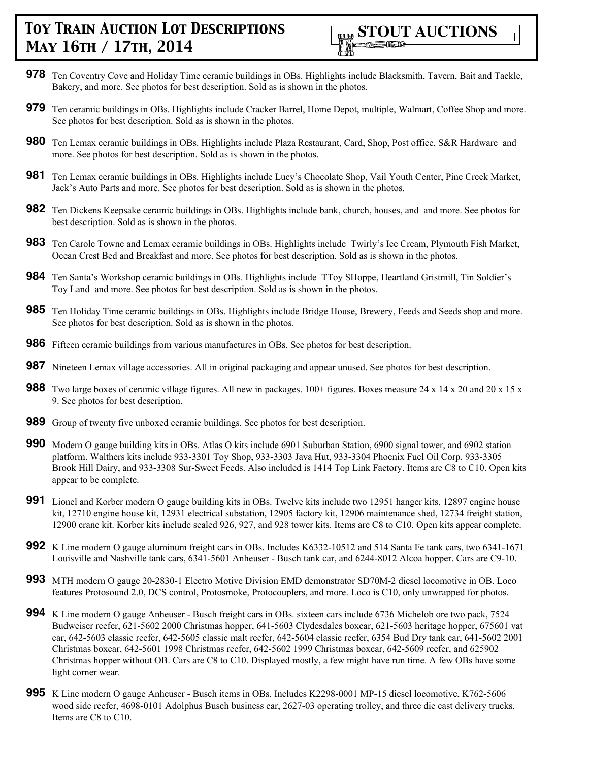**978** Ten Coventry Cove and Holiday Time ceramic buildings in OBs. Highlights include Blacksmith, Tavern, Bait and Tackle, Bakery, and more. See photos for best description. Sold as is shown in the photos.

**979** Ten ceramic buildings in OBs. Highlights include Cracker Barrel, Home Depot, multiple, Walmart, Coffee Shop and more. See photos for best description. Sold as is shown in the photos.

**980** Ten Lemax ceramic buildings in OBs. Highlights include Plaza Restaurant, Card, Shop, Post office, S&R Hardware and more. See photos for best description. Sold as is shown in the photos.

**981** Ten Lemax ceramic buildings in OBs. Highlights include Lucy's Chocolate Shop, Vail Youth Center, Pine Creek Market, Jack's Auto Parts and more. See photos for best description. Sold as is shown in the photos.

**982** Ten Dickens Keepsake ceramic buildings in OBs. Highlights include bank, church, houses, and and more. See photos for best description. Sold as is shown in the photos.

**983** Ten Carole Towne and Lemax ceramic buildings in OBs. Highlights include Twirly's Ice Cream, Plymouth Fish Market, Ocean Crest Bed and Breakfast and more. See photos for best description. Sold as is shown in the photos.

**984** Ten Santa's Workshop ceramic buildings in OBs. Highlights include TToy SHoppe, Heartland Gristmill, Tin Soldier's Toy Land and more. See photos for best description. Sold as is shown in the photos.

**985** Ten Holiday Time ceramic buildings in OBs. Highlights include Bridge House, Brewery, Feeds and Seeds shop and more. See photos for best description. Sold as is shown in the photos.

**986** Fifteen ceramic buildings from various manufactures in OBs. See photos for best description.

**987** Nineteen Lemax village accessories. All in original packaging and appear unused. See photos for best description.

**988** Two large boxes of ceramic village figures. All new in packages. 100+ figures. Boxes measure 24 x 14 x 20 and 20 x 15 x 9. See photos for best description.

**989** Group of twenty five unboxed ceramic buildings. See photos for best description.

**990** Modern O gauge building kits in OBs. Atlas O kits include 6901 Suburban Station, 6900 signal tower, and 6902 station platform. Walthers kits include 933-3301 Toy Shop, 933-3303 Java Hut, 933-3304 Phoenix Fuel Oil Corp. 933-3305 Brook Hill Dairy, and 933-3308 Sur-Sweet Feeds. Also included is 1414 Top Link Factory. Items are C8 to C10. Open kits appear to be complete.

**991** Lionel and Korber modern O gauge building kits in OBs. Twelve kits include two 12951 hanger kits, 12897 engine house kit, 12710 engine house kit, 12931 electrical substation, 12905 factory kit, 12906 maintenance shed, 12734 freight station, 12900 crane kit. Korber kits include sealed 926, 927, and 928 tower kits. Items are C8 to C10. Open kits appear complete.

**992** K Line modern O gauge aluminum freight cars in OBs. Includes K6332-10512 and 514 Santa Fe tank cars, two 6341-1671 Louisville and Nashville tank cars, 6341-5601 Anheuser - Busch tank car, and 6244-8012 Alcoa hopper. Cars are C9-10.

**993** MTH modern O gauge 20-2830-1 Electro Motive Division EMD demonstrator SD70M-2 diesel locomotive in OB. Loco features Protosound 2.0, DCS control, Protosmoke, Protocouplers, and more. Loco is C10, only unwrapped for photos.

**994** K Line modern O gauge Anheuser - Busch freight cars in OBs. sixteen cars include 6736 Michelob ore two pack, 7524 Budweiser reefer, 621-5602 2000 Christmas hopper, 641-5603 Clydesdales boxcar, 621-5603 heritage hopper, 675601 vat car, 642-5603 classic reefer, 642-5605 classic malt reefer, 642-5604 classic reefer, 6354 Bud Dry tank car, 641-5602 2001 Christmas boxcar, 642-5601 1998 Christmas reefer, 642-5602 1999 Christmas boxcar, 642-5609 reefer, and 625902 Christmas hopper without OB. Cars are C8 to C10. Displayed mostly, a few might have run time. A few OBs have some light corner wear.

**995** K Line modern O gauge Anheuser - Busch items in OBs. Includes K2298-0001 MP-15 diesel locomotive, K762-5606 wood side reefer, 4698-0101 Adolphus Busch business car, 2627-03 operating trolley, and three die cast delivery trucks. Items are C8 to C10.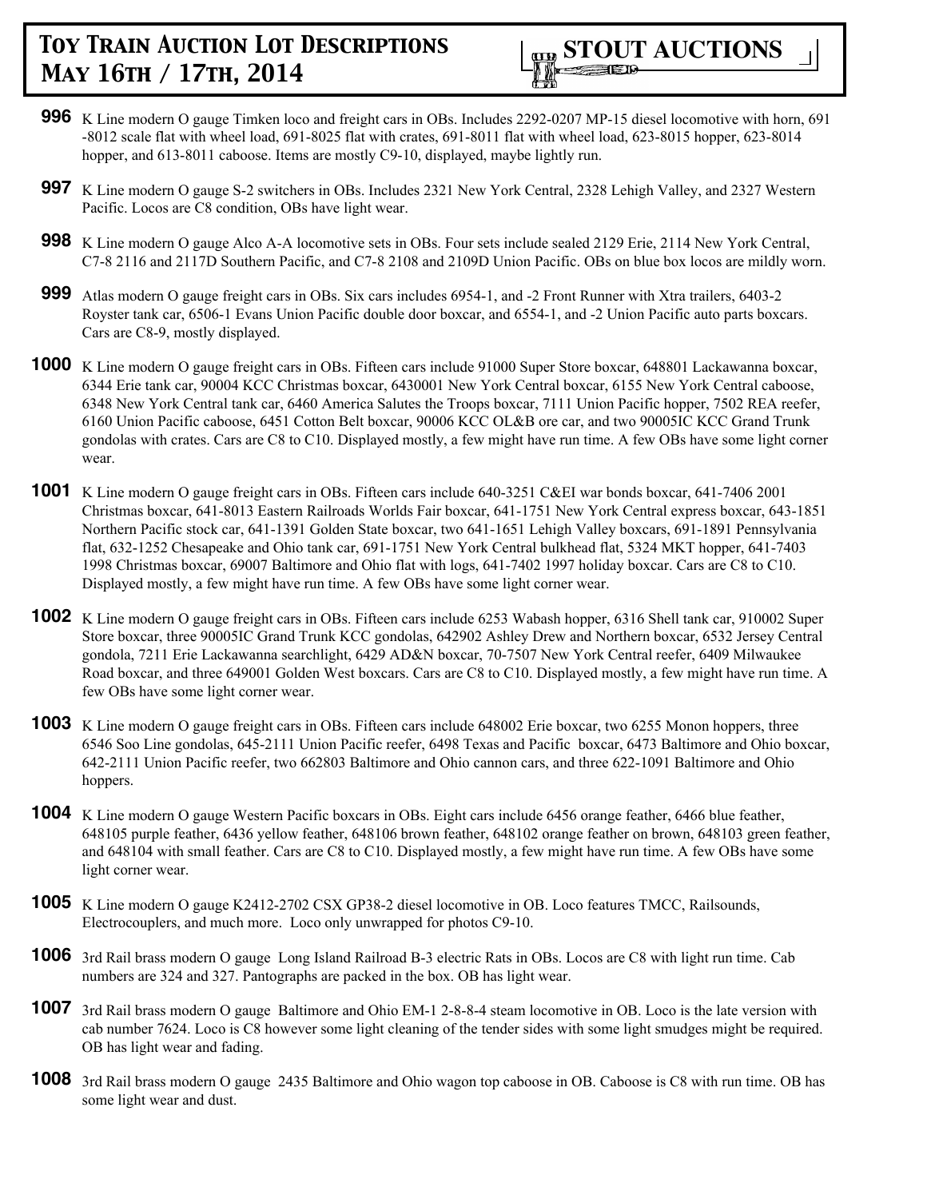**996** K Line modern O gauge Timken loco and freight cars in OBs. Includes 2292-0207 MP-15 diesel locomotive with horn, 691-8012 scale flat with wheel load, 691-8025 flat with crates, 691-8011 flat with wheel load, 623-8015 hopper, 623-8014 hopper, and 613-8011 caboose. Items are mostly C9-10, displayed, maybe lightly run.

**997** K Line modern O gauge S-2 switchers in OBs. Includes 2321 New York Central, 2328 Lehigh Valley, and 2327 Western Pacific. Locos are C8 condition, OBs have light wear.

**998** K Line modern O gauge Alco A-A locomotive sets in OBs. Four sets include sealed 2129 Erie, 2114 New York Central, C7-8 2116 and 2117D Southern Pacific, and C7-8 2108 and 2109D Union Pacific. OBs on blue box locos are mildly worn.

**999** Atlas modern O gauge freight cars in OBs. Six cars includes 6954-1, and -2 Front Runner with Xtra trailers, 6403-2 Royster tank car, 6506-1 Evans Union Pacific double door boxcar, and 6554-1, and -2 Union Pacific auto parts boxcars. Cars are C8-9, mostly displayed.

**1000** K Line modern O gauge freight cars in OBs. Fifteen cars include 91000 Super Store boxcar, 648801 Lackawanna boxcar, 6344 Erie tank car, 90004 KCC Christmas boxcar, 6430001 New York Central boxcar, 6155 New York Central caboose, 6348 New York Central tank car, 6460 America Salutes the Troops boxcar, 7111 Union Pacific hopper, 7502 REA reefer, 6160 Union Pacific caboose, 6451 Cotton Belt boxcar, 90006 KCC OL&B ore car, and two 90005IC KCC Grand Trunk gondolas with crates. Cars are C8 to C10. Displayed mostly, a few might have run time. A few OBs have some light corner wear.

**1001** K Line modern O gauge freight cars in OBs. Fifteen cars include 640-3251 C&EI war bonds boxcar, 641-7406 2001 Christmas boxcar, 641-8013 Eastern Railroads Worlds Fair boxcar, 641-1751 New York Central express boxcar, 643-1851 Northern Pacific stock car, 641-1391 Golden State boxcar, two 641-1651 Lehigh Valley boxcars, 691-1891 Pennsylvania flat, 632-1252 Chesapeake and Ohio tank car, 691-1751 New York Central bulkhead flat, 5324 MKT hopper, 641-7403 1998 Christmas boxcar, 69007 Baltimore and Ohio flat with logs, 641-7402 1997 holiday boxcar. Cars are C8 to C10. Displayed mostly, a few might have run time. A few OBs have some light corner wear.

**1002** K Line modern O gauge freight cars in OBs. Fifteen cars include 6253 Wabash hopper, 6316 Shell tank car, 910002 Super Store boxcar, three 90005IC Grand Trunk KCC gondolas, 642902 Ashley Drew and Northern boxcar, 6532 Jersey Central gondola, 7211 Erie Lackawanna searchlight, 6429 AD&N boxcar, 70-7507 New York Central reefer, 6409 Milwaukee Road boxcar, and three 649001 Golden West boxcars. Cars are C8 to C10. Displayed mostly, a few might have run time. A few OBs have some light corner wear.

**1003** K Line modern O gauge freight cars in OBs. Fifteen cars include 648002 Erie boxcar, two 6255 Monon hoppers, three 6546 Soo Line gondolas, 645-2111 Union Pacific reefer, 6498 Texas and Pacific boxcar, 6473 Baltimore and Ohio boxcar, 642-2111 Union Pacific reefer, two 662803 Baltimore and Ohio cannon cars, and three 622-1091 Baltimore and Ohio hoppers.

**1004** K Line modern O gauge Western Pacific boxcars in OBs. Eight cars include 6456 orange feather, 6466 blue feather, 648105 purple feather, 6436 yellow feather, 648106 brown feather, 648102 orange feather on brown, 648103 green feather, and 648104 with small feather. Cars are C8 to C10. Displayed mostly, a few might have run time. A few OBs have some light corner wear.

**1005** K Line modern O gauge K2412-2702 CSX GP38-2 diesel locomotive in OB. Loco features TMCC, Railsounds, Electrocouplers, and much more. Loco only unwrapped for photos C9-10.

**1006** 3rd Rail brass modern O gauge Long Island Railroad B-3 electric Rats in OBs. Locos are C8 with light run time. Cab numbers are 324 and 327. Pantographs are packed in the box. OB has light wear.

**1007** 3rd Rail brass modern O gauge Baltimore and Ohio EM-1 2-8-8-4 steam locomotive in OB. Loco is the late version with cab number 7624. Loco is C8 however some light cleaning of the tender sides with some light smudges might be required. OB has light wear and fading.

**1008** 3rd Rail brass modern O gauge 2435 Baltimore and Ohio wagon top caboose in OB. Caboose is C8 with run time. OB has some light wear and dust.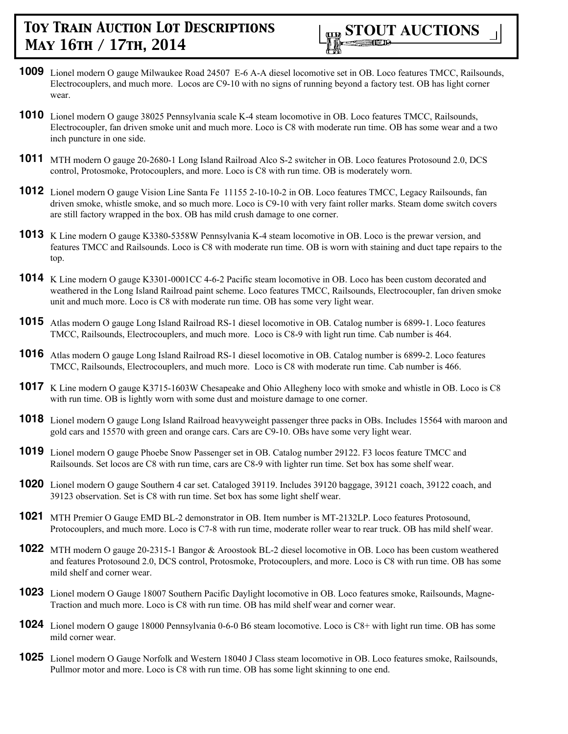**1009** Lionel modern O gauge Milwaukee Road 24507 E-6 A-A diesel locomotive set in OB. Loco features TMCC, Railsounds, Electrocouplers, and much more. Locos are C9-10 with no signs of running beyond a factory test. OB has light corner wear.

**1010** Lionel modern O gauge 38025 Pennsylvania scale K-4 steam locomotive in OB. Loco features TMCC, Railsounds, Electrocoupler, fan driven smoke unit and much more. Loco is C8 with moderate run time. OB has some wear and a two inch puncture in one side.

**1011** MTH modern O gauge 20-2680-1 Long Island Railroad Alco S-2 switcher in OB. Loco features Protosound 2.0, DCS control, Protosmoke, Protocouplers, and more. Loco is C8 with run time. OB is moderately worn.

**1012** Lionel modern O gauge Vision Line Santa Fe 11155 2-10-10-2 in OB. Loco features TMCC, Legacy Railsounds, fan driven smoke, whistle smoke, and so much more. Loco is C9-10 with very faint roller marks. Steam dome switch covers are still factory wrapped in the box. OB has mild crush damage to one corner.

**1013** K Line modern O gauge K3380-5358W Pennsylvania K-4 steam locomotive in OB. Loco is the prewar version, and features TMCC and Railsounds. Loco is C8 with moderate run time. OB is worn with staining and duct tape repairs to the top.

**1014** K Line modern O gauge K3301-0001CC 4-6-2 Pacific steam locomotive in OB. Loco has been custom decorated and weathered in the Long Island Railroad paint scheme. Loco features TMCC, Railsounds, Electrocoupler, fan driven smoke unit and much more. Loco is C8 with moderate run time. OB has some very light wear.

**1015** Atlas modern O gauge Long Island Railroad RS-1 diesel locomotive in OB. Catalog number is 6899-1. Loco features TMCC, Railsounds, Electrocouplers, and much more. Loco is C8-9 with light run time. Cab number is 464.

**1016** Atlas modern O gauge Long Island Railroad RS-1 diesel locomotive in OB. Catalog number is 6899-2. Loco features TMCC, Railsounds, Electrocouplers, and much more. Loco is C8 with moderate run time. Cab number is 466.

**1017** K Line modern O gauge K3715-1603W Chesapeake and Ohio Allegheny loco with smoke and whistle in OB. Loco is C8 with run time. OB is lightly worn with some dust and moisture damage to one corner.

**1018** Lionel modern O gauge Long Island Railroad heavyweight passenger three packs in OBs. Includes 15564 with maroon and gold cars and 15570 with green and orange cars. Cars are C9-10. OBs have some very light wear.

**1019** Lionel modern O gauge Phoebe Snow Passenger set in OB. Catalog number 29122. F3 locos feature TMCC and Railsounds. Set locos are C8 with run time, cars are C8-9 with lighter run time. Set box has some shelf wear.

**1020** Lionel modern O gauge Southern 4 car set. Cataloged 39119. Includes 39120 baggage, 39121 coach, 39122 coach, and 39123 observation. Set is C8 with run time. Set box has some light shelf wear.

**1021** MTH Premier O Gauge EMD BL-2 demonstrator in OB. Item number is MT-2132LP. Loco features Protosound, Protocouplers, and much more. Loco is C7-8 with run time, moderate roller wear to rear truck. OB has mild shelf wear.

**1022** MTH modern O gauge 20-2315-1 Bangor & Aroostook BL-2 diesel locomotive in OB. Loco has been custom weathered and features Protosound 2.0, DCS control, Protosmoke, Protocouplers, and more. Loco is C8 with run time. OB has some mild shelf and corner wear.

**1023** Lionel modern O Gauge 18007 Southern Pacific Daylight locomotive in OB. Loco features smoke, Railsounds, Magne-Traction and much more. Loco is C8 with run time. OB has mild shelf wear and corner wear.

**1024** Lionel modern O gauge 18000 Pennsylvania 0-6-0 B6 steam locomotive. Loco is C8+ with light run time. OB has some mild corner wear.

**1025** Lionel modern O Gauge Norfolk and Western 18040 J Class steam locomotive in OB. Loco features smoke, Railsounds, Pullmor motor and more. Loco is C8 with run time. OB has some light skinning to one end.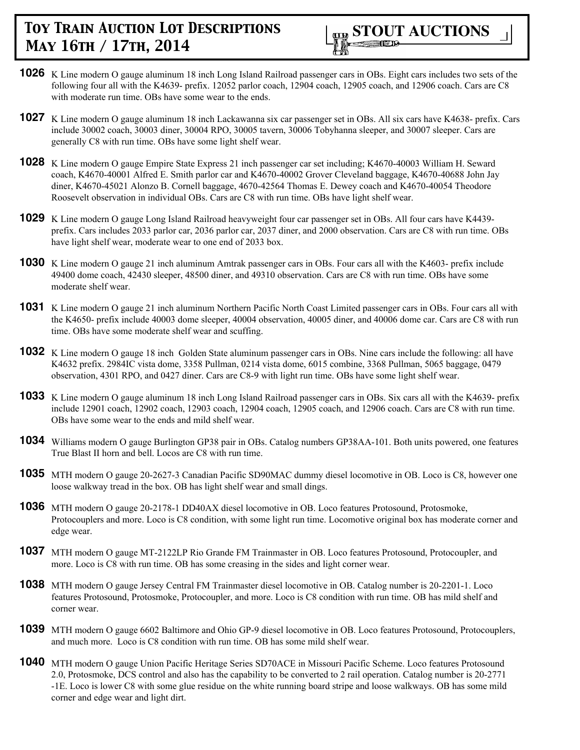**1026** K Line modern O gauge aluminum 18 inch Long Island Railroad passenger cars in OBs. Eight cars includes two sets of the following four all with the K4639- prefix. 12052 parlor coach, 12904 coach, 12905 coach, and 12906 coach. Cars are C8 with moderate run time. OBs have some wear to the ends.

**1027** K Line modern O gauge aluminum 18 inch Lackawanna six car passenger set in OBs. All six cars have K4638- prefix. Cars include 30002 coach, 30003 diner, 30004 RPO, 30005 tavern, 30006 Tobyhanna sleeper, and 30007 sleeper. Cars are generally C8 with run time. OBs have some light shelf wear.

**1028** K Line modern O gauge Empire State Express 21 inch passenger car set including; K4670-40003 William H. Seward coach, K4670-40001 Alfred E. Smith parlor car and K4670-40002 Grover Cleveland baggage, K4670-40688 John Jay diner, K4670-45021 Alonzo B. Cornell baggage, 4670-42564 Thomas E. Dewey coach and K4670-40054 Theodore Roosevelt observation in individual OBs. Cars are C8 with run time. OBs have light shelf wear.

**1029** K Line modern O gauge Long Island Railroad heavyweight four car passenger set in OBs. All four cars have K4439- prefix. Cars includes 2033 parlor car, 2036 parlor car, 2037 diner, and 2000 observation. Cars are C8 with run time. OBs have light shelf wear, moderate wear to one end of 2033 box.

**1030** K Line modern O gauge 21 inch aluminum Amtrak passenger cars in OBs. Four cars all with the K4603- prefix include 49400 dome coach, 42430 sleeper, 48500 diner, and 49310 observation. Cars are C8 with run time. OBs have some moderate shelf wear.

**1031** K Line modern O gauge 21 inch aluminum Northern Pacific North Coast Limited passenger cars in OBs. Four cars all with the K4650- prefix include 40003 dome sleeper, 40004 observation, 40005 diner, and 40006 dome car. Cars are C8 with run time. OBs have some moderate shelf wear and scuffing.

**1032** K Line modern O gauge 18 inch Golden State aluminum passenger cars in OBs. Nine cars include the following: all have K4632 prefix. 2984IC vista dome, 3358 Pullman, 0214 vista dome, 6015 combine, 3368 Pullman, 5065 baggage, 0479 observation, 4301 RPO, and 0427 diner. Cars are C8-9 with light run time. OBs have some light shelf wear.

**1033** K Line modern O gauge aluminum 18 inch Long Island Railroad passenger cars in OBs. Six cars all with the K4639- prefix include 12901 coach, 12902 coach, 12903 coach, 12904 coach, 12905 coach, and 12906 coach. Cars are C8 with run time. OBs have some wear to the ends and mild shelf wear.

**1034** Williams modern O gauge Burlington GP38 pair in OBs. Catalog numbers GP38AA-101. Both units powered, one features True Blast II horn and bell. Locos are C8 with run time.

**1035** MTH modern O gauge 20-2627-3 Canadian Pacific SD90MAC dummy diesel locomotive in OB. Loco is C8, however one loose walkway tread in the box. OB has light shelf wear and small dings.

**1036** MTH modern O gauge 20-2178-1 DD40AX diesel locomotive in OB. Loco features Protosound, Protosmoke, Protocouplers and more. Loco is C8 condition, with some light run time. Locomotive original box has moderate corner and edge wear.

**1037** MTH modern O gauge MT-2122LP Rio Grande FM Trainmaster in OB. Loco features Protosound, Protocoupler, and more. Loco is C8 with run time. OB has some creasing in the sides and light corner wear.

**1038** MTH modern O gauge Jersey Central FM Trainmaster diesel locomotive in OB. Catalog number is 20-2201-1. Loco features Protosound, Protosmoke, Protocoupler, and more. Loco is C8 condition with run time. OB has mild shelf and corner wear.

**1039** MTH modern O gauge 6602 Baltimore and Ohio GP-9 diesel locomotive in OB. Loco features Protosound, Protocouplers, and much more. Loco is C8 condition with run time. OB has some mild shelf wear.

**1040** MTH modern O gauge Union Pacific Heritage Series SD70ACE in Missouri Pacific Scheme. Loco features Protosound 2.0, Protosmoke, DCS control and also has the capability to be converted to 2 rail operation. Catalog number is 20-2771-1E. Loco is lower C8 with some glue residue on the white running board stripe and loose walkways. OB has some mild corner and edge wear and light dirt.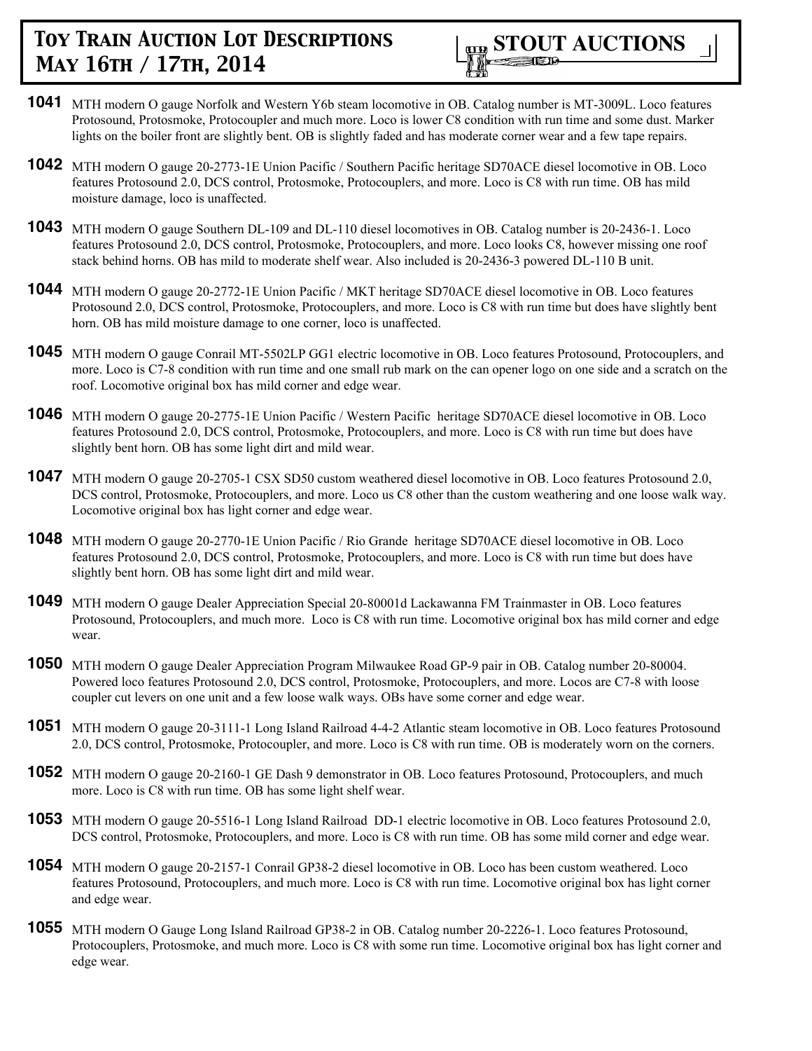**1041** MTH modern O gauge Norfolk and Western Y6b steam locomotive in OB. Catalog number is MT-3009L. Loco features Protosound, Protosmoke, Protocoupler and much more. Loco is lower C8 condition with run time and some dust. Marker lights on the boiler front are slightly bent. OB is slightly faded and has moderate corner wear and a few tape repairs.

**1042** MTH modern O gauge 20-2773-1E Union Pacific / Southern Pacific heritage SD70ACE diesel locomotive in OB. Loco features Protosound 2.0, DCS control, Protosmoke, Protocouplers, and more. Loco is C8 with run time. OB has mild moisture damage, loco is unaffected.

**1043** MTH modern O gauge Southern DL-109 and DL-110 diesel locomotives in OB. Catalog number is 20-2436-1. Loco features Protosound 2.0, DCS control, Protosmoke, Protocouplers, and more. Loco looks C8, however missing one roof stack behind horns. OB has mild to moderate shelf wear. Also included is 20-2436-3 powered DL-110 B unit.

**1044** MTH modern O gauge 20-2772-1E Union Pacific / MKT heritage SD70ACE diesel locomotive in OB. Loco features Protosound 2.0, DCS control, Protosmoke, Protocouplers, and more. Loco is C8 with run time but does have slightly bent horn. OB has mild moisture damage to one corner, loco is unaffected.

**1045** MTH modern O gauge Conrail MT-5502LP GG1 electric locomotive in OB. Loco features Protosound, Protocouplers, and more. Loco is C7-8 condition with run time and one small rub mark on the can opener logo on one side and a scratch on the roof. Locomotive original box has mild corner and edge wear.

**1046** MTH modern O gauge 20-2775-1E Union Pacific / Western Pacific heritage SD70ACE diesel locomotive in OB. Loco features Protosound 2.0, DCS control, Protosmoke, Protocouplers, and more. Loco is C8 with run time but does have slightly bent horn. OB has some light dirt and mild wear.

**1047** MTH modern O gauge 20-2705-1 CSX SD50 custom weathered diesel locomotive in OB. Loco features Protosound 2.0, DCS control, Protosmoke, Protocouplers, and more. Loco us C8 other than the custom weathering and one loose walk way. Locomotive original box has light corner and edge wear.

**1048** MTH modern O gauge 20-2770-1E Union Pacific / Rio Grande heritage SD70ACE diesel locomotive in OB. Loco features Protosound 2.0, DCS control, Protosmoke, Protocouplers, and more. Loco is C8 with run time but does have slightly bent horn. OB has some light dirt and mild wear.

**1049** MTH modern O gauge Dealer Appreciation Special 20-80001d Lackawanna FM Trainmaster in OB. Loco features Protosound, Protocouplers, and much more. Loco is C8 with run time. Locomotive original box has mild corner and edge wear.

**1050** MTH modern O gauge Dealer Appreciation Program Milwaukee Road GP-9 pair in OB. Catalog number 20-80004. Powered loco features Protosound 2.0, DCS control, Protosmoke, Protocouplers, and more. Locos are C7-8 with loose coupler cut levers on one unit and a few loose walk ways. OBs have some corner and edge wear.

**1051** MTH modern O gauge 20-3111-1 Long Island Railroad 4-4-2 Atlantic steam locomotive in OB. Loco features Protosound 2.0, DCS control, Protosmoke, Protocoupler, and more. Loco is C8 with run time. OB is moderately worn on the corners.

**1052** MTH modern O gauge 20-2160-1 GE Dash 9 demonstrator in OB. Loco features Protosound, Protocouplers, and much more. Loco is C8 with run time. OB has some light shelf wear.

**1053** MTH modern O gauge 20-5516-1 Long Island Railroad DD-1 electric locomotive in OB. Loco features Protosound 2.0, DCS control, Protosmoke, Protocouplers, and more. Loco is C8 with run time. OB has some mild corner and edge wear.

**1054** MTH modern O gauge 20-2157-1 Conrail GP38-2 diesel locomotive in OB. Loco has been custom weathered. Loco features Protosound, Protocouplers, and much more. Loco is C8 with run time. Locomotive original box has light corner and edge wear.

**1055** MTH modern O Gauge Long Island Railroad GP38-2 in OB. Catalog number 20-2226-1. Loco features Protosound, Protocouplers, Protosmoke, and much more. Loco is C8 with some run time. Locomotive original box has light corner and edge wear.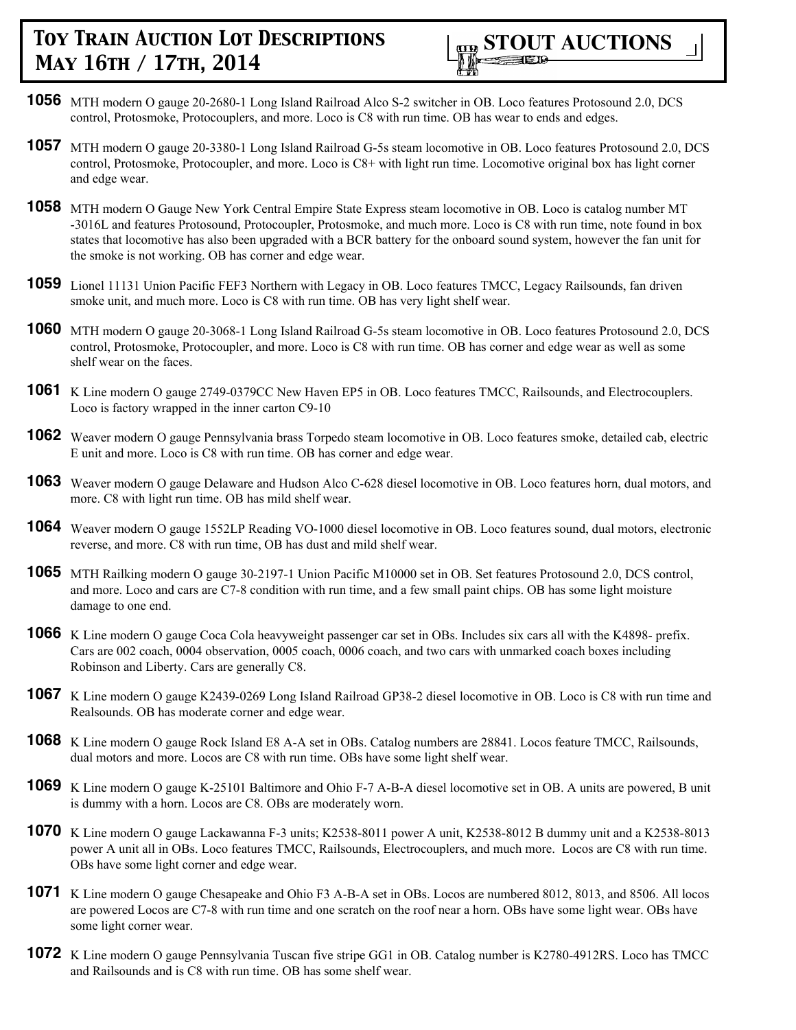**1056** MTH modern O gauge 20-2680-1 Long Island Railroad Alco S-2 switcher in OB. Loco features Protosound 2.0, DCS control, Protosmoke, Protocouplers, and more. Loco is C8 with run time. OB has wear to ends and edges.

**1057** MTH modern O gauge 20-3380-1 Long Island Railroad G-5s steam locomotive in OB. Loco features Protosound 2.0, DCS control, Protosmoke, Protocoupler, and more. Loco is C8+ with light run time. Locomotive original box has light corner and edge wear.

**1058** MTH modern O Gauge New York Central Empire State Express steam locomotive in OB. Loco is catalog number MT -3016L and features Protosound, Protocoupler, Protosmoke, and much more. Loco is C8 with run time, note found in box states that locomotive has also been upgraded with a BCR battery for the onboard sound system, however the fan unit for the smoke is not working. OB has corner and edge wear.

**1059** Lionel 11131 Union Pacific FEF3 Northern with Legacy in OB. Loco features TMCC, Legacy Railsounds, fan driven smoke unit, and much more. Loco is C8 with run time. OB has very light shelf wear.

**1060** MTH modern O gauge 20-3068-1 Long Island Railroad G-5s steam locomotive in OB. Loco features Protosound 2.0, DCS control, Protosmoke, Protocoupler, and more. Loco is C8 with run time. OB has corner and edge wear as well as some shelf wear on the faces.

**1061** K Line modern O gauge 2749-0379CC New Haven EP5 in OB. Loco features TMCC, Railsounds, and Electrocouplers. Loco is factory wrapped in the inner carton C9-10

**1062** Weaver modern O gauge Pennsylvania brass Torpedo steam locomotive in OB. Loco features smoke, detailed cab, electric E unit and more. Loco is C8 with run time. OB has corner and edge wear.

**1063** Weaver modern O gauge Delaware and Hudson Alco C-628 diesel locomotive in OB. Loco features horn, dual motors, and more. C8 with light run time. OB has mild shelf wear.

**1064** Weaver modern O gauge 1552LP Reading VO-1000 diesel locomotive in OB. Loco features sound, dual motors, electronic reverse, and more. C8 with run time, OB has dust and mild shelf wear.

**1065** MTH Railking modern O gauge 30-2197-1 Union Pacific M10000 set in OB. Set features Protosound 2.0, DCS control, and more. Loco and cars are C7-8 condition with run time, and a few small paint chips. OB has some light moisture damage to one end.

**1066** K Line modern O gauge Coca Cola heavyweight passenger car set in OBs. Includes six cars all with the K4898- prefix. Cars are 002 coach, 0004 observation, 0005 coach, 0006 coach, and two cars with unmarked coach boxes including Robinson and Liberty. Cars are generally C8.

**1067** K Line modern O gauge K2439-0269 Long Island Railroad GP38-2 diesel locomotive in OB. Loco is C8 with run time and Realsounds. OB has moderate corner and edge wear.

**1068** K Line modern O gauge Rock Island E8 A-A set in OBs. Catalog numbers are 28841. Locos feature TMCC, Railsounds, dual motors and more. Locos are C8 with run time. OBs have some light shelf wear.

**1069** K Line modern O gauge K-25101 Baltimore and Ohio F-7 A-B-A diesel locomotive set in OB. A units are powered, B unit is dummy with a horn. Locos are C8. OBs are moderately worn.

**1070** K Line modern O gauge Lackawanna F-3 units; K2538-8011 power A unit, K2538-8012 B dummy unit and a K2538-8013 power A unit all in OBs. Loco features TMCC, Railsounds, Electrocouplers, and much more. Locos are C8 with run time. OBs have some light corner and edge wear.

**1071** K Line modern O gauge Chesapeake and Ohio F3 A-B-A set in OBs. Locos are numbered 8012, 8013, and 8506. All locos are powered Locos are C7-8 with run time and one scratch on the roof near a horn. OBs have some light wear. OBs have some light corner wear.

**1072** K Line modern O gauge Pennsylvania Tuscan five stripe GG1 in OB. Catalog number is K2780-4912RS. Loco has TMCC and Railsounds and is C8 with run time. OB has some shelf wear.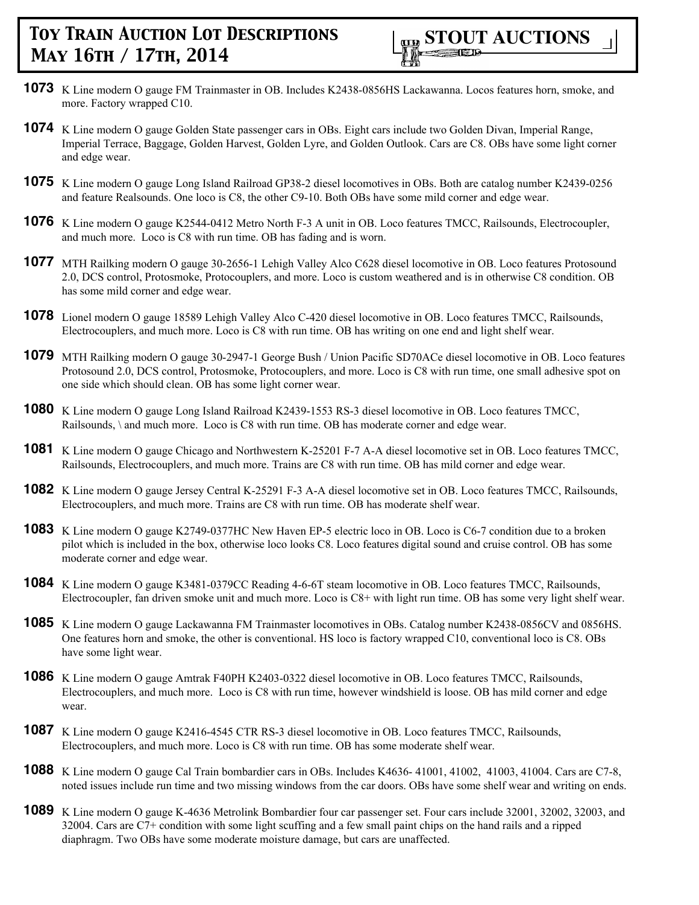**1073** K Line modern O gauge FM Trainmaster in OB. Includes K2438-0856HS Lackawanna. Locos features horn, smoke, and more. Factory wrapped C10.

**1074** K Line modern O gauge Golden State passenger cars in OBs. Eight cars include two Golden Divan, Imperial Range, Imperial Terrace, Baggage, Golden Harvest, Golden Lyre, and Golden Outlook. Cars are C8. OBs have some light corner and edge wear.

**1075** K Line modern O gauge Long Island Railroad GP38-2 diesel locomotives in OBs. Both are catalog number K2439-0256 and feature Realsounds. One loco is C8, the other C9-10. Both OBs have some mild corner and edge wear.

**1076** K Line modern O gauge K2544-0412 Metro North F-3 A unit in OB. Loco features TMCC, Railsounds, Electrocoupler, and much more. Loco is C8 with run time. OB has fading and is worn.

**1077** MTH Railking modern O gauge 30-2656-1 Lehigh Valley Alco C628 diesel locomotive in OB. Loco features Protosound 2.0, DCS control, Protosmoke, Protocouplers, and more. Loco is custom weathered and is in otherwise C8 condition. OB has some mild corner and edge wear.

**1078** Lionel modern O gauge 18589 Lehigh Valley Alco C-420 diesel locomotive in OB. Loco features TMCC, Railsounds, Electrocouplers, and much more. Loco is C8 with run time. OB has writing on one end and light shelf wear.

**1079** MTH Railking modern O gauge 30-2947-1 George Bush / Union Pacific SD70ACe diesel locomotive in OB. Loco features Protosound 2.0, DCS control, Protosmoke, Protocouplers, and more. Loco is C8 with run time, one small adhesive spot on one side which should clean. OB has some light corner wear.

**1080** K Line modern O gauge Long Island Railroad K2439-1553 RS-3 diesel locomotive in OB. Loco features TMCC, Railsounds, \ and much more. Loco is C8 with run time. OB has moderate corner and edge wear.

**1081** K Line modern O gauge Chicago and Northwestern K-25201 F-7 A-A diesel locomotive set in OB. Loco features TMCC, Railsounds, Electrocouplers, and much more. Trains are C8 with run time. OB has mild corner and edge wear.

**1082** K Line modern O gauge Jersey Central K-25291 F-3 A-A diesel locomotive set in OB. Loco features TMCC, Railsounds, Electrocouplers, and much more. Trains are C8 with run time. OB has moderate shelf wear.

**1083** K Line modern O gauge K2749-0377HC New Haven EP-5 electric loco in OB. Loco is C6-7 condition due to a broken pilot which is included in the box, otherwise loco looks C8. Loco features digital sound and cruise control. OB has some moderate corner and edge wear.

**1084** K Line modern O gauge K3481-0379CC Reading 4-6-6T steam locomotive in OB. Loco features TMCC, Railsounds, Electrocoupler, fan driven smoke unit and much more. Loco is C8+ with light run time. OB has some very light shelf wear.

**1085** K Line modern O gauge Lackawanna FM Trainmaster locomotives in OBs. Catalog number K2438-0856CV and 0856HS. One features horn and smoke, the other is conventional. HS loco is factory wrapped C10, conventional loco is C8. OBs have some light wear.

**1086** K Line modern O gauge Amtrak F40PH K2403-0322 diesel locomotive in OB. Loco features TMCC, Railsounds, Electrocouplers, and much more. Loco is C8 with run time, however windshield is loose. OB has mild corner and edge wear.

**1087** K Line modern O gauge K2416-4545 CTR RS-3 diesel locomotive in OB. Loco features TMCC, Railsounds, Electrocouplers, and much more. Loco is C8 with run time. OB has some moderate shelf wear.

**1088** K Line modern O gauge Cal Train bombardier cars in OBs. Includes K4636- 41001, 41002, 41003, 41004. Cars are C7-8, noted issues include run time and two missing windows from the car doors. OBs have some shelf wear and writing on ends.

**1089** K Line modern O gauge K-4636 Metrolink Bombardier four car passenger set. Four cars include 32001, 32002, 32003, and 32004. Cars are C7+ condition with some light scuffing and a few small paint chips on the hand rails and a ripped diaphragm. Two OBs have some moderate moisture damage, but cars are unaffected.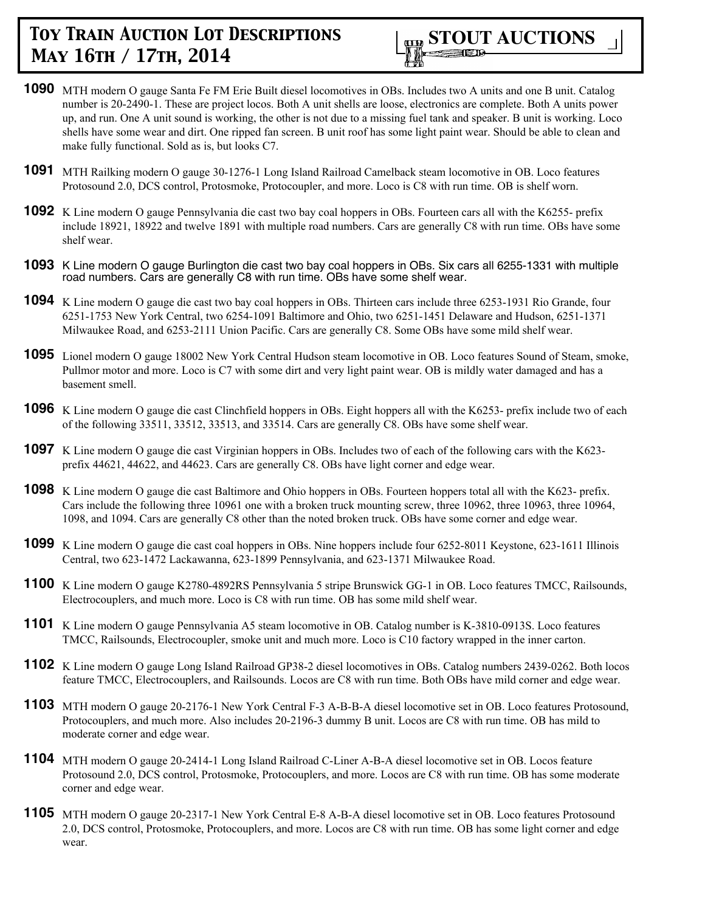**1090** MTH modern O gauge Santa Fe FM Erie Built diesel locomotives in OBs. Includes two A units and one B unit. Catalog number is 20-2490-1. These are project locos. Both A unit shells are loose, electronics are complete. Both A units power up, and run. One A unit sound is working, the other is not due to a missing fuel tank and speaker. B unit is working. Loco shells have some wear and dirt. One ripped fan screen. B unit roof has some light paint wear. Should be able to clean and make fully functional. Sold as is, but looks C7.

**1091** MTH Railking modern O gauge 30-1276-1 Long Island Railroad Camelback steam locomotive in OB. Loco features Protosound 2.0, DCS control, Protosmoke, Protocoupler, and more. Loco is C8 with run time. OB is shelf worn.

**1092** K Line modern O gauge Pennsylvania die cast two bay coal hoppers in OBs. Fourteen cars all with the K6255- prefix include 18921, 18922 and twelve 1891 with multiple road numbers. Cars are generally C8 with run time. OBs have some shelf wear.

**1093** K Line modern O gauge Burlington die cast two bay coal hoppers in OBs. Six cars all 6255-1331 with multiple road numbers. Cars are generally C8 with run time. OBs have some shelf wear.

**1094** K Line modern O gauge die cast two bay coal hoppers in OBs. Thirteen cars include three 6253-1931 Rio Grande, four 6251-1753 New York Central, two 6254-1091 Baltimore and Ohio, two 6251-1451 Delaware and Hudson, 6251-1371 Milwaukee Road, and 6253-2111 Union Pacific. Cars are generally C8. Some OBs have some mild shelf wear.

**1095** Lionel modern O gauge 18002 New York Central Hudson steam locomotive in OB. Loco features Sound of Steam, smoke, Pullmor motor and more. Loco is C7 with some dirt and very light paint wear. OB is mildly water damaged and has a basement smell.

**1096** K Line modern O gauge die cast Clinchfield hoppers in OBs. Eight hoppers all with the K6253- prefix include two of each of the following 33511, 33512, 33513, and 33514. Cars are generally C8. OBs have some shelf wear.

**1097** K Line modern O gauge die cast Virginian hoppers in OBs. Includes two of each of the following cars with the K623- prefix 44621, 44622, and 44623. Cars are generally C8. OBs have light corner and edge wear.

**1098** K Line modern O gauge die cast Baltimore and Ohio hoppers in OBs. Fourteen hoppers total all with the K623- prefix. Cars include the following three 10961 one with a broken truck mounting screw, three 10962, three 10963, three 10964, 1098, and 1094. Cars are generally C8 other than the noted broken truck. OBs have some corner and edge wear.

**1099** K Line modern O gauge die cast coal hoppers in OBs. Nine hoppers include four 6252-8011 Keystone, 623-1611 Illinois Central, two 623-1472 Lackawanna, 623-1899 Pennsylvania, and 623-1371 Milwaukee Road.

**1100** K Line modern O gauge K2780-4892RS Pennsylvania 5 stripe Brunswick GG-1 in OB. Loco features TMCC, Railsounds, Electrocouplers, and much more. Loco is C8 with run time. OB has some mild shelf wear.

**1101** K Line modern O gauge Pennsylvania A5 steam locomotive in OB. Catalog number is K-3810-0913S. Loco features TMCC, Railsounds, Electrocoupler, smoke unit and much more. Loco is C10 factory wrapped in the inner carton.

**1102** K Line modern O gauge Long Island Railroad GP38-2 diesel locomotives in OBs. Catalog numbers 2439-0262. Both locos feature TMCC, Electrocouplers, and Railsounds. Locos are C8 with run time. Both OBs have mild corner and edge wear.

**1103** MTH modern O gauge 20-2176-1 New York Central F-3 A-B-B-A diesel locomotive set in OB. Loco features Protosound, Protocouplers, and much more. Also includes 20-2196-3 dummy B unit. Locos are C8 with run time. OB has mild to moderate corner and edge wear.

**1104** MTH modern O gauge 20-2414-1 Long Island Railroad C-Liner A-B-A diesel locomotive set in OB. Locos feature Protosound 2.0, DCS control, Protosmoke, Protocouplers, and more. Locos are C8 with run time. OB has some moderate corner and edge wear.

**1105** MTH modern O gauge 20-2317-1 New York Central E-8 A-B-A diesel locomotive set in OB. Loco features Protosound 2.0, DCS control, Protosmoke, Protocouplers, and more. Locos are C8 with run time. OB has some light corner and edge wear.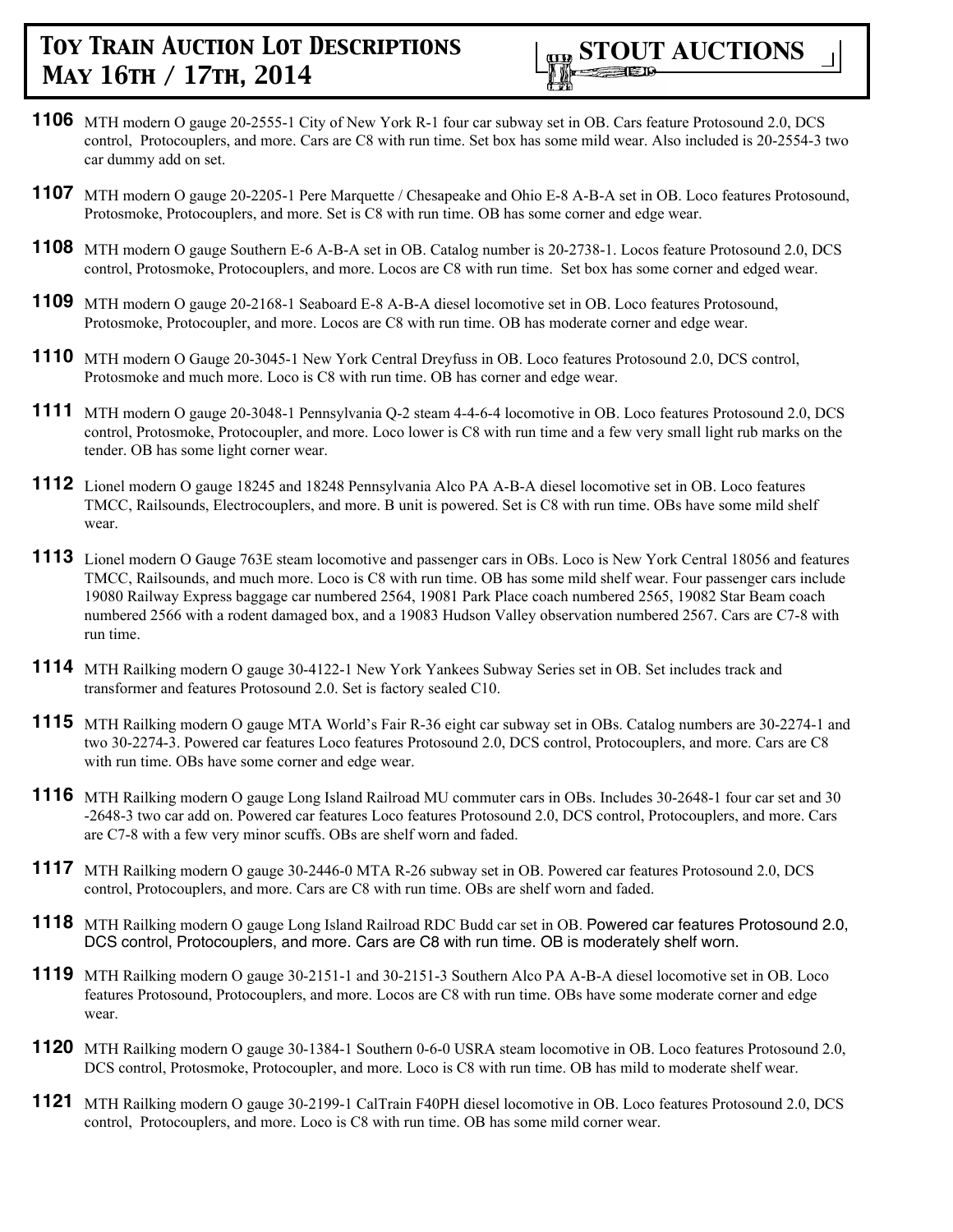**1106** MTH modern O gauge 20-2555-1 City of New York R-1 four car subway set in OB. Cars feature Protosound 2.0, DCS control, Protocouplers, and more. Cars are C8 with run time. Set box has some mild wear. Also included is 20-2554-3 two car dummy add on set.

**1107** MTH modern O gauge 20-2205-1 Pere Marquette / Chesapeake and Ohio E-8 A-B-A set in OB. Loco features Protosound, Protosmoke, Protocouplers, and more. Set is C8 with run time. OB has some corner and edge wear.

**1108** MTH modern O gauge Southern E-6 A-B-A set in OB. Catalog number is 20-2738-1. Locos feature Protosound 2.0, DCS control, Protosmoke, Protocouplers, and more. Locos are C8 with run time. Set box has some corner and edged wear.

**1109** MTH modern O gauge 20-2168-1 Seaboard E-8 A-B-A diesel locomotive set in OB. Loco features Protosound, Protosmoke, Protocoupler, and more. Locos are C8 with run time. OB has moderate corner and edge wear.

**1110** MTH modern O Gauge 20-3045-1 New York Central Dreyfuss in OB. Loco features Protosound 2.0, DCS control, Protosmoke and much more. Loco is C8 with run time. OB has corner and edge wear.

**1111** MTH modern O gauge 20-3048-1 Pennsylvania Q-2 steam 4-4-6-4 locomotive in OB. Loco features Protosound 2.0, DCS control, Protosmoke, Protocoupler, and more. Loco lower is C8 with run time and a few very small light rub marks on the tender. OB has some light corner wear.

**1112** Lionel modern O gauge 18245 and 18248 Pennsylvania Alco PA A-B-A diesel locomotive set in OB. Loco features TMCC, Railsounds, Electrocouplers, and more. B unit is powered. Set is C8 with run time. OBs have some mild shelf wear.

**1113** Lionel modern O Gauge 763E steam locomotive and passenger cars in OBs. Loco is New York Central 18056 and features TMCC, Railsounds, and much more. Loco is C8 with run time. OB has some mild shelf wear. Four passenger cars include 19080 Railway Express baggage car numbered 2564, 19081 Park Place coach numbered 2565, 19082 Star Beam coach numbered 2566 with a rodent damaged box, and a 19083 Hudson Valley observation numbered 2567. Cars are C7-8 with run time.

**1114** MTH Railking modern O gauge 30-4122-1 New York Yankees Subway Series set in OB. Set includes track and transformer and features Protosound 2.0. Set is factory sealed C10.

**1115** MTH Railking modern O gauge MTA World's Fair R-36 eight car subway set in OBs. Catalog numbers are 30-2274-1 and two 30-2274-3. Powered car features Loco features Protosound 2.0, DCS control, Protocouplers, and more. Cars are C8 with run time. OBs have some corner and edge wear.

**1116** MTH Railking modern O gauge Long Island Railroad MU commuter cars in OBs. Includes 30-2648-1 four car set and 30 -2648-3 two car add on. Powered car features Loco features Protosound 2.0, DCS control, Protocouplers, and more. Cars are C7-8 with a few very minor scuffs. OBs are shelf worn and faded.

**1117** MTH Railking modern O gauge 30-2446-0 MTA R-26 subway set in OB. Powered car features Protosound 2.0, DCS control, Protocouplers, and more. Cars are C8 with run time. OBs are shelf worn and faded.

**1118** MTH Railking modern O gauge Long Island Railroad RDC Budd car set in OB. Powered car features Protosound 2.0, DCS control, Protocouplers, and more. Cars are C8 with run time. OB is moderately shelf worn.

**1119** MTH Railking modern O gauge 30-2151-1 and 30-2151-3 Southern Alco PA A-B-A diesel locomotive set in OB. Loco features Protosound, Protocouplers, and more. Locos are C8 with run time. OBs have some moderate corner and edge wear.

**1120** MTH Railking modern O gauge 30-1384-1 Southern 0-6-0 USRA steam locomotive in OB. Loco features Protosound 2.0, DCS control, Protosmoke, Protocoupler, and more. Loco is C8 with run time. OB has mild to moderate shelf wear.

**1121** MTH Railking modern O gauge 30-2199-1 CalTrain F40PH diesel locomotive in OB. Loco features Protosound 2.0, DCS control, Protocouplers, and more. Loco is C8 with run time. OB has some mild corner wear.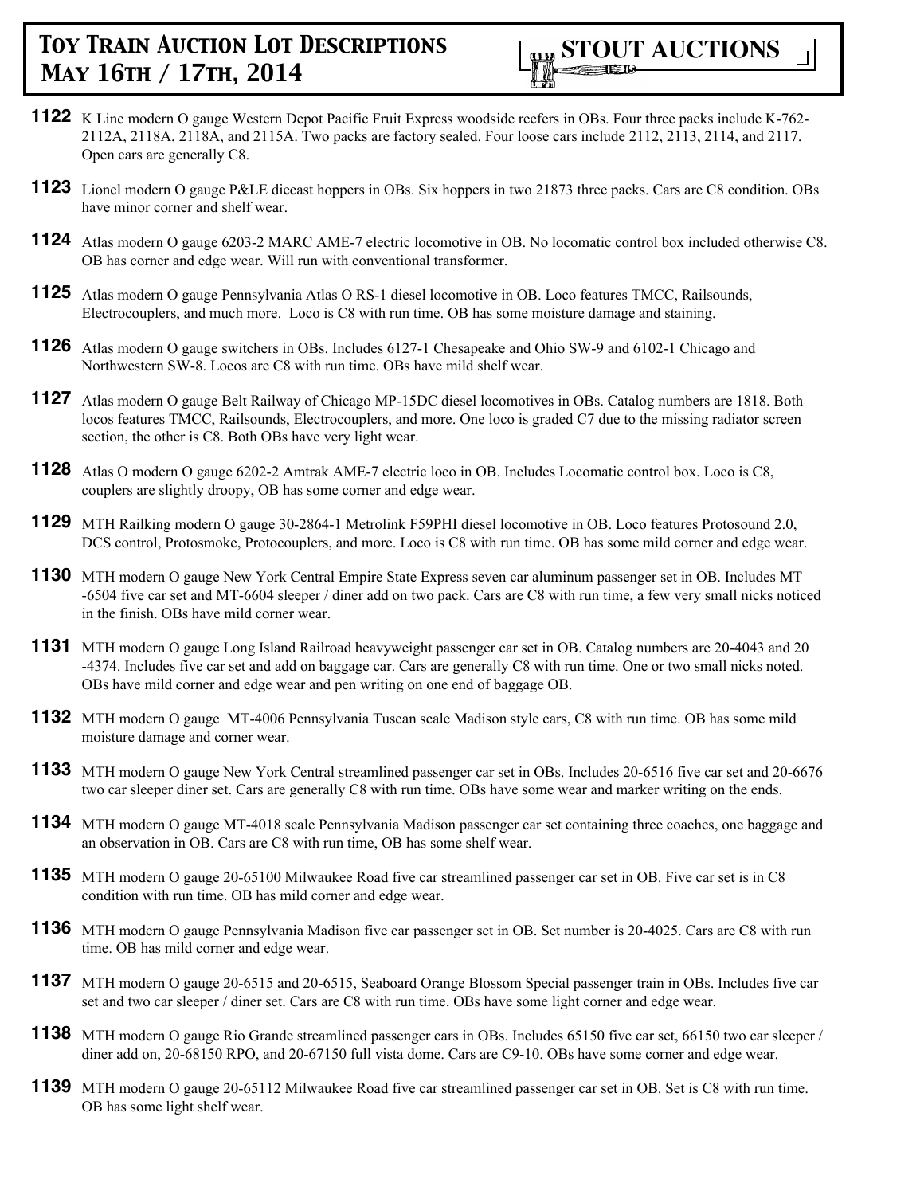**1122** K Line modern O gauge Western Depot Pacific Fruit Express woodside reefers in OBs. Four three packs include K-762-2112A, 2118A, 2118A, and 2115A. Two packs are factory sealed. Four loose cars include 2112, 2113, 2114, and 2117. Open cars are generally C8.

**1123** Lionel modern O gauge P&LE diecast hoppers in OBs. Six hoppers in two 21873 three packs. Cars are C8 condition. OBs have minor corner and shelf wear.

**1124** Atlas modern O gauge 6203-2 MARC AME-7 electric locomotive in OB. No locomatic control box included otherwise C8. OB has corner and edge wear. Will run with conventional transformer.

**1125** Atlas modern O gauge Pennsylvania Atlas O RS-1 diesel locomotive in OB. Loco features TMCC, Railsounds, Electrocouplers, and much more. Loco is C8 with run time. OB has some moisture damage and staining.

**1126** Atlas modern O gauge switchers in OBs. Includes 6127-1 Chesapeake and Ohio SW-9 and 6102-1 Chicago and Northwestern SW-8. Locos are C8 with run time. OBs have mild shelf wear.

**1127** Atlas modern O gauge Belt Railway of Chicago MP-15DC diesel locomotives in OBs. Catalog numbers are 1818. Both locos features TMCC, Railsounds, Electrocouplers, and more. One loco is graded C7 due to the missing radiator screen section, the other is C8. Both OBs have very light wear.

**1128** Atlas O modern O gauge 6202-2 Amtrak AME-7 electric loco in OB. Includes Locomatic control box. Loco is C8, couplers are slightly droopy, OB has some corner and edge wear.

**1129** MTH Railking modern O gauge 30-2864-1 Metrolink F59PHI diesel locomotive in OB. Loco features Protosound 2.0, DCS control, Protosmoke, Protocouplers, and more. Loco is C8 with run time. OB has some mild corner and edge wear.

**1130** MTH modern O gauge New York Central Empire State Express seven car aluminum passenger set in OB. Includes MT -6504 five car set and MT-6604 sleeper / diner add on two pack. Cars are C8 with run time, a few very small nicks noticed in the finish. OBs have mild corner wear.

**1131** MTH modern O gauge Long Island Railroad heavyweight passenger car set in OB. Catalog numbers are 20-4043 and 20 -4374. Includes five car set and add on baggage car. Cars are generally C8 with run time. One or two small nicks noted. OBs have mild corner and edge wear and pen writing on one end of baggage OB.

**1132** MTH modern O gauge MT-4006 Pennsylvania Tuscan scale Madison style cars, C8 with run time. OB has some mild moisture damage and corner wear.

**1133** MTH modern O gauge New York Central streamlined passenger car set in OBs. Includes 20-6516 five car set and 20-6676 two car sleeper diner set. Cars are generally C8 with run time. OBs have some wear and marker writing on the ends.

**1134** MTH modern O gauge MT-4018 scale Pennsylvania Madison passenger car set containing three coaches, one baggage and an observation in OB. Cars are C8 with run time, OB has some shelf wear.

**1135** MTH modern O gauge 20-65100 Milwaukee Road five car streamlined passenger car set in OB. Five car set is in C8 condition with run time. OB has mild corner and edge wear.

**1136** MTH modern O gauge Pennsylvania Madison five car passenger set in OB. Set number is 20-4025. Cars are C8 with run time. OB has mild corner and edge wear.

**1137** MTH modern O gauge 20-6515 and 20-6515, Seaboard Orange Blossom Special passenger train in OBs. Includes five car set and two car sleeper / diner set. Cars are C8 with run time. OBs have some light corner and edge wear.

**1138** MTH modern O gauge Rio Grande streamlined passenger cars in OBs. Includes 65150 five car set, 66150 two car sleeper / diner add on, 20-68150 RPO, and 20-67150 full vista dome. Cars are C9-10. OBs have some corner and edge wear.

**1139** MTH modern O gauge 20-65112 Milwaukee Road five car streamlined passenger car set in OB. Set is C8 with run time. OB has some light shelf wear.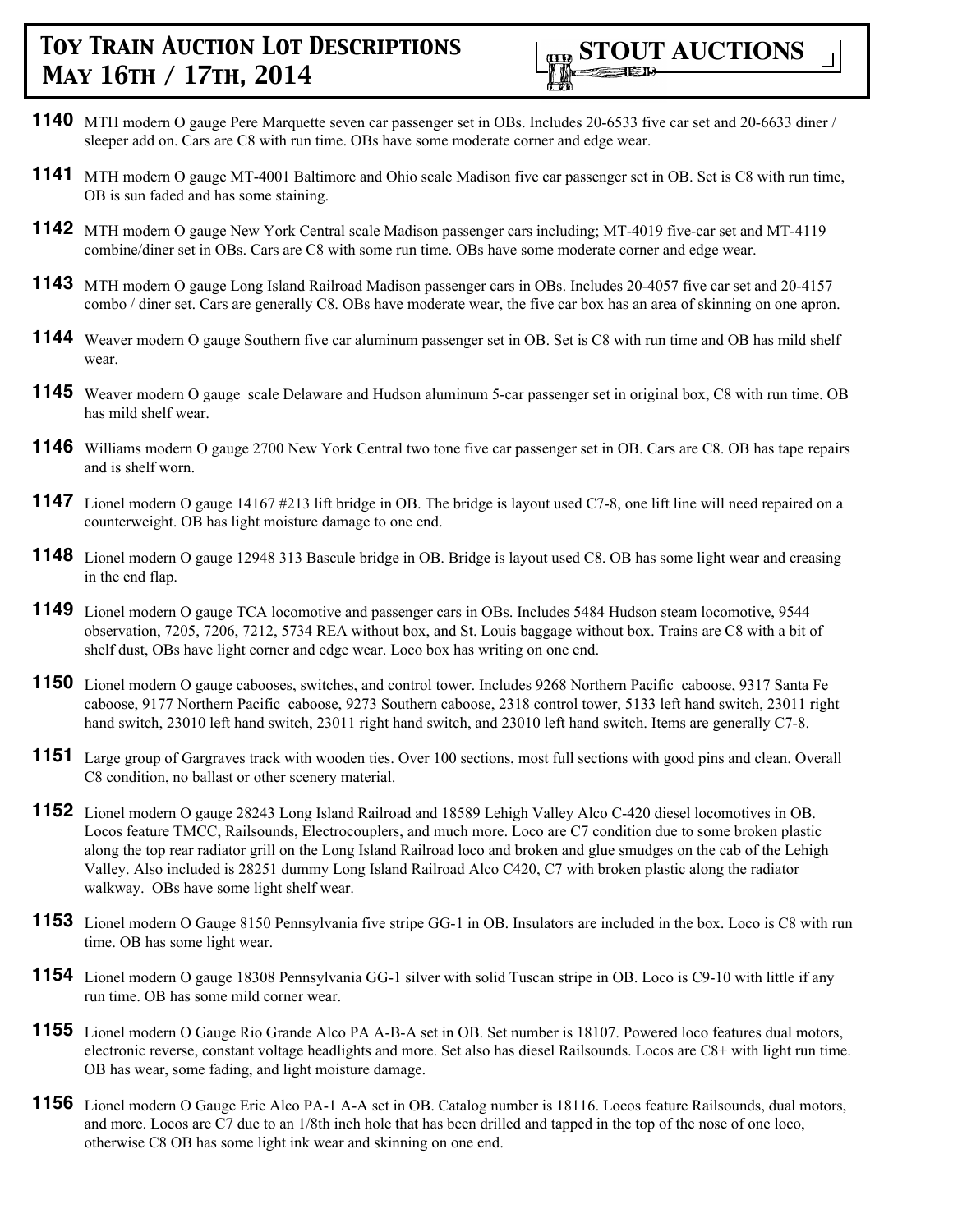**1140** MTH modern O gauge Pere Marquette seven car passenger set in OBs. Includes 20-6533 five car set and 20-6633 diner / sleeper add on. Cars are C8 with run time. OBs have some moderate corner and edge wear.

**1141** MTH modern O gauge MT-4001 Baltimore and Ohio scale Madison five car passenger set in OB. Set is C8 with run time, OB is sun faded and has some staining.

**1142** MTH modern O gauge New York Central scale Madison passenger cars including; MT-4019 five-car set and MT-4119 combine/diner set in OBs. Cars are C8 with some run time. OBs have some moderate corner and edge wear.

**1143** MTH modern O gauge Long Island Railroad Madison passenger cars in OBs. Includes 20-4057 five car set and 20-4157 combo / diner set. Cars are generally C8. OBs have moderate wear, the five car box has an area of skinning on one apron.

**1144** Weaver modern O gauge Southern five car aluminum passenger set in OB. Set is C8 with run time and OB has mild shelf wear.

**1145** Weaver modern O gauge scale Delaware and Hudson aluminum 5-car passenger set in original box, C8 with run time. OB has mild shelf wear.

**1146** Williams modern O gauge 2700 New York Central two tone five car passenger set in OB. Cars are C8. OB has tape repairs and is shelf worn.

**1147** Lionel modern O gauge 14167 #213 lift bridge in OB. The bridge is layout used C7-8, one lift line will need repaired on a counterweight. OB has light moisture damage to one end.

**1148** Lionel modern O gauge 12948 313 Bascule bridge in OB. Bridge is layout used C8. OB has some light wear and creasing in the end flap.

**1149** Lionel modern O gauge TCA locomotive and passenger cars in OBs. Includes 5484 Hudson steam locomotive, 9544 observation, 7205, 7206, 7212, 5734 REA without box, and St. Louis baggage without box. Trains are C8 with a bit of shelf dust, OBs have light corner and edge wear. Loco box has writing on one end.

**1150** Lionel modern O gauge cabooses, switches, and control tower. Includes 9268 Northern Pacific caboose, 9317 Santa Fe caboose, 9177 Northern Pacific caboose, 9273 Southern caboose, 2318 control tower, 5133 left hand switch, 23011 right hand switch, 23010 left hand switch, 23011 right hand switch, and 23010 left hand switch. Items are generally C7-8.

**1151** Large group of Gargraves track with wooden ties. Over 100 sections, most full sections with good pins and clean. Overall C8 condition, no ballast or other scenery material.

**1152** Lionel modern O gauge 28243 Long Island Railroad and 18589 Lehigh Valley Alco C-420 diesel locomotives in OB. Locos feature TMCC, Railsounds, Electrocouplers, and much more. Loco are C7 condition due to some broken plastic along the top rear radiator grill on the Long Island Railroad loco and broken and glue smudges on the cab of the Lehigh Valley. Also included is 28251 dummy Long Island Railroad Alco C420, C7 with broken plastic along the radiator walkway. OBs have some light shelf wear.

**1153** Lionel modern O Gauge 8150 Pennsylvania five stripe GG-1 in OB. Insulators are included in the box. Loco is C8 with run time. OB has some light wear.

**1154** Lionel modern O gauge 18308 Pennsylvania GG-1 silver with solid Tuscan stripe in OB. Loco is C9-10 with little if any run time. OB has some mild corner wear.

**1155** Lionel modern O Gauge Rio Grande Alco PA A-B-A set in OB. Set number is 18107. Powered loco features dual motors, electronic reverse, constant voltage headlights and more. Set also has diesel Railsounds. Locos are C8+ with light run time. OB has wear, some fading, and light moisture damage.

**1156** Lionel modern O Gauge Erie Alco PA-1 A-A set in OB. Catalog number is 18116. Locos feature Railsounds, dual motors, and more. Locos are C7 due to an 1/8th inch hole that has been drilled and tapped in the top of the nose of one loco, otherwise C8 OB has some light ink wear and skinning on one end.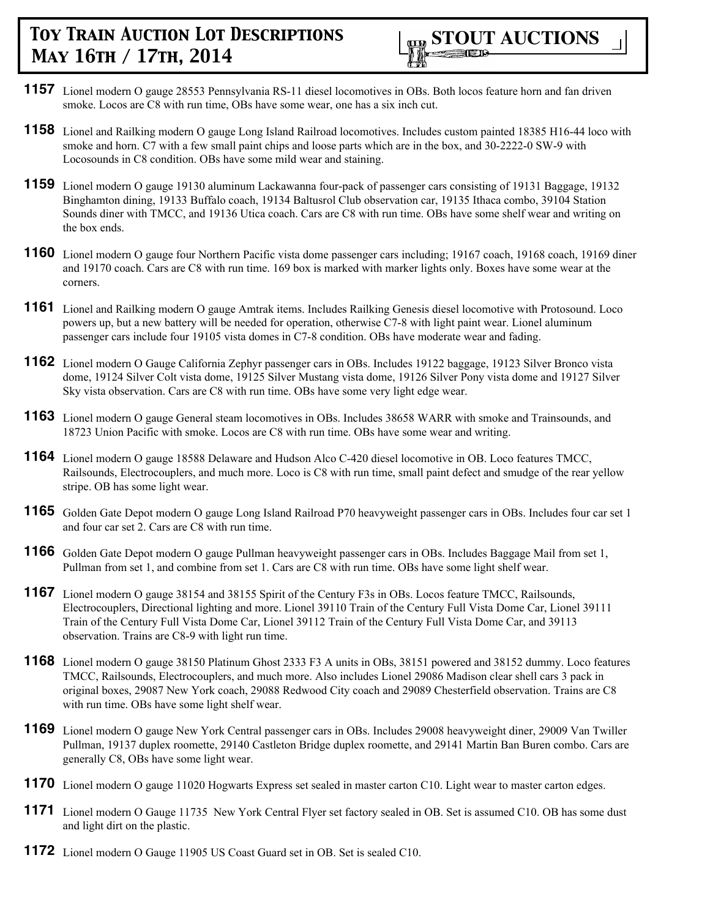**1157** Lionel modern O gauge 28553 Pennsylvania RS-11 diesel locomotives in OBs. Both locos feature horn and fan driven smoke. Locos are C8 with run time, OBs have some wear, one has a six inch cut.

**1158** Lionel and Railking modern O gauge Long Island Railroad locomotives. Includes custom painted 18385 H16-44 loco with smoke and horn. C7 with a few small paint chips and loose parts which are in the box, and 30-2222-0 SW-9 with Locosounds in C8 condition. OBs have some mild wear and staining.

**1159** Lionel modern O gauge 19130 aluminum Lackawanna four-pack of passenger cars consisting of 19131 Baggage, 19132 Binghamton dining, 19133 Buffalo coach, 19134 Baltusrol Club observation car, 19135 Ithaca combo, 39104 Station Sounds diner with TMCC, and 19136 Utica coach. Cars are C8 with run time. OBs have some shelf wear and writing on the box ends.

**1160** Lionel modern O gauge four Northern Pacific vista dome passenger cars including; 19167 coach, 19168 coach, 19169 diner and 19170 coach. Cars are C8 with run time. 169 box is marked with marker lights only. Boxes have some wear at the corners.

**1161** Lionel and Railking modern O gauge Amtrak items. Includes Railking Genesis diesel locomotive with Protosound. Loco powers up, but a new battery will be needed for operation, otherwise C7-8 with light paint wear. Lionel aluminum passenger cars include four 19105 vista domes in C7-8 condition. OBs have moderate wear and fading.

**1162** Lionel modern O Gauge California Zephyr passenger cars in OBs. Includes 19122 baggage, 19123 Silver Bronco vista dome, 19124 Silver Colt vista dome, 19125 Silver Mustang vista dome, 19126 Silver Pony vista dome and 19127 Silver Sky vista observation. Cars are C8 with run time. OBs have some very light edge wear.

**1163** Lionel modern O gauge General steam locomotives in OBs. Includes 38658 WARR with smoke and Trainsounds, and 18723 Union Pacific with smoke. Locos are C8 with run time. OBs have some wear and writing.

**1164** Lionel modern O gauge 18588 Delaware and Hudson Alco C-420 diesel locomotive in OB. Loco features TMCC, Railsounds, Electrocouplers, and much more. Loco is C8 with run time, small paint defect and smudge of the rear yellow stripe. OB has some light wear.

**1165** Golden Gate Depot modern O gauge Long Island Railroad P70 heavyweight passenger cars in OBs. Includes four car set 1 and four car set 2. Cars are C8 with run time.

**1166** Golden Gate Depot modern O gauge Pullman heavyweight passenger cars in OBs. Includes Baggage Mail from set 1, Pullman from set 1, and combine from set 1. Cars are C8 with run time. OBs have some light shelf wear.

**1167** Lionel modern O gauge 38154 and 38155 Spirit of the Century F3s in OBs. Locos feature TMCC, Railsounds, Electrocouplers, Directional lighting and more. Lionel 39110 Train of the Century Full Vista Dome Car, Lionel 39111 Train of the Century Full Vista Dome Car, Lionel 39112 Train of the Century Full Vista Dome Car, and 39113 observation. Trains are C8-9 with light run time.

**1168** Lionel modern O gauge 38150 Platinum Ghost 2333 F3 A units in OBs, 38151 powered and 38152 dummy. Loco features TMCC, Railsounds, Electrocouplers, and much more. Also includes Lionel 29086 Madison clear shell cars 3 pack in original boxes, 29087 New York coach, 29088 Redwood City coach and 29089 Chesterfield observation. Trains are C8 with run time. OBs have some light shelf wear.

**1169** Lionel modern O gauge New York Central passenger cars in OBs. Includes 29008 heavyweight diner, 29009 Van Twiller Pullman, 19137 duplex roomette, 29140 Castleton Bridge duplex roomette, and 29141 Martin Ban Buren combo. Cars are generally C8, OBs have some light wear.

**1170** Lionel modern O gauge 11020 Hogwarts Express set sealed in master carton C10. Light wear to master carton edges.

**1171** Lionel modern O Gauge 11735 New York Central Flyer set factory sealed in OB. Set is assumed C10. OB has some dust and light dirt on the plastic.

**1172** Lionel modern O Gauge 11905 US Coast Guard set in OB. Set is sealed C10.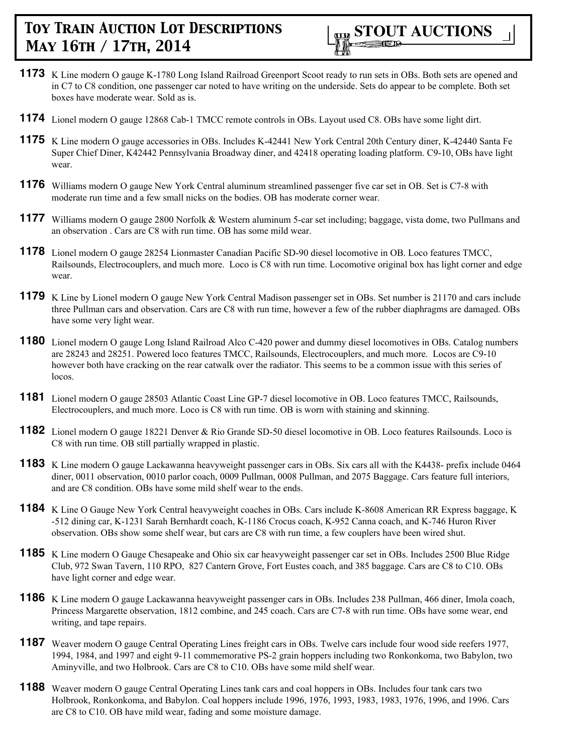**1173** K Line modern O gauge K-1780 Long Island Railroad Greenport Scoot ready to run sets in OBs. Both sets are opened and in C7 to C8 condition, one passenger car noted to have writing on the underside. Sets do appear to be complete. Both set boxes have moderate wear. Sold as is.

**1174** Lionel modern O gauge 12868 Cab-1 TMCC remote controls in OBs. Layout used C8. OBs have some light dirt.

**1175** K Line modern O gauge accessories in OBs. Includes K-42441 New York Central 20th Century diner, K-42440 Santa Fe Super Chief Diner, K42442 Pennsylvania Broadway diner, and 42418 operating loading platform. C9-10, OBs have light wear.

**1176** Williams modern O gauge New York Central aluminum streamlined passenger five car set in OB. Set is C7-8 with moderate run time and a few small nicks on the bodies. OB has moderate corner wear.

**1177** Williams modern O gauge 2800 Norfolk & Western aluminum 5-car set including; baggage, vista dome, two Pullmans and an observation . Cars are C8 with run time. OB has some mild wear.

**1178** Lionel modern O gauge 28254 Lionmaster Canadian Pacific SD-90 diesel locomotive in OB. Loco features TMCC, Railsounds, Electrocouplers, and much more. Loco is C8 with run time. Locomotive original box has light corner and edge wear.

**1179** K Line by Lionel modern O gauge New York Central Madison passenger set in OBs. Set number is 21170 and cars include three Pullman cars and observation. Cars are C8 with run time, however a few of the rubber diaphragms are damaged. OBs have some very light wear.

**1180** Lionel modern O gauge Long Island Railroad Alco C-420 power and dummy diesel locomotives in OBs. Catalog numbers are 28243 and 28251. Powered loco features TMCC, Railsounds, Electrocouplers, and much more. Locos are C9-10 however both have cracking on the rear catwalk over the radiator. This seems to be a common issue with this series of locos.

**1181** Lionel modern O gauge 28503 Atlantic Coast Line GP-7 diesel locomotive in OB. Loco features TMCC, Railsounds, Electrocouplers, and much more. Loco is C8 with run time. OB is worn with staining and skinning.

**1182** Lionel modern O gauge 18221 Denver & Rio Grande SD-50 diesel locomotive in OB. Loco features Railsounds. Loco is C8 with run time. OB still partially wrapped in plastic.

**1183** K Line modern O gauge Lackawanna heavyweight passenger cars in OBs. Six cars all with the K4438- prefix include 0464 diner, 0011 observation, 0010 parlor coach, 0009 Pullman, 0008 Pullman, and 2075 Baggage. Cars feature full interiors, and are C8 condition. OBs have some mild shelf wear to the ends.

**1184** K Line O Gauge New York Central heavyweight coaches in OBs. Cars include K-8608 American RR Express baggage, K -512 dining car, K-1231 Sarah Bernhardt coach, K-1186 Crocus coach, K-952 Canna coach, and K-746 Huron River observation. OBs show some shelf wear, but cars are C8 with run time, a few couplers have been wired shut.

**1185** K Line modern O Gauge Chesapeake and Ohio six car heavyweight passenger car set in OBs. Includes 2500 Blue Ridge Club, 972 Swan Tavern, 110 RPO, 827 Cantern Grove, Fort Eustes coach, and 385 baggage. Cars are C8 to C10. OBs have light corner and edge wear.

**1186** K Line modern O gauge Lackawanna heavyweight passenger cars in OBs. Includes 238 Pullman, 466 diner, Imola coach, Princess Margarette observation, 1812 combine, and 245 coach. Cars are C7-8 with run time. OBs have some wear, end writing, and tape repairs.

**1187** Weaver modern O gauge Central Operating Lines freight cars in OBs. Twelve cars include four wood side reefers 1977, 1994, 1984, and 1997 and eight 9-11 commemorative PS-2 grain hoppers including two Ronkonkoma, two Babylon, two Aminyville, and two Holbrook. Cars are C8 to C10. OBs have some mild shelf wear.

**1188** Weaver modern O gauge Central Operating Lines tank cars and coal hoppers in OBs. Includes four tank cars two Holbrook, Ronkonkoma, and Babylon. Coal hoppers include 1996, 1976, 1993, 1983, 1983, 1976, 1996, and 1996. Cars are C8 to C10. OB have mild wear, fading and some moisture damage.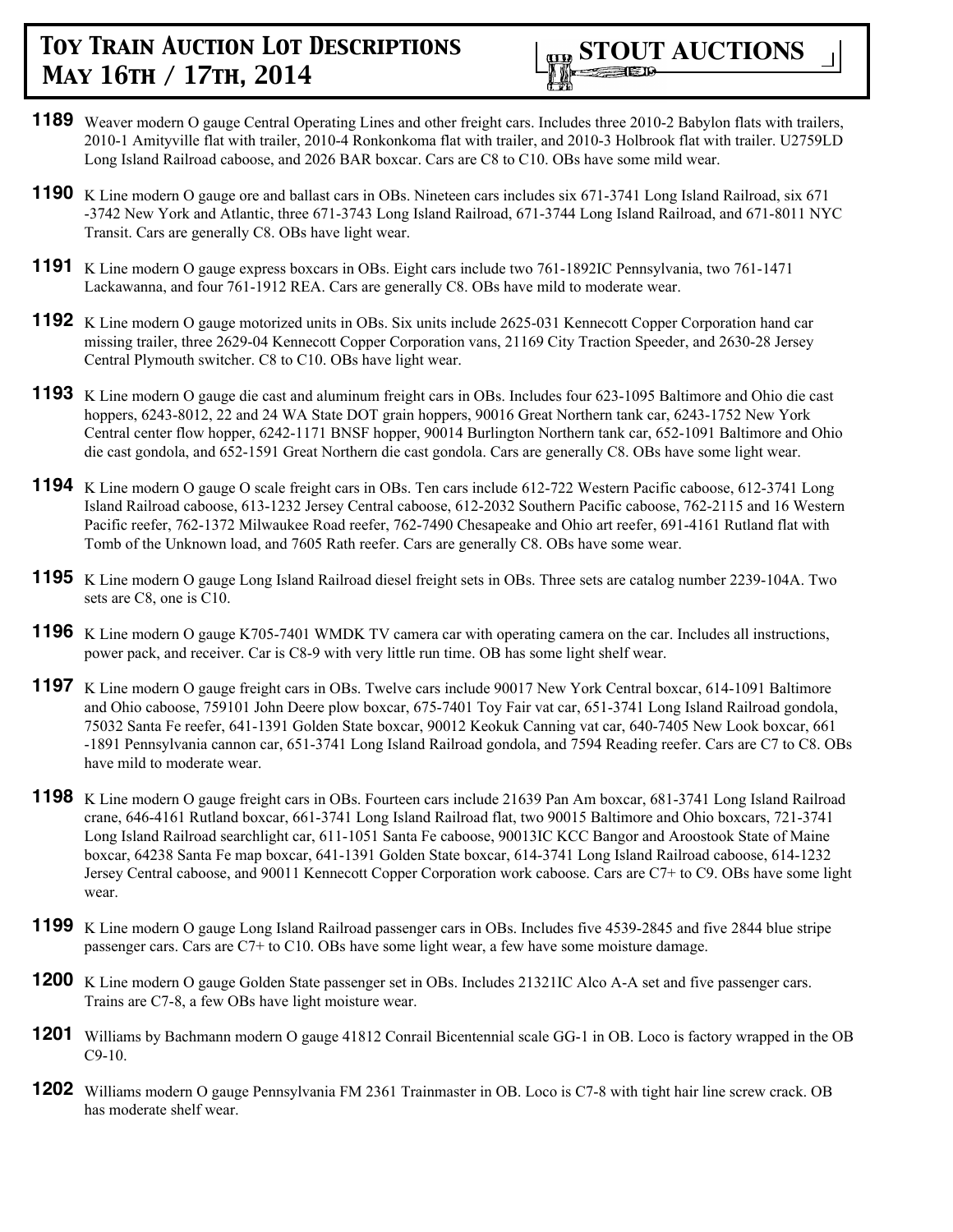**1189** Weaver modern O gauge Central Operating Lines and other freight cars. Includes three 2010-2 Babylon flats with trailers, 2010-1 Amityville flat with trailer, 2010-4 Ronkonkoma flat with trailer, and 2010-3 Holbrook flat with trailer. U2759LD Long Island Railroad caboose, and 2026 BAR boxcar. Cars are C8 to C10. OBs have some mild wear.

**1190** K Line modern O gauge ore and ballast cars in OBs. Nineteen cars includes six 671-3741 Long Island Railroad, six 671-3742 New York and Atlantic, three 671-3743 Long Island Railroad, 671-3744 Long Island Railroad, and 671-8011 NYC Transit. Cars are generally C8. OBs have light wear.

**1191** K Line modern O gauge express boxcars in OBs. Eight cars include two 761-1892IC Pennsylvania, two 761-1471 Lackawanna, and four 761-1912 REA. Cars are generally C8. OBs have mild to moderate wear.

**1192** K Line modern O gauge motorized units in OBs. Six units include 2625-031 Kennecott Copper Corporation hand car missing trailer, three 2629-04 Kennecott Copper Corporation vans, 21169 City Traction Speeder, and 2630-28 Jersey Central Plymouth switcher. C8 to C10. OBs have light wear.

**1193** K Line modern O gauge die cast and aluminum freight cars in OBs. Includes four 623-1095 Baltimore and Ohio die cast hoppers, 6243-8012, 22 and 24 WA State DOT grain hoppers, 90016 Great Northern tank car, 6243-1752 New York Central center flow hopper, 6242-1171 BNSF hopper, 90014 Burlington Northern tank car, 652-1091 Baltimore and Ohio die cast gondola, and 652-1591 Great Northern die cast gondola. Cars are generally C8. OBs have some light wear.

**1194** K Line modern O gauge O scale freight cars in OBs. Ten cars include 612-722 Western Pacific caboose, 612-3741 Long Island Railroad caboose, 613-1232 Jersey Central caboose, 612-2032 Southern Pacific caboose, 762-2115 and 16 Western Pacific reefer, 762-1372 Milwaukee Road reefer, 762-7490 Chesapeake and Ohio art reefer, 691-4161 Rutland flat with Tomb of the Unknown load, and 7605 Rath reefer. Cars are generally C8. OBs have some wear.

**1195** K Line modern O gauge Long Island Railroad diesel freight sets in OBs. Three sets are catalog number 2239-104A. Two sets are C8, one is C10.

**1196** K Line modern O gauge K705-7401 WMDK TV camera car with operating camera on the car. Includes all instructions, power pack, and receiver. Car is C8-9 with very little run time. OB has some light shelf wear.

**1197** K Line modern O gauge freight cars in OBs. Twelve cars include 90017 New York Central boxcar, 614-1091 Baltimore and Ohio caboose, 759101 John Deere plow boxcar, 675-7401 Toy Fair vat car, 651-3741 Long Island Railroad gondola, 75032 Santa Fe reefer, 641-1391 Golden State boxcar, 90012 Keokuk Canning vat car, 640-7405 New Look boxcar, 661-1891 Pennsylvania cannon car, 651-3741 Long Island Railroad gondola, and 7594 Reading reefer. Cars are C7 to C8. OBs have mild to moderate wear.

**1198** K Line modern O gauge freight cars in OBs. Fourteen cars include 21639 Pan Am boxcar, 681-3741 Long Island Railroad crane, 646-4161 Rutland boxcar, 661-3741 Long Island Railroad flat, two 90015 Baltimore and Ohio boxcars, 721-3741 Long Island Railroad searchlight car, 611-1051 Santa Fe caboose, 90013IC KCC Bangor and Aroostook State of Maine boxcar, 64238 Santa Fe map boxcar, 641-1391 Golden State boxcar, 614-3741 Long Island Railroad caboose, 614-1232 Jersey Central caboose, and 90011 Kennecott Copper Corporation work caboose. Cars are C7+ to C9. OBs have some light wear.

**1199** K Line modern O gauge Long Island Railroad passenger cars in OBs. Includes five 4539-2845 and five 2844 blue stripe passenger cars. Cars are C7+ to C10. OBs have some light wear, a few have some moisture damage.

**1200** K Line modern O gauge Golden State passenger set in OBs. Includes 21321IC Alco A-A set and five passenger cars. Trains are C7-8, a few OBs have light moisture wear.

**1201** Williams by Bachmann modern O gauge 41812 Conrail Bicentennial scale GG-1 in OB. Loco is factory wrapped in the OB C9-10.

**1202** Williams modern O gauge Pennsylvania FM 2361 Trainmaster in OB. Loco is C7-8 with tight hair line screw crack. OB has moderate shelf wear.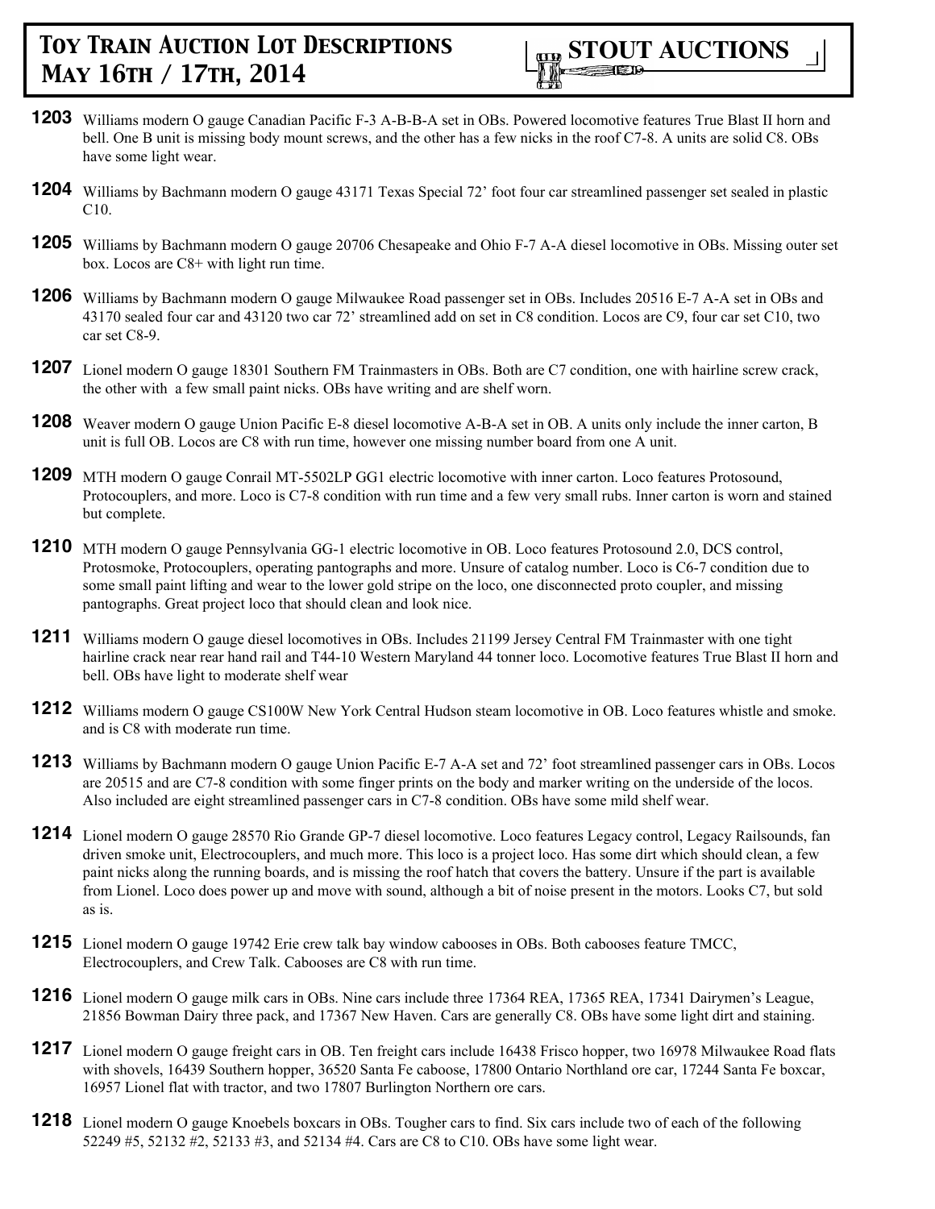**1203** Williams modern O gauge Canadian Pacific F-3 A-B-B-A set in OBs. Powered locomotive features True Blast II horn and bell. One B unit is missing body mount screws, and the other has a few nicks in the roof C7-8. A units are solid C8. OBs have some light wear.

**1204** Williams by Bachmann modern O gauge 43171 Texas Special 72' foot four car streamlined passenger set sealed in plastic C10.

**1205** Williams by Bachmann modern O gauge 20706 Chesapeake and Ohio F-7 A-A diesel locomotive in OBs. Missing outer set box. Locos are C8+ with light run time.

**1206** Williams by Bachmann modern O gauge Milwaukee Road passenger set in OBs. Includes 20516 E-7 A-A set in OBs and 43170 sealed four car and 43120 two car 72' streamlined add on set in C8 condition. Locos are C9, four car set C10, two car set C8-9.

**1207** Lionel modern O gauge 18301 Southern FM Trainmasters in OBs. Both are C7 condition, one with hairline screw crack, the other with a few small paint nicks. OBs have writing and are shelf worn.

**1208** Weaver modern O gauge Union Pacific E-8 diesel locomotive A-B-A set in OB. A units only include the inner carton, B unit is full OB. Locos are C8 with run time, however one missing number board from one A unit.

**1209** MTH modern O gauge Conrail MT-5502LP GG1 electric locomotive with inner carton. Loco features Protosound, Protocouplers, and more. Loco is C7-8 condition with run time and a few very small rubs. Inner carton is worn and stained but complete.

**1210** MTH modern O gauge Pennsylvania GG-1 electric locomotive in OB. Loco features Protosound 2.0, DCS control, Protosmoke, Protocouplers, operating pantographs and more. Unsure of catalog number. Loco is C6-7 condition due to some small paint lifting and wear to the lower gold stripe on the loco, one disconnected proto coupler, and missing pantographs. Great project loco that should clean and look nice.

**1211** Williams modern O gauge diesel locomotives in OBs. Includes 21199 Jersey Central FM Trainmaster with one tight hairline crack near rear hand rail and T44-10 Western Maryland 44 tonner loco. Locomotive features True Blast II horn and bell. OBs have light to moderate shelf wear

**1212** Williams modern O gauge CS100W New York Central Hudson steam locomotive in OB. Loco features whistle and smoke. and is C8 with moderate run time.

**1213** Williams by Bachmann modern O gauge Union Pacific E-7 A-A set and 72' foot streamlined passenger cars in OBs. Locos are 20515 and are C7-8 condition with some finger prints on the body and marker writing on the underside of the locos. Also included are eight streamlined passenger cars in C7-8 condition. OBs have some mild shelf wear.

**1214** Lionel modern O gauge 28570 Rio Grande GP-7 diesel locomotive. Loco features Legacy control, Legacy Railsounds, fan driven smoke unit, Electrocouplers, and much more. This loco is a project loco. Has some dirt which should clean, a few paint nicks along the running boards, and is missing the roof hatch that covers the battery. Unsure if the part is available from Lionel. Loco does power up and move with sound, although a bit of noise present in the motors. Looks C7, but sold as is.

**1215** Lionel modern O gauge 19742 Erie crew talk bay window cabooses in OBs. Both cabooses feature TMCC, Electrocouplers, and Crew Talk. Cabooses are C8 with run time.

**1216** Lionel modern O gauge milk cars in OBs. Nine cars include three 17364 REA, 17365 REA, 17341 Dairymen's League, 21856 Bowman Dairy three pack, and 17367 New Haven. Cars are generally C8. OBs have some light dirt and staining.

**1217** Lionel modern O gauge freight cars in OB. Ten freight cars include 16438 Frisco hopper, two 16978 Milwaukee Road flats with shovels, 16439 Southern hopper, 36520 Santa Fe caboose, 17800 Ontario Northland ore car, 17244 Santa Fe boxcar, 16957 Lionel flat with tractor, and two 17807 Burlington Northern ore cars.

**1218** Lionel modern O gauge Knoebels boxcars in OBs. Tougher cars to find. Six cars include two of each of the following 52249 #5, 52132 #2, 52133 #3, and 52134 #4. Cars are C8 to C10. OBs have some light wear.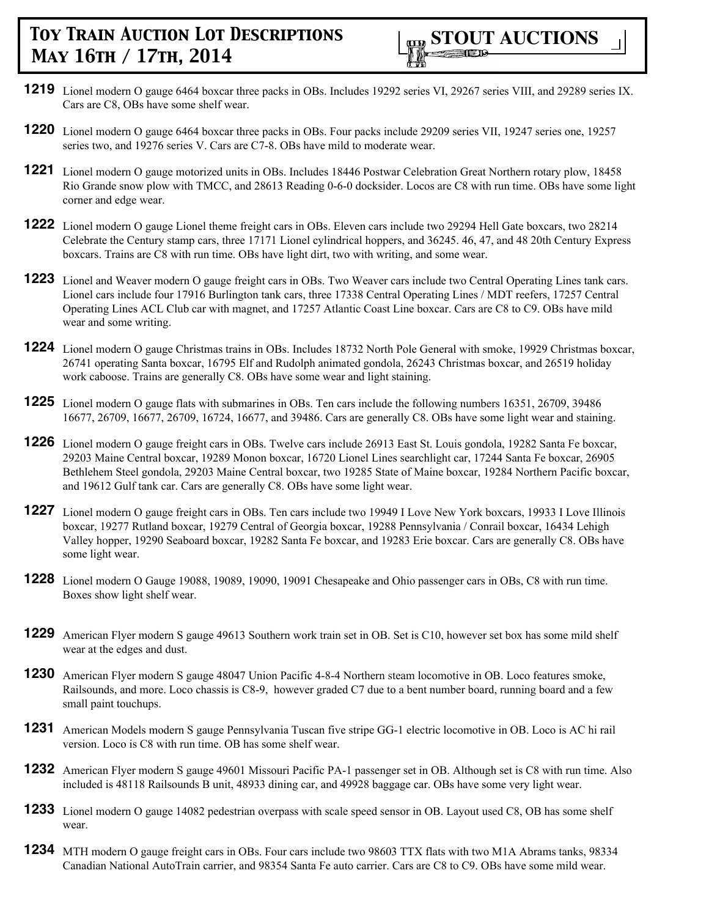**1219** Lionel modern O gauge 6464 boxcar three packs in OBs. Includes 19292 series VI, 29267 series VIII, and 29289 series IX. Cars are C8, OBs have some shelf wear.

**1220** Lionel modern O gauge 6464 boxcar three packs in OBs. Four packs include 29209 series VII, 19247 series one, 19257 series two, and 19276 series V. Cars are C7-8. OBs have mild to moderate wear.

**1221** Lionel modern O gauge motorized units in OBs. Includes 18446 Postwar Celebration Great Northern rotary plow, 18458 Rio Grande snow plow with TMCC, and 28613 Reading 0-6-0 dockside. Locos are C8 with run time. OBs have some light corner and edge wear.

**1222** Lionel modern O gauge Lionel theme freight cars in OBs. Eleven cars include two 29294 Hell Gate boxcars, two 28214 Celebrate the Century stamp cars, three 17171 Lionel cylindrical hoppers, and 36245. 46, 47, and 48 20th Century Express boxcars. Trains are C8 with run time. OBs have light dirt, two with writing, and some wear.

**1223** Lionel and Weaver modern O gauge freight cars in OBs. Two Weaver cars include two Central Operating Lines tank cars. Lionel cars include four 17916 Burlington tank cars, three 17338 Central Operating Lines / MDT reefers, 17257 Central Operating Lines ACL Club car with magnet, and 17257 Atlantic Coast Line boxcar. Cars are C8 to C9. OBs have mild wear and some writing.

**1224** Lionel modern O gauge Christmas trains in OBs. Includes 18732 North Pole General with smoke, 19929 Christmas boxcar, 26741 operating Santa boxcar, 16795 Elf and Rudolph animated gondola, 26243 Christmas boxcar, and 26519 holiday work caboose. Trains are generally C8. OBs have some wear and light staining.

**1225** Lionel modern O gauge flats with submarines in OBs. Ten cars include the following numbers 16351, 26709, 39486 16677, 26709, 16677, 26709, 16724, 16677, and 39486. Cars are generally C8. OBs have some light wear and staining.

**1226** Lionel modern O gauge freight cars in OBs. Twelve cars include 26913 East St. Louis gondola, 19282 Santa Fe boxcar, 29203 Maine Central boxcar, 19289 Monon boxcar, 16720 Lionel Lines searchlight car, 17244 Santa Fe boxcar, 26905 Bethlehem Steel gondola, 29203 Maine Central boxcar, two 19285 State of Maine boxcar, 19284 Northern Pacific boxcar, and 19612 Gulf tank car. Cars are generally C8. OBs have some light wear.

**1227** Lionel modern O gauge freight cars in OBs. Ten cars include two 19949 I Love New York boxcars, 19933 I Love Illinois boxcar, 19277 Rutland boxcar, 19279 Central of Georgia boxcar, 19288 Pennsylvania / Conrail boxcar, 16434 Lehigh Valley hopper, 19290 Seaboard boxcar, 19282 Santa Fe boxcar, and 19283 Erie boxcar. Cars are generally C8. OBs have some light wear.

**1228** Lionel modern O Gauge 19088, 19089, 19090, 19091 Chesapeake and Ohio passenger cars in OBs, C8 with run time. Boxes show light shelf wear.

**1229** American Flyer modern S gauge 49613 Southern work train set in OB. Set is C10, however set box has some mild shelf wear at the edges and dust.

**1230** American Flyer modern S gauge 48047 Union Pacific 4-8-4 Northern steam locomotive in OB. Loco features smoke, Railsounds, and more. Loco chassis is C8-9, however graded C7 due to a bent number board, running board and a few small paint touchups.

**1231** American Models modern S gauge Pennsylvania Tuscan five stripe GG-1 electric locomotive in OB. Loco is AC hi rail version. Loco is C8 with run time. OB has some shelf wear.

**1232** American Flyer modern S gauge 49601 Missouri Pacific PA-1 passenger set in OB. Although set is C8 with run time. Also included is 48118 Railsounds B unit, 48933 dining car, and 49928 baggage car. OBs have some very light wear.

**1233** Lionel modern O gauge 14082 pedestrian overpass with scale speed sensor in OB. Layout used C8, OB has some shelf wear.

**1234** MTH modern O gauge freight cars in OBs. Four cars include two 98603 TTX flats with two M1A Abrams tanks, 98334 Canadian National AutoTrain carrier, and 98354 Santa Fe auto carrier. Cars are C8 to C9. OBs have some mild wear.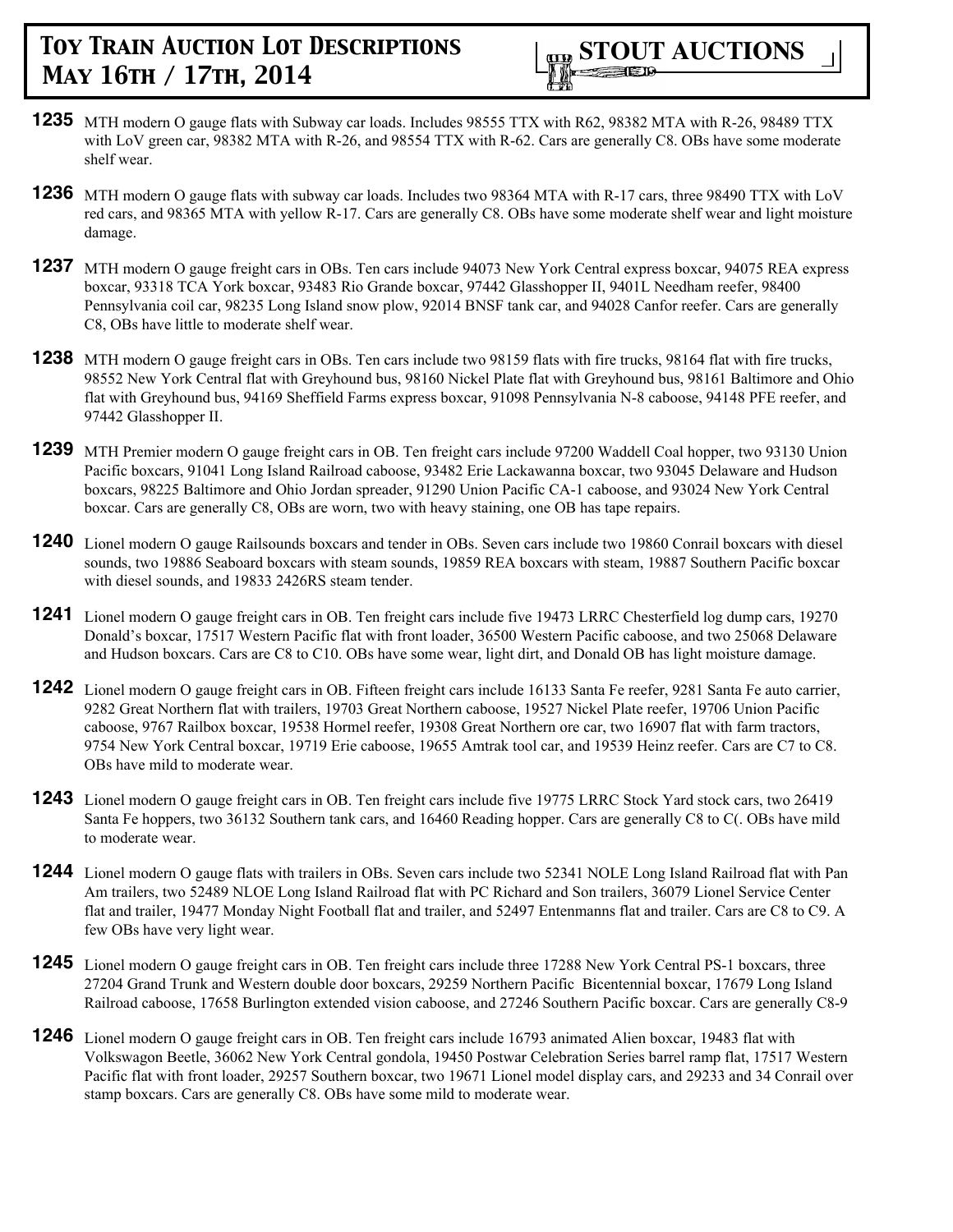**1235** MTH modern O gauge flats with Subway car loads. Includes 98555 TTX with R62, 98382 MTA with R-26, 98489 TTX with LoV green car, 98382 MTA with R-26, and 98554 TTX with R-62. Cars are generally C8. OBs have some moderate shelf wear.

**1236** MTH modern O gauge flats with subway car loads. Includes two 98364 MTA with R-17 cars, three 98490 TTX with LoV red cars, and 98365 MTA with yellow R-17. Cars are generally C8. OBs have some moderate shelf wear and light moisture damage.

**1237** MTH modern O gauge freight cars in OBs. Ten cars include 94073 New York Central express boxcar, 94075 REA express boxcar, 93318 TCA York boxcar, 93483 Rio Grande boxcar, 97442 Glasshopper II, 9401L Needham reefer, 98400 Pennsylvania coil car, 98235 Long Island snow plow, 92014 BNSF tank car, and 94028 Canfor reefer. Cars are generally C8, OBs have little to moderate shelf wear.

**1238** MTH modern O gauge freight cars in OBs. Ten cars include two 98159 flats with fire trucks, 98164 flat with fire trucks, 98552 New York Central flat with Greyhound bus, 98160 Nickel Plate flat with Greyhound bus, 98161 Baltimore and Ohio flat with Greyhound bus, 94169 Sheffield Farms express boxcar, 91098 Pennsylvania N-8 caboose, 94148 PFE reefer, and 97442 Glasshopper II.

**1239** MTH Premier modern O gauge freight cars in OB. Ten freight cars include 97200 Waddell Coal hopper, two 93130 Union Pacific boxcars, 91041 Long Island Railroad caboose, 93482 Erie Lackawanna boxcar, two 93045 Delaware and Hudson boxcars, 98225 Baltimore and Ohio Jordan spreader, 91290 Union Pacific CA-1 caboose, and 93024 New York Central boxcar. Cars are generally C8, OBs are worn, two with heavy staining, one OB has tape repairs.

**1240** Lionel modern O gauge Railsounds boxcars and tender in OBs. Seven cars include two 19860 Conrail boxcars with diesel sounds, two 19886 Seaboard boxcars with steam sounds, 19859 REA boxcars with steam, 19887 Southern Pacific boxcar with diesel sounds, and 19833 2426RS steam tender.

**1241** Lionel modern O gauge freight cars in OB. Ten freight cars include five 19473 LRRC Chesterfield log dump cars, 19270 Donald's boxcar, 17517 Western Pacific flat with front loader, 36500 Western Pacific caboose, and two 25068 Delaware and Hudson boxcars. Cars are C8 to C10. OBs have some wear, light dirt, and Donald OB has light moisture damage.

**1242** Lionel modern O gauge freight cars in OB. Fifteen freight cars include 16133 Santa Fe reefer, 9281 Santa Fe auto carrier, 9282 Great Northern flat with trailers, 19703 Great Northern caboose, 19527 Nickel Plate reefer, 19706 Union Pacific caboose, 9767 Railbox boxcar, 19538 Hormel reefer, 19308 Great Northern ore car, two 16907 flat with farm tractors, 9754 New York Central boxcar, 19719 Erie caboose, 19655 Amtrak tool car, and 19539 Heinz reefer. Cars are C7 to C8. OBs have mild to moderate wear.

**1243** Lionel modern O gauge freight cars in OB. Ten freight cars include five 19775 LRRC Stock Yard stock cars, two 26419 Santa Fe hoppers, two 36132 Southern tank cars, and 16460 Reading hopper. Cars are generally C8 to C(. OBs have mild to moderate wear.

**1244** Lionel modern O gauge flats with trailers in OBs. Seven cars include two 52341 NOLE Long Island Railroad flat with Pan Am trailers, two 52489 NLOE Long Island Railroad flat with PC Richard and Son trailers, 36079 Lionel Service Center flat and trailer, 19477 Monday Night Football flat and trailer, and 52497 Entenmanns flat and trailer. Cars are C8 to C9. A few OBs have very light wear.

**1245** Lionel modern O gauge freight cars in OB. Ten freight cars include three 17288 New York Central PS-1 boxcars, three 27204 Grand Trunk and Western double door boxcars, 29259 Northern Pacific Bicentennial boxcar, 17679 Long Island Railroad caboose, 17658 Burlington extended vision caboose, and 27246 Southern Pacific boxcar. Cars are generally C8-9

**1246** Lionel modern O gauge freight cars in OB. Ten freight cars include 16793 animated Alien boxcar, 19483 flat with Volkswagon Beetle, 36062 New York Central gondola, 19450 Postwar Celebration Series barrel ramp flat, 17517 Western Pacific flat with front loader, 29257 Southern boxcar, two 19671 Lionel model display cars, and 29233 and 34 Conrail over stamp boxcars. Cars are generally C8. OBs have some mild to moderate wear.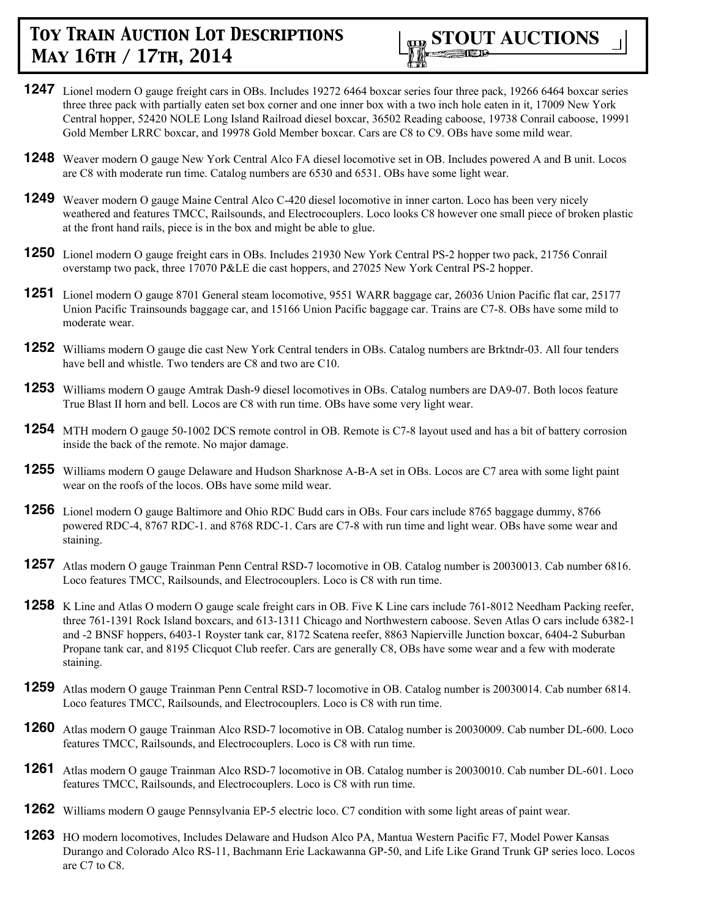**1247** Lionel modern O gauge freight cars in OBs. Includes 19272 6464 boxcar series four three pack, 19266 6464 boxcar series three three pack with partially eaten set box corner and one inner box with a two inch hole eaten in it, 17009 New York Central hopper, 52420 NOLE Long Island Railroad diesel boxcar, 36502 Reading caboose, 19738 Conrail caboose, 19991 Gold Member LRRC boxcar, and 19978 Gold Member boxcar. Cars are C8 to C9. OBs have some mild wear.

**1248** Weaver modern O gauge New York Central Alco FA diesel locomotive set in OB. Includes powered A and B unit. Locos are C8 with moderate run time. Catalog numbers are 6530 and 6531. OBs have some light wear.

**1249** Weaver modern O gauge Maine Central Alco C-420 diesel locomotive in inner carton. Loco has been very nicely weathered and features TMCC, Railsounds, and Electrocouplers. Loco looks C8 however one small piece of broken plastic at the front hand rails, piece is in the box and might be able to glue.

**1250** Lionel modern O gauge freight cars in OBs. Includes 21930 New York Central PS-2 hopper two pack, 21756 Conrail overstamp two pack, three 17070 P&LE die cast hoppers, and 27025 New York Central PS-2 hopper.

**1251** Lionel modern O gauge 8701 General steam locomotive, 9551 WARR baggage car, 26036 Union Pacific flat car, 25177 Union Pacific Trainsounds baggage car, and 15166 Union Pacific baggage car. Trains are C7-8. OBs have some mild to moderate wear.

**1252** Williams modern O gauge die cast New York Central tenders in OBs. Catalog numbers are Brktndr-03. All four tenders have bell and whistle. Two tenders are C8 and two are C10.

**1253** Williams modern O gauge Amtrak Dash-9 diesel locomotives in OBs. Catalog numbers are DA9-07. Both locos feature True Blast II horn and bell. Locos are C8 with run time. OBs have some very light wear.

**1254** MTH modern O gauge 50-1002 DCS remote control in OB. Remote is C7-8 layout used and has a bit of battery corrosion inside the back of the remote. No major damage.

**1255** Williams modern O gauge Delaware and Hudson Sharknose A-B-A set in OBs. Locos are C7 area with some light paint wear on the roofs of the locos. OBs have some mild wear.

**1256** Lionel modern O gauge Baltimore and Ohio RDC Budd cars in OBs. Four cars include 8765 baggage dummy, 8766 powered RDC-4, 8767 RDC-1. and 8768 RDC-1. Cars are C7-8 with run time and light wear. OBs have some wear and staining.

**1257** Atlas modern O gauge Trainman Penn Central RSD-7 locomotive in OB. Catalog number is 20030013. Cab number 6816. Loco features TMCC, Railsounds, and Electrocouplers. Loco is C8 with run time.

**1258** K Line and Atlas O modern O gauge scale freight cars in OB. Five K Line cars include 761-8012 Needham Packing reefer, three 761-1391 Rock Island boxcars, and 613-1311 Chicago and Northwestern caboose. Seven Atlas O cars include 6382-1 and -2 BNSF hoppers, 6403-1 Royster tank car, 8172 Scatena reefer, 8863 Napierville Junction boxcar, 6404-2 Suburban Propane tank car, and 8195 Clicquot Club reefer. Cars are generally C8, OBs have some wear and a few with moderate staining.

**1259** Atlas modern O gauge Trainman Penn Central RSD-7 locomotive in OB. Catalog number is 20030014. Cab number 6814. Loco features TMCC, Railsounds, and Electrocouplers. Loco is C8 with run time.

**1260** Atlas modern O gauge Trainman Alco RSD-7 locomotive in OB. Catalog number is 20030009. Cab number DL-600. Loco features TMCC, Railsounds, and Electrocouplers. Loco is C8 with run time.

**1261** Atlas modern O gauge Trainman Alco RSD-7 locomotive in OB. Catalog number is 20030010. Cab number DL-601. Loco features TMCC, Railsounds, and Electrocouplers. Loco is C8 with run time.

**1262** Williams modern O gauge Pennsylvania EP-5 electric loco. C7 condition with some light areas of paint wear.

**1263** HO modern locomotives, Includes Delaware and Hudson Alco PA, Mantua Western Pacific F7, Model Power Kansas Durango and Colorado Alco RS-11, Bachmann Erie Lackawanna GP-50, and Life Like Grand Trunk GP series loco. Locos are C7 to C8.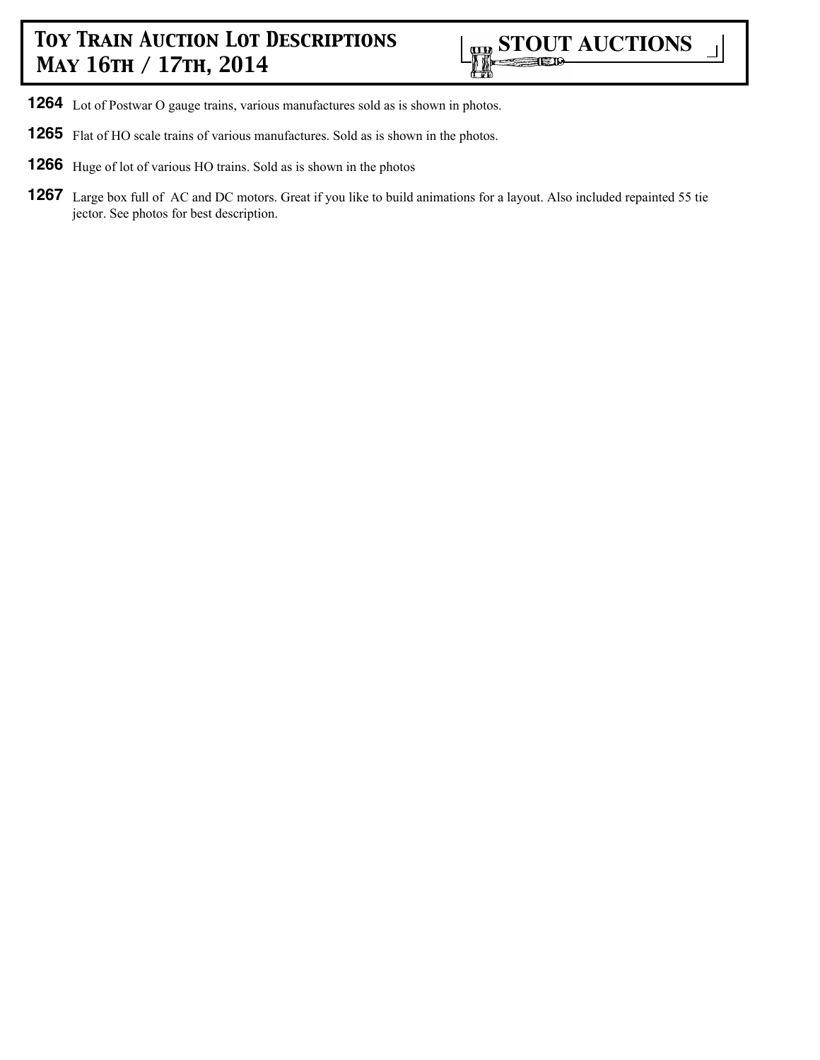**1264** Lot of Postwar O gauge trains, various manufactures sold as is shown in photos.

**1265** Flat of HO scale trains of various manufactures. Sold as is shown in the photos.

**1266** Huge of lot of various HO trains. Sold as is shown in the photos

**1267** Large box full of AC and DC motors. Great if you like to build animations for a layout. Also included repainted 55 tie jector. See photos for best description.